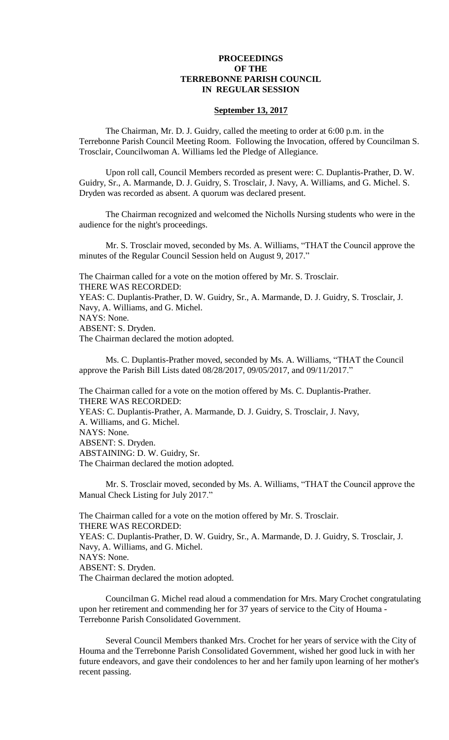# PROCEEDINGS OF THE TERREBONNE PARISH COUNCIL IN REGULAR SESSION

## September 13, 2017

The Chairman, Mr. D. J. Guidry, called the meeting to order at 6:00 p.m. in the Terrebonne Parish Council Meeting Room. Following the Invocation, offered by Councilman S. Trosclair, Councilwoman A. Williams led the Pledge of Allegiance.

Upon roll call, Council Members recorded as present were: C. Duplantis-Prather, D. W. Guidry, Sr., A. Marmande, D. J. Guidry, S. Trosclair, J. Navy, A. Williams, and G. Michel. S. Dryden was recorded as absent. A quorum was declared present.

The Chairman recognized and welcomed the Nicholls Nursing students who were in the audience for the night's proceedings.

Mr. S. Trosclair moved, seconded by Ms. A. Williams, "THAT the Council approve the minutes of the Regular Council Session held on August 9, 2017."

The Chairman called for a vote on the motion offered by Mr. S. Trosclair.
THERE WAS RECORDED:
YEAS: C. Duplantis-Prather, D. W. Guidry, Sr., A. Marmande, D. J. Guidry, S. Trosclair, J. Navy, A. Williams, and G. Michel.
NAYS: None.
ABSENT: S. Dryden.
The Chairman declared the motion adopted.

Ms. C. Duplantis-Prather moved, seconded by Ms. A. Williams, "THAT the Council approve the Parish Bill Lists dated 08/28/2017, 09/05/2017, and 09/11/2017."

The Chairman called for a vote on the motion offered by Ms. C. Duplantis-Prather.
THERE WAS RECORDED:
YEAS: C. Duplantis-Prather, A. Marmande, D. J. Guidry, S. Trosclair, J. Navy, A. Williams, and G. Michel.
NAYS: None.
ABSENT: S. Dryden.
ABSTAINING: D. W. Guidry, Sr.
The Chairman declared the motion adopted.

Mr. S. Trosclair moved, seconded by Ms. A. Williams, "THAT the Council approve the Manual Check Listing for July 2017."

The Chairman called for a vote on the motion offered by Mr. S. Trosclair.
THERE WAS RECORDED:
YEAS: C. Duplantis-Prather, D. W. Guidry, Sr., A. Marmande, D. J. Guidry, S. Trosclair, J. Navy, A. Williams, and G. Michel.
NAYS: None.
ABSENT: S. Dryden.
The Chairman declared the motion adopted.

Councilman G. Michel read aloud a commendation for Mrs. Mary Crochet congratulating upon her retirement and commending her for 37 years of service to the City of Houma - Terrebonne Parish Consolidated Government.

Several Council Members thanked Mrs. Crochet for her years of service with the City of Houma and the Terrebonne Parish Consolidated Government, wished her good luck in with her future endeavors, and gave their condolences to her and her family upon learning of her mother's recent passing.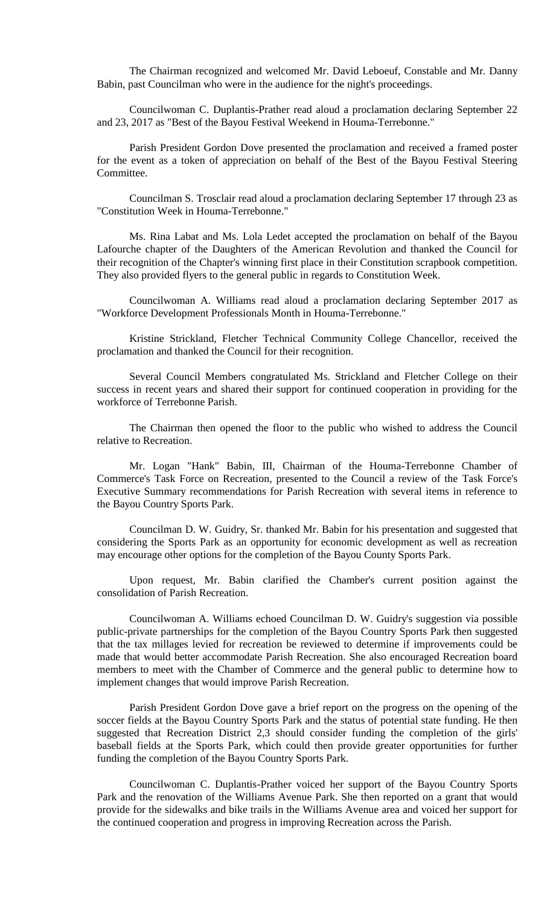The Chairman recognized and welcomed Mr. David Leboeuf, Constable and Mr. Danny Babin, past Councilman who were in the audience for the night's proceedings.

Councilwoman C. Duplantis-Prather read aloud a proclamation declaring September 22 and 23, 2017 as "Best of the Bayou Festival Weekend in Houma-Terrebonne."

Parish President Gordon Dove presented the proclamation and received a framed poster for the event as a token of appreciation on behalf of the Best of the Bayou Festival Steering Committee.

Councilman S. Trosclair read aloud a proclamation declaring September 17 through 23 as "Constitution Week in Houma-Terrebonne."

Ms. Rina Labat and Ms. Lola Ledet accepted the proclamation on behalf of the Bayou Lafourche chapter of the Daughters of the American Revolution and thanked the Council for their recognition of the Chapter's winning first place in their Constitution scrapbook competition. They also provided flyers to the general public in regards to Constitution Week.

Councilwoman A. Williams read aloud a proclamation declaring September 2017 as "Workforce Development Professionals Month in Houma-Terrebonne."

Kristine Strickland, Fletcher Technical Community College Chancellor, received the proclamation and thanked the Council for their recognition.

Several Council Members congratulated Ms. Strickland and Fletcher College on their success in recent years and shared their support for continued cooperation in providing for the workforce of Terrebonne Parish.

The Chairman then opened the floor to the public who wished to address the Council relative to Recreation.

Mr. Logan "Hank" Babin, III, Chairman of the Houma-Terrebonne Chamber of Commerce's Task Force on Recreation, presented to the Council a review of the Task Force's Executive Summary recommendations for Parish Recreation with several items in reference to the Bayou Country Sports Park.

Councilman D. W. Guidry, Sr. thanked Mr. Babin for his presentation and suggested that considering the Sports Park as an opportunity for economic development as well as recreation may encourage other options for the completion of the Bayou County Sports Park.

Upon request, Mr. Babin clarified the Chamber's current position against the consolidation of Parish Recreation.

Councilwoman A. Williams echoed Councilman D. W. Guidry's suggestion via possible public-private partnerships for the completion of the Bayou Country Sports Park then suggested that the tax millages levied for recreation be reviewed to determine if improvements could be made that would better accommodate Parish Recreation. She also encouraged Recreation board members to meet with the Chamber of Commerce and the general public to determine how to implement changes that would improve Parish Recreation.

Parish President Gordon Dove gave a brief report on the progress on the opening of the soccer fields at the Bayou Country Sports Park and the status of potential state funding. He then suggested that Recreation District 2,3 should consider funding the completion of the girls' baseball fields at the Sports Park, which could then provide greater opportunities for further funding the completion of the Bayou Country Sports Park.

Councilwoman C. Duplantis-Prather voiced her support of the Bayou Country Sports Park and the renovation of the Williams Avenue Park. She then reported on a grant that would provide for the sidewalks and bike trails in the Williams Avenue area and voiced her support for the continued cooperation and progress in improving Recreation across the Parish.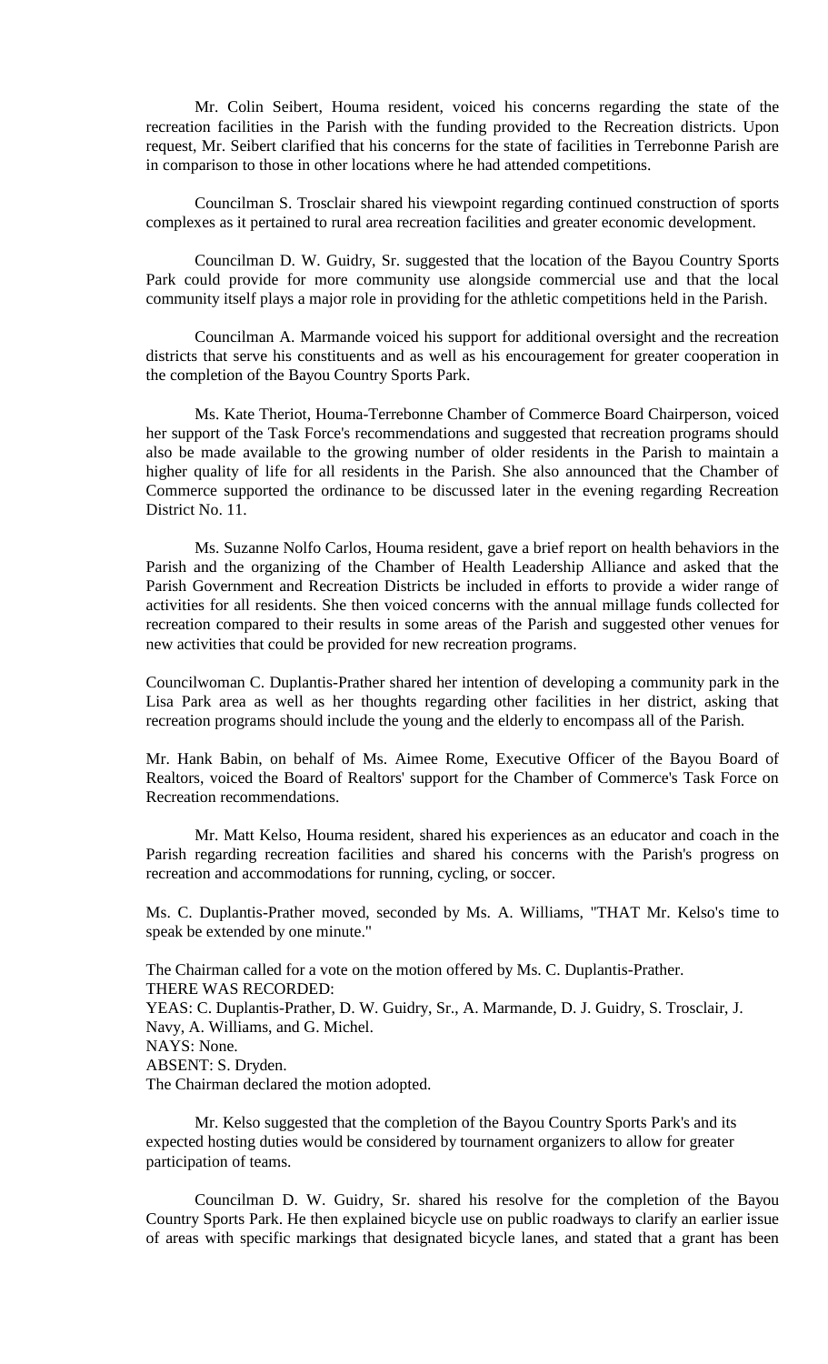Mr. Colin Seibert, Houma resident, voiced his concerns regarding the state of the recreation facilities in the Parish with the funding provided to the Recreation districts. Upon request, Mr. Seibert clarified that his concerns for the state of facilities in Terrebonne Parish are in comparison to those in other locations where he had attended competitions.

Councilman S. Trosclair shared his viewpoint regarding continued construction of sports complexes as it pertained to rural area recreation facilities and greater economic development.

Councilman D. W. Guidry, Sr. suggested that the location of the Bayou Country Sports Park could provide for more community use alongside commercial use and that the local community itself plays a major role in providing for the athletic competitions held in the Parish.

Councilman A. Marmande voiced his support for additional oversight and the recreation districts that serve his constituents and as well as his encouragement for greater cooperation in the completion of the Bayou Country Sports Park.

Ms. Kate Theriot, Houma-Terrebonne Chamber of Commerce Board Chairperson, voiced her support of the Task Force's recommendations and suggested that recreation programs should also be made available to the growing number of older residents in the Parish to maintain a higher quality of life for all residents in the Parish. She also announced that the Chamber of Commerce supported the ordinance to be discussed later in the evening regarding Recreation District No. 11.

Ms. Suzanne Nolfo Carlos, Houma resident, gave a brief report on health behaviors in the Parish and the organizing of the Chamber of Health Leadership Alliance and asked that the Parish Government and Recreation Districts be included in efforts to provide a wider range of activities for all residents. She then voiced concerns with the annual millage funds collected for recreation compared to their results in some areas of the Parish and suggested other venues for new activities that could be provided for new recreation programs.

Councilwoman C. Duplantis-Prather shared her intention of developing a community park in the Lisa Park area as well as her thoughts regarding other facilities in her district, asking that recreation programs should include the young and the elderly to encompass all of the Parish.

Mr. Hank Babin, on behalf of Ms. Aimee Rome, Executive Officer of the Bayou Board of Realtors, voiced the Board of Realtors' support for the Chamber of Commerce's Task Force on Recreation recommendations.

Mr. Matt Kelso, Houma resident, shared his experiences as an educator and coach in the Parish regarding recreation facilities and shared his concerns with the Parish's progress on recreation and accommodations for running, cycling, or soccer.

Ms. C. Duplantis-Prather moved, seconded by Ms. A. Williams, "THAT Mr. Kelso's time to speak be extended by one minute."

The Chairman called for a vote on the motion offered by Ms. C. Duplantis-Prather.
THERE WAS RECORDED:
YEAS: C. Duplantis-Prather, D. W. Guidry, Sr., A. Marmande, D. J. Guidry, S. Trosclair, J. Navy, A. Williams, and G. Michel.
NAYS: None.
ABSENT: S. Dryden.
The Chairman declared the motion adopted.

Mr. Kelso suggested that the completion of the Bayou Country Sports Park's and its expected hosting duties would be considered by tournament organizers to allow for greater participation of teams.

Councilman D. W. Guidry, Sr. shared his resolve for the completion of the Bayou Country Sports Park. He then explained bicycle use on public roadways to clarify an earlier issue of areas with specific markings that designated bicycle lanes, and stated that a grant has been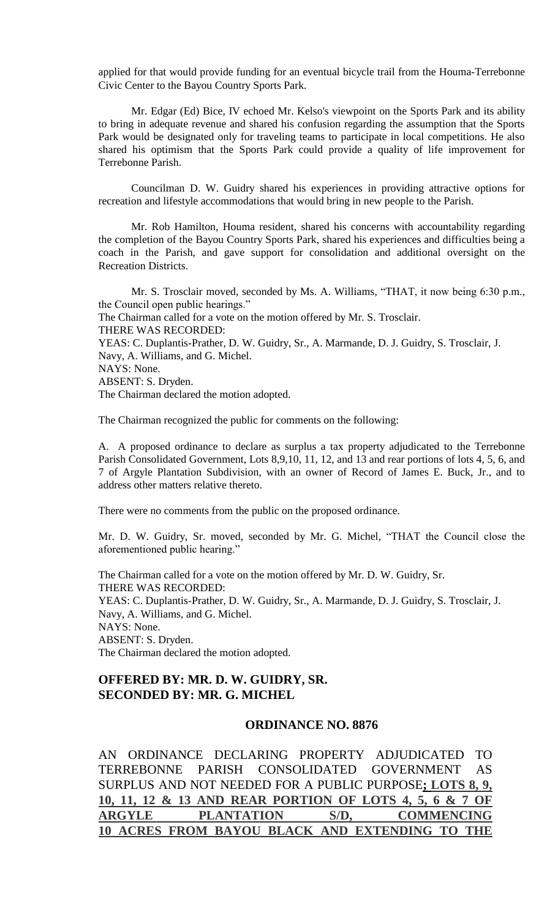applied for that would provide funding for an eventual bicycle trail from the Houma-Terrebonne Civic Center to the Bayou Country Sports Park.

Mr. Edgar (Ed) Bice, IV echoed Mr. Kelso's viewpoint on the Sports Park and its ability to bring in adequate revenue and shared his confusion regarding the assumption that the Sports Park would be designated only for traveling teams to participate in local competitions. He also shared his optimism that the Sports Park could provide a quality of life improvement for Terrebonne Parish.

Councilman D. W. Guidry shared his experiences in providing attractive options for recreation and lifestyle accommodations that would bring in new people to the Parish.

Mr. Rob Hamilton, Houma resident, shared his concerns with accountability regarding the completion of the Bayou Country Sports Park, shared his experiences and difficulties being a coach in the Parish, and gave support for consolidation and additional oversight on the Recreation Districts.

Mr. S. Trosclair moved, seconded by Ms. A. Williams, "THAT, it now being 6:30 p.m., the Council open public hearings."
The Chairman called for a vote on the motion offered by Mr. S. Trosclair.
THERE WAS RECORDED:
YEAS: C. Duplantis-Prather, D. W. Guidry, Sr., A. Marmande, D. J. Guidry, S. Trosclair, J. Navy, A. Williams, and G. Michel.
NAYS: None.
ABSENT: S. Dryden.
The Chairman declared the motion adopted.

The Chairman recognized the public for comments on the following:

A. A proposed ordinance to declare as surplus a tax property adjudicated to the Terrebonne Parish Consolidated Government, Lots 8,9,10, 11, 12, and 13 and rear portions of lots 4, 5, 6, and 7 of Argyle Plantation Subdivision, with an owner of Record of James E. Buck, Jr., and to address other matters relative thereto.

There were no comments from the public on the proposed ordinance.

Mr. D. W. Guidry, Sr. moved, seconded by Mr. G. Michel, "THAT the Council close the aforementioned public hearing."

The Chairman called for a vote on the motion offered by Mr. D. W. Guidry, Sr.
THERE WAS RECORDED:
YEAS: C. Duplantis-Prather, D. W. Guidry, Sr., A. Marmande, D. J. Guidry, S. Trosclair, J. Navy, A. Williams, and G. Michel.
NAYS: None.
ABSENT: S. Dryden.
The Chairman declared the motion adopted.

**OFFERED BY: MR. D. W. GUIDRY, SR.**
**SECONDED BY: MR. G. MICHEL**

**ORDINANCE NO. 8876**

AN ORDINANCE DECLARING PROPERTY ADJUDICATED TO TERREBONNE PARISH CONSOLIDATED GOVERNMENT AS SURPLUS AND NOT NEEDED FOR A PUBLIC PURPOSE**; LOTS 8, 9, 10, 11, 12 & 13 AND REAR PORTION OF LOTS 4, 5, 6 & 7 OF ARGYLE PLANTATION S/D, COMMENCING 10 ACRES FROM BAYOU BLACK AND EXTENDING TO THE**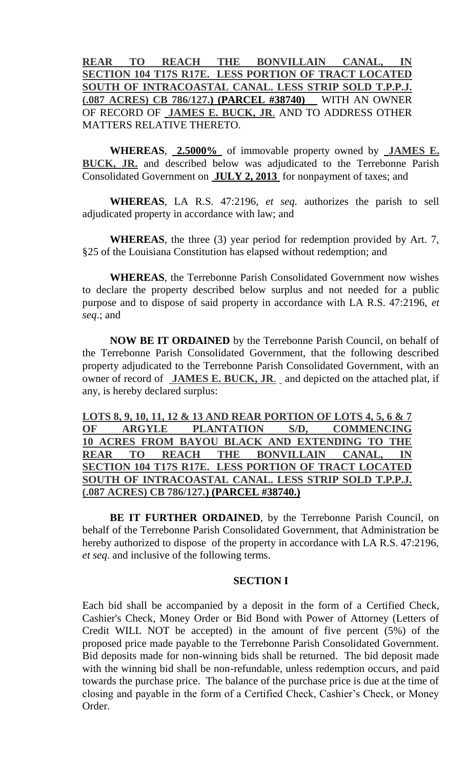**REAR TO REACH THE BONVILLAIN CANAL, IN SECTION 104 T17S R17E. LESS PORTION OF TRACT LOCATED SOUTH OF INTRACOASTAL CANAL. LESS STRIP SOLD T.P.P.J. (.087 ACRES) CB 786/127.) (PARCEL #38740)** WITH AN OWNER OF RECORD OF **JAMES E. BUCK, JR**. AND TO ADDRESS OTHER MATTERS RELATIVE THERETO.

**WHEREAS**, **2.5000%** of immovable property owned by **JAMES E. BUCK, JR.** and described below was adjudicated to the Terrebonne Parish Consolidated Government on **JULY 2, 2013** for nonpayment of taxes; and

**WHEREAS**, LA R.S. 47:2196, *et seq.* authorizes the parish to sell adjudicated property in accordance with law; and

**WHEREAS**, the three (3) year period for redemption provided by Art. 7, §25 of the Louisiana Constitution has elapsed without redemption; and

**WHEREAS**, the Terrebonne Parish Consolidated Government now wishes to declare the property described below surplus and not needed for a public purpose and to dispose of said property in accordance with LA R.S. 47:2196, *et seq*.; and

**NOW BE IT ORDAINED** by the Terrebonne Parish Council, on behalf of the Terrebonne Parish Consolidated Government, that the following described property adjudicated to the Terrebonne Parish Consolidated Government, with an owner of record of **JAMES E. BUCK, JR**. and depicted on the attached plat, if any, is hereby declared surplus:

**LOTS 8, 9, 10, 11, 12 & 13 AND REAR PORTION OF LOTS 4, 5, 6 & 7 OF ARGYLE PLANTATION S/D, COMMENCING 10 ACRES FROM BAYOU BLACK AND EXTENDING TO THE REAR TO REACH THE BONVILLAIN CANAL, IN SECTION 104 T17S R17E. LESS PORTION OF TRACT LOCATED SOUTH OF INTRACOASTAL CANAL. LESS STRIP SOLD T.P.P.J. (.087 ACRES) CB 786/127.) (PARCEL #38740.)**

**BE IT FURTHER ORDAINED**, by the Terrebonne Parish Council, on behalf of the Terrebonne Parish Consolidated Government, that Administration be hereby authorized to dispose of the property in accordance with LA R.S. 47:2196, *et seq*. and inclusive of the following terms.

## SECTION I

Each bid shall be accompanied by a deposit in the form of a Certified Check, Cashier's Check, Money Order or Bid Bond with Power of Attorney (Letters of Credit WILL NOT be accepted) in the amount of five percent (5%) of the proposed price made payable to the Terrebonne Parish Consolidated Government. Bid deposits made for non-winning bids shall be returned. The bid deposit made with the winning bid shall be non-refundable, unless redemption occurs, and paid towards the purchase price. The balance of the purchase price is due at the time of closing and payable in the form of a Certified Check, Cashier's Check, or Money Order.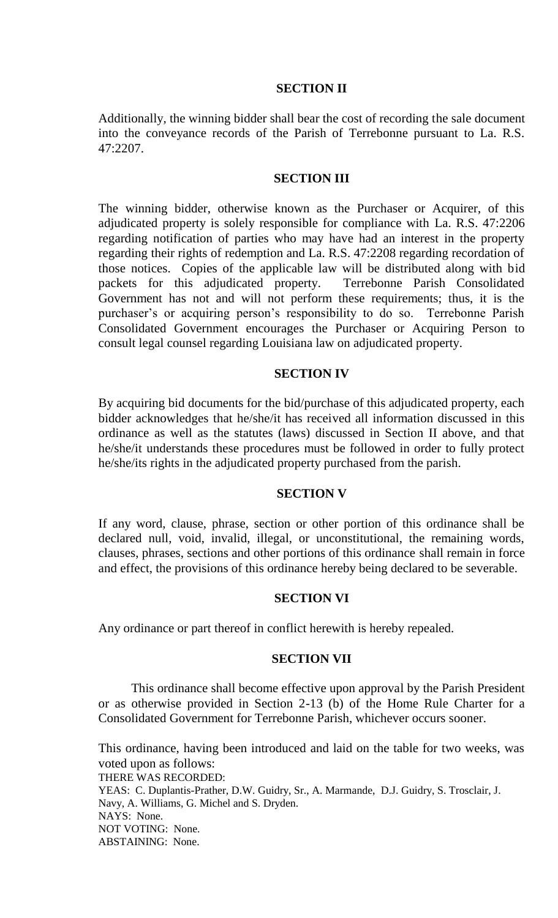## SECTION II

Additionally, the winning bidder shall bear the cost of recording the sale document into the conveyance records of the Parish of Terrebonne pursuant to La. R.S. 47:2207.

## SECTION III

The winning bidder, otherwise known as the Purchaser or Acquirer, of this adjudicated property is solely responsible for compliance with La. R.S. 47:2206 regarding notification of parties who may have had an interest in the property regarding their rights of redemption and La. R.S. 47:2208 regarding recordation of those notices. Copies of the applicable law will be distributed along with bid packets for this adjudicated property. Terrebonne Parish Consolidated Government has not and will not perform these requirements; thus, it is the purchaser's or acquiring person's responsibility to do so. Terrebonne Parish Consolidated Government encourages the Purchaser or Acquiring Person to consult legal counsel regarding Louisiana law on adjudicated property.

## SECTION IV

By acquiring bid documents for the bid/purchase of this adjudicated property, each bidder acknowledges that he/she/it has received all information discussed in this ordinance as well as the statutes (laws) discussed in Section II above, and that he/she/it understands these procedures must be followed in order to fully protect he/she/its rights in the adjudicated property purchased from the parish.

## SECTION V

If any word, clause, phrase, section or other portion of this ordinance shall be declared null, void, invalid, illegal, or unconstitutional, the remaining words, clauses, phrases, sections and other portions of this ordinance shall remain in force and effect, the provisions of this ordinance hereby being declared to be severable.

## SECTION VI

Any ordinance or part thereof in conflict herewith is hereby repealed.

## SECTION VII

This ordinance shall become effective upon approval by the Parish President or as otherwise provided in Section 2-13 (b) of the Home Rule Charter for a Consolidated Government for Terrebonne Parish, whichever occurs sooner.

This ordinance, having been introduced and laid on the table for two weeks, was voted upon as follows:

THERE WAS RECORDED:

YEAS: C. Duplantis-Prather, D.W. Guidry, Sr., A. Marmande, D.J. Guidry, S. Trosclair, J. Navy, A. Williams, G. Michel and S. Dryden.

NAYS: None.

NOT VOTING: None.

ABSTAINING: None.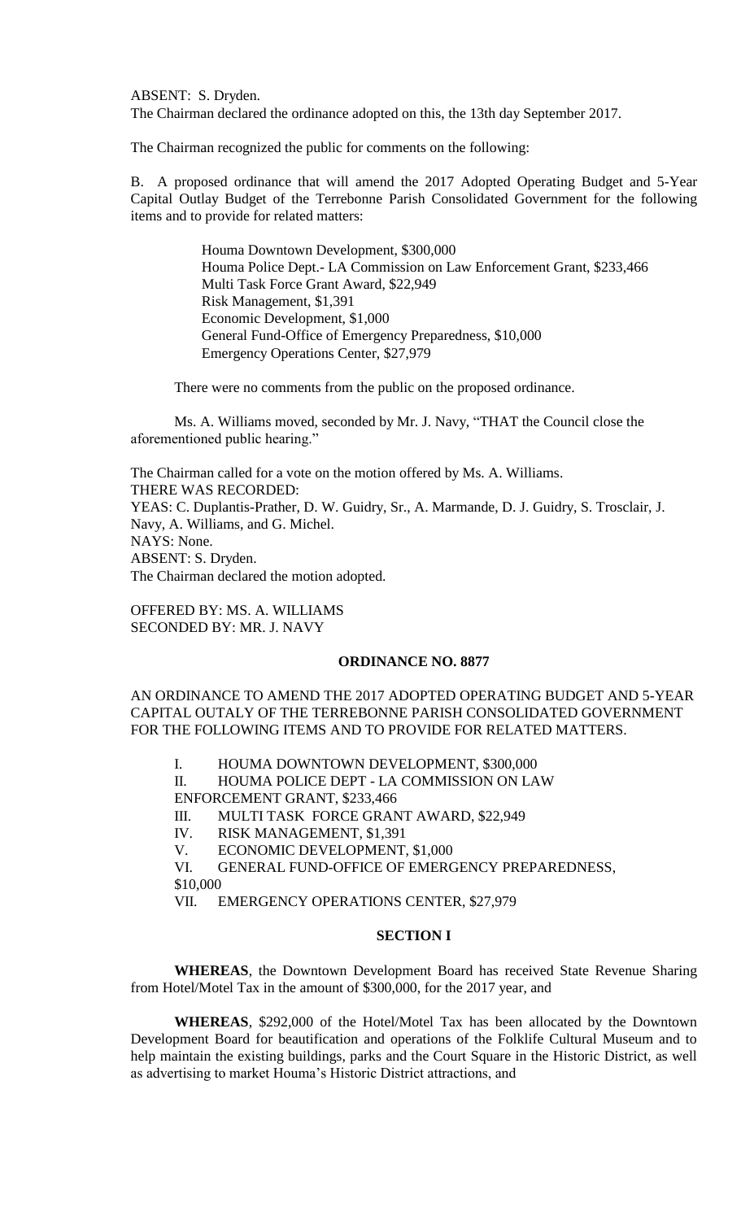ABSENT: S. Dryden.
The Chairman declared the ordinance adopted on this, the 13th day September 2017.

The Chairman recognized the public for comments on the following:

B. A proposed ordinance that will amend the 2017 Adopted Operating Budget and 5-Year Capital Outlay Budget of the Terrebonne Parish Consolidated Government for the following items and to provide for related matters:

Houma Downtown Development, $300,000
Houma Police Dept.- LA Commission on Law Enforcement Grant, $233,466
Multi Task Force Grant Award, $22,949
Risk Management, $1,391
Economic Development, $1,000
General Fund-Office of Emergency Preparedness, $10,000
Emergency Operations Center, $27,979

There were no comments from the public on the proposed ordinance.

Ms. A. Williams moved, seconded by Mr. J. Navy, "THAT the Council close the aforementioned public hearing."

The Chairman called for a vote on the motion offered by Ms. A. Williams.
THERE WAS RECORDED:
YEAS: C. Duplantis-Prather, D. W. Guidry, Sr., A. Marmande, D. J. Guidry, S. Trosclair, J. Navy, A. Williams, and G. Michel.
NAYS: None.
ABSENT: S. Dryden.
The Chairman declared the motion adopted.

OFFERED BY: MS. A. WILLIAMS
SECONDED BY: MR. J. NAVY

## ORDINANCE NO. 8877

AN ORDINANCE TO AMEND THE 2017 ADOPTED OPERATING BUDGET AND 5-YEAR CAPITAL OUTALY OF THE TERREBONNE PARISH CONSOLIDATED GOVERNMENT FOR THE FOLLOWING ITEMS AND TO PROVIDE FOR RELATED MATTERS.

I. HOUMA DOWNTOWN DEVELOPMENT, $300,000
II. HOUMA POLICE DEPT - LA COMMISSION ON LAW ENFORCEMENT GRANT, $233,466
III. MULTI TASK FORCE GRANT AWARD, $22,949
IV. RISK MANAGEMENT, $1,391
V. ECONOMIC DEVELOPMENT, $1,000
VI. GENERAL FUND-OFFICE OF EMERGENCY PREPAREDNESS, $10,000
VII. EMERGENCY OPERATIONS CENTER, $27,979

### SECTION I

**WHEREAS**, the Downtown Development Board has received State Revenue Sharing from Hotel/Motel Tax in the amount of $300,000, for the 2017 year, and

**WHEREAS**, $292,000 of the Hotel/Motel Tax has been allocated by the Downtown Development Board for beautification and operations of the Folklife Cultural Museum and to help maintain the existing buildings, parks and the Court Square in the Historic District, as well as advertising to market Houma's Historic District attractions, and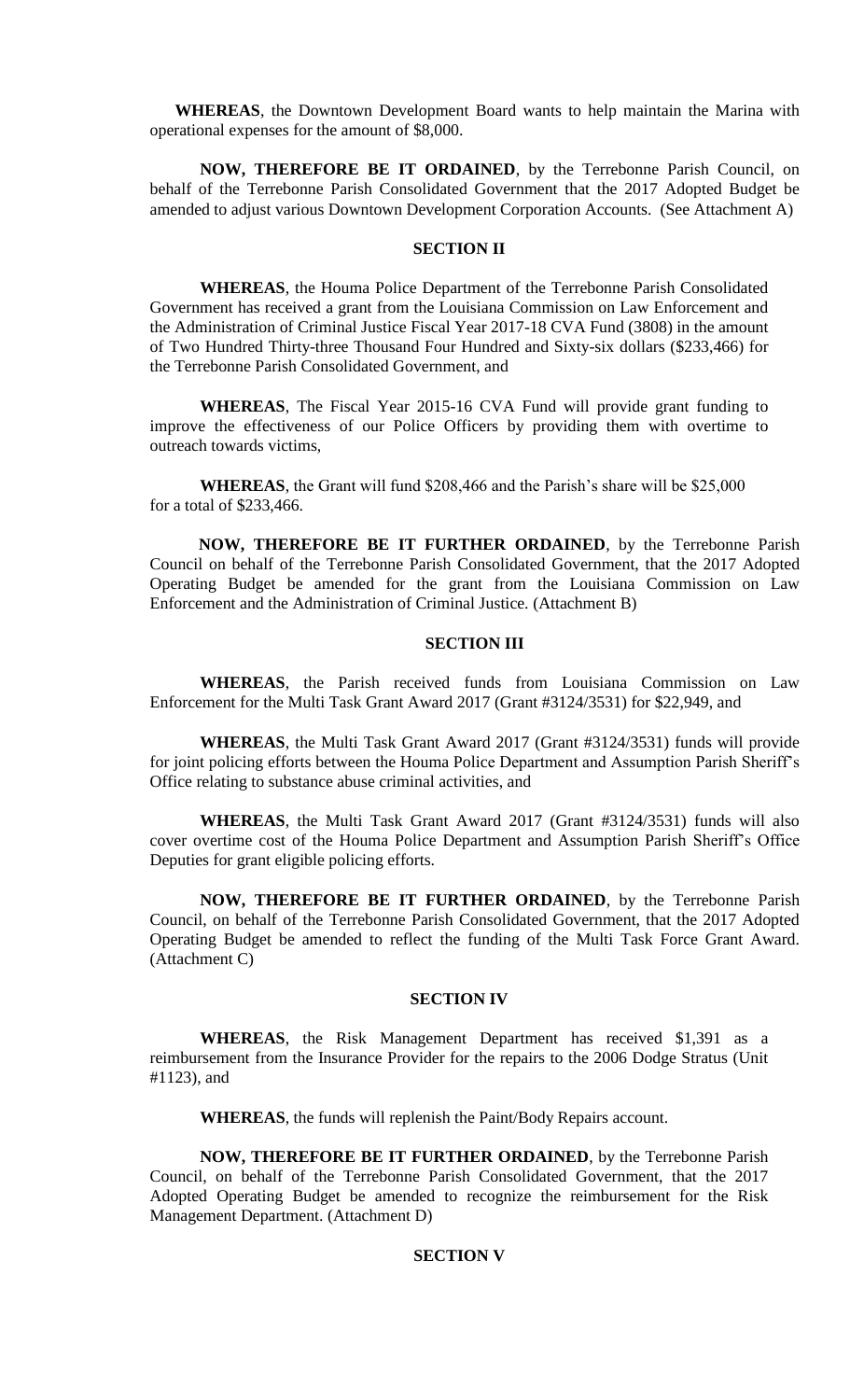**WHEREAS**, the Downtown Development Board wants to help maintain the Marina with operational expenses for the amount of $8,000.

**NOW, THEREFORE BE IT ORDAINED**, by the Terrebonne Parish Council, on behalf of the Terrebonne Parish Consolidated Government that the 2017 Adopted Budget be amended to adjust various Downtown Development Corporation Accounts. (See Attachment A)

## SECTION II

**WHEREAS**, the Houma Police Department of the Terrebonne Parish Consolidated Government has received a grant from the Louisiana Commission on Law Enforcement and the Administration of Criminal Justice Fiscal Year 2017-18 CVA Fund (3808) in the amount of Two Hundred Thirty-three Thousand Four Hundred and Sixty-six dollars ($233,466) for the Terrebonne Parish Consolidated Government, and

**WHEREAS**, The Fiscal Year 2015-16 CVA Fund will provide grant funding to improve the effectiveness of our Police Officers by providing them with overtime to outreach towards victims,

**WHEREAS**, the Grant will fund $208,466 and the Parish's share will be $25,000 for a total of $233,466.

**NOW, THEREFORE BE IT FURTHER ORDAINED**, by the Terrebonne Parish Council on behalf of the Terrebonne Parish Consolidated Government, that the 2017 Adopted Operating Budget be amended for the grant from the Louisiana Commission on Law Enforcement and the Administration of Criminal Justice. (Attachment B)

## SECTION III

**WHEREAS**, the Parish received funds from Louisiana Commission on Law Enforcement for the Multi Task Grant Award 2017 (Grant #3124/3531) for $22,949, and

**WHEREAS**, the Multi Task Grant Award 2017 (Grant #3124/3531) funds will provide for joint policing efforts between the Houma Police Department and Assumption Parish Sheriff's Office relating to substance abuse criminal activities, and

**WHEREAS**, the Multi Task Grant Award 2017 (Grant #3124/3531) funds will also cover overtime cost of the Houma Police Department and Assumption Parish Sheriff's Office Deputies for grant eligible policing efforts.

**NOW, THEREFORE BE IT FURTHER ORDAINED**, by the Terrebonne Parish Council, on behalf of the Terrebonne Parish Consolidated Government, that the 2017 Adopted Operating Budget be amended to reflect the funding of the Multi Task Force Grant Award. (Attachment C)

## SECTION IV

**WHEREAS**, the Risk Management Department has received $1,391 as a reimbursement from the Insurance Provider for the repairs to the 2006 Dodge Stratus (Unit #1123), and

**WHEREAS**, the funds will replenish the Paint/Body Repairs account.

**NOW, THEREFORE BE IT FURTHER ORDAINED**, by the Terrebonne Parish Council, on behalf of the Terrebonne Parish Consolidated Government, that the 2017 Adopted Operating Budget be amended to recognize the reimbursement for the Risk Management Department. (Attachment D)

## SECTION V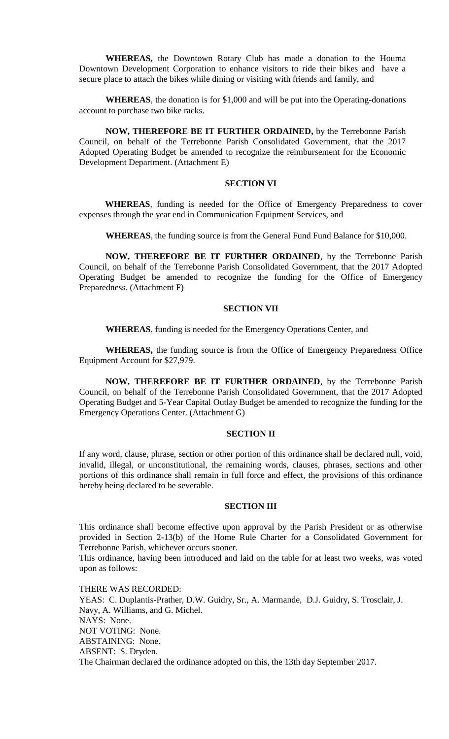**WHEREAS,** the Downtown Rotary Club has made a donation to the Houma Downtown Development Corporation to enhance visitors to ride their bikes and have a secure place to attach the bikes while dining or visiting with friends and family, and

**WHEREAS**, the donation is for $1,000 and will be put into the Operating-donations account to purchase two bike racks.

**NOW, THEREFORE BE IT FURTHER ORDAINED,** by the Terrebonne Parish Council, on behalf of the Terrebonne Parish Consolidated Government, that the 2017 Adopted Operating Budget be amended to recognize the reimbursement for the Economic Development Department. (Attachment E)

**SECTION VI**

**WHEREAS**, funding is needed for the Office of Emergency Preparedness to cover expenses through the year end in Communication Equipment Services, and

**WHEREAS**, the funding source is from the General Fund Fund Balance for $10,000.

**NOW, THEREFORE BE IT FURTHER ORDAINED**, by the Terrebonne Parish Council, on behalf of the Terrebonne Parish Consolidated Government, that the 2017 Adopted Operating Budget be amended to recognize the funding for the Office of Emergency Preparedness. (Attachment F)

**SECTION VII**

**WHEREAS**, funding is needed for the Emergency Operations Center, and

**WHEREAS,** the funding source is from the Office of Emergency Preparedness Office Equipment Account for $27,979.

**NOW, THEREFORE BE IT FURTHER ORDAINED**, by the Terrebonne Parish Council, on behalf of the Terrebonne Parish Consolidated Government, that the 2017 Adopted Operating Budget and 5-Year Capital Outlay Budget be amended to recognize the funding for the Emergency Operations Center. (Attachment G)

**SECTION II**

If any word, clause, phrase, section or other portion of this ordinance shall be declared null, void, invalid, illegal, or unconstitutional, the remaining words, clauses, phrases, sections and other portions of this ordinance shall remain in full force and effect, the provisions of this ordinance hereby being declared to be severable.

**SECTION III**

This ordinance shall become effective upon approval by the Parish President or as otherwise provided in Section 2-13(b) of the Home Rule Charter for a Consolidated Government for Terrebonne Parish, whichever occurs sooner.

This ordinance, having been introduced and laid on the table for at least two weeks, was voted upon as follows:

THERE WAS RECORDED:
YEAS: C. Duplantis-Prather, D.W. Guidry, Sr., A. Marmande, D.J. Guidry, S. Trosclair, J. Navy, A. Williams, and G. Michel.
NAYS: None.
NOT VOTING: None.
ABSTAINING: None.
ABSENT: S. Dryden.
The Chairman declared the ordinance adopted on this, the 13th day September 2017.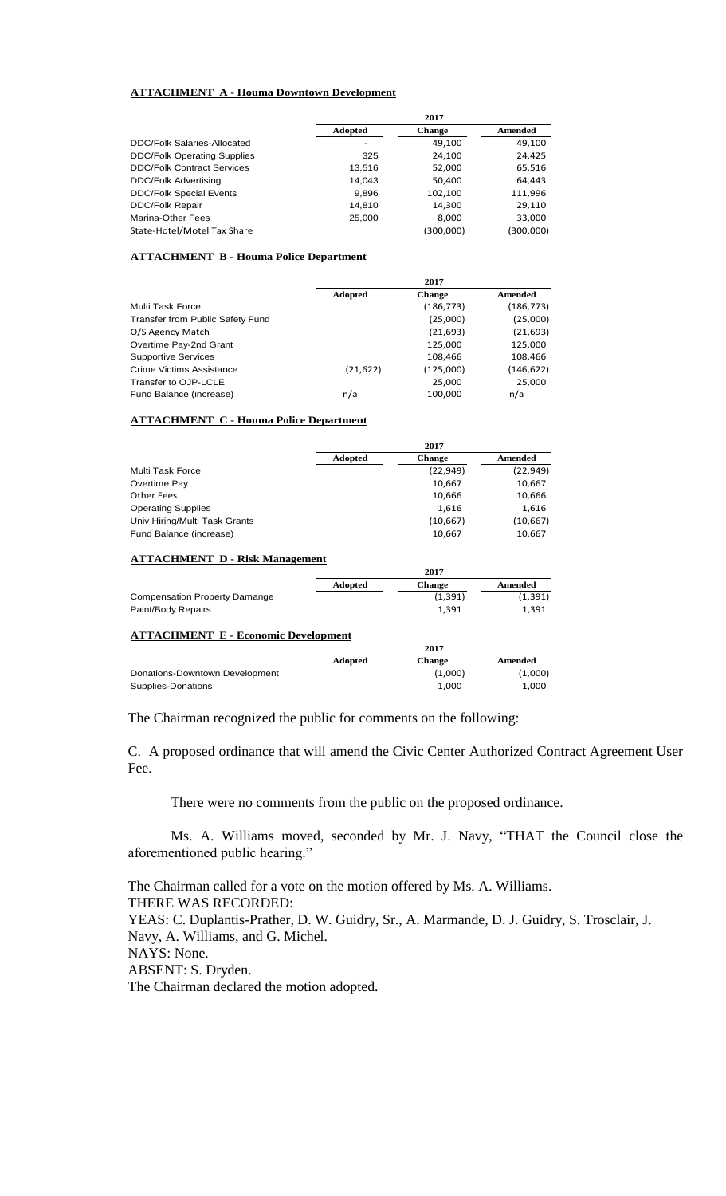**ATTACHMENT A - Houma Downtown Development**

| | 2017 | | |
|---|---|---|---|
| | **Adopted** | **Change** | **Amended** |
| DDC/Folk Salaries-Allocated | - | 49,100 | 49,100 |
| DDC/Folk Operating Supplies | 325 | 24,100 | 24,425 |
| DDC/Folk Contract Services | 13,516 | 52,000 | 65,516 |
| DDC/Folk Advertising | 14,043 | 50,400 | 64,443 |
| DDC/Folk Special Events | 9,896 | 102,100 | 111,996 |
| DDC/Folk Repair | 14,810 | 14,300 | 29,110 |
| Marina-Other Fees | 25,000 | 8,000 | 33,000 |
| State-Hotel/Motel Tax Share | | (300,000) | (300,000) |

**ATTACHMENT B - Houma Police Department**

| | 2017 | | |
|---|---|---|---|
| | **Adopted** | **Change** | **Amended** |
| Multi Task Force | | (186,773) | (186,773) |
| Transfer from Public Safety Fund | | (25,000) | (25,000) |
| O/S Agency Match | | (21,693) | (21,693) |
| Overtime Pay-2nd Grant | | 125,000 | 125,000 |
| Supportive Services | | 108,466 | 108,466 |
| Crime Victims Assistance | (21,622) | (125,000) | (146,622) |
| Transfer to OJP-LCLE | | 25,000 | 25,000 |
| Fund Balance (increase) | n/a | 100,000 | n/a |

**ATTACHMENT C - Houma Police Department**

| | 2017 | | |
|---|---|---|---|
| | **Adopted** | **Change** | **Amended** |
| Multi Task Force | | (22,949) | (22,949) |
| Overtime Pay | | 10,667 | 10,667 |
| Other Fees | | 10,666 | 10,666 |
| Operating Supplies | | 1,616 | 1,616 |
| Univ Hiring/Multi Task Grants | | (10,667) | (10,667) |
| Fund Balance (increase) | | 10,667 | 10,667 |

**ATTACHMENT D - Risk Management**

| | 2017 | | |
|---|---|---|---|
| | **Adopted** | **Change** | **Amended** |
| Compensation Property Damange | | (1,391) | (1,391) |
| Paint/Body Repairs | | 1,391 | 1,391 |

**ATTACHMENT E - Economic Development**

| | 2017 | | |
|---|---|---|---|
| | **Adopted** | **Change** | **Amended** |
| Donations-Downtown Development | | (1,000) | (1,000) |
| Supplies-Donations | | 1,000 | 1,000 |

The Chairman recognized the public for comments on the following:

C. A proposed ordinance that will amend the Civic Center Authorized Contract Agreement User Fee.

There were no comments from the public on the proposed ordinance.

Ms. A. Williams moved, seconded by Mr. J. Navy, "THAT the Council close the aforementioned public hearing."

The Chairman called for a vote on the motion offered by Ms. A. Williams.
THERE WAS RECORDED:
YEAS: C. Duplantis-Prather, D. W. Guidry, Sr., A. Marmande, D. J. Guidry, S. Trosclair, J. Navy, A. Williams, and G. Michel.
NAYS: None.
ABSENT: S. Dryden.
The Chairman declared the motion adopted.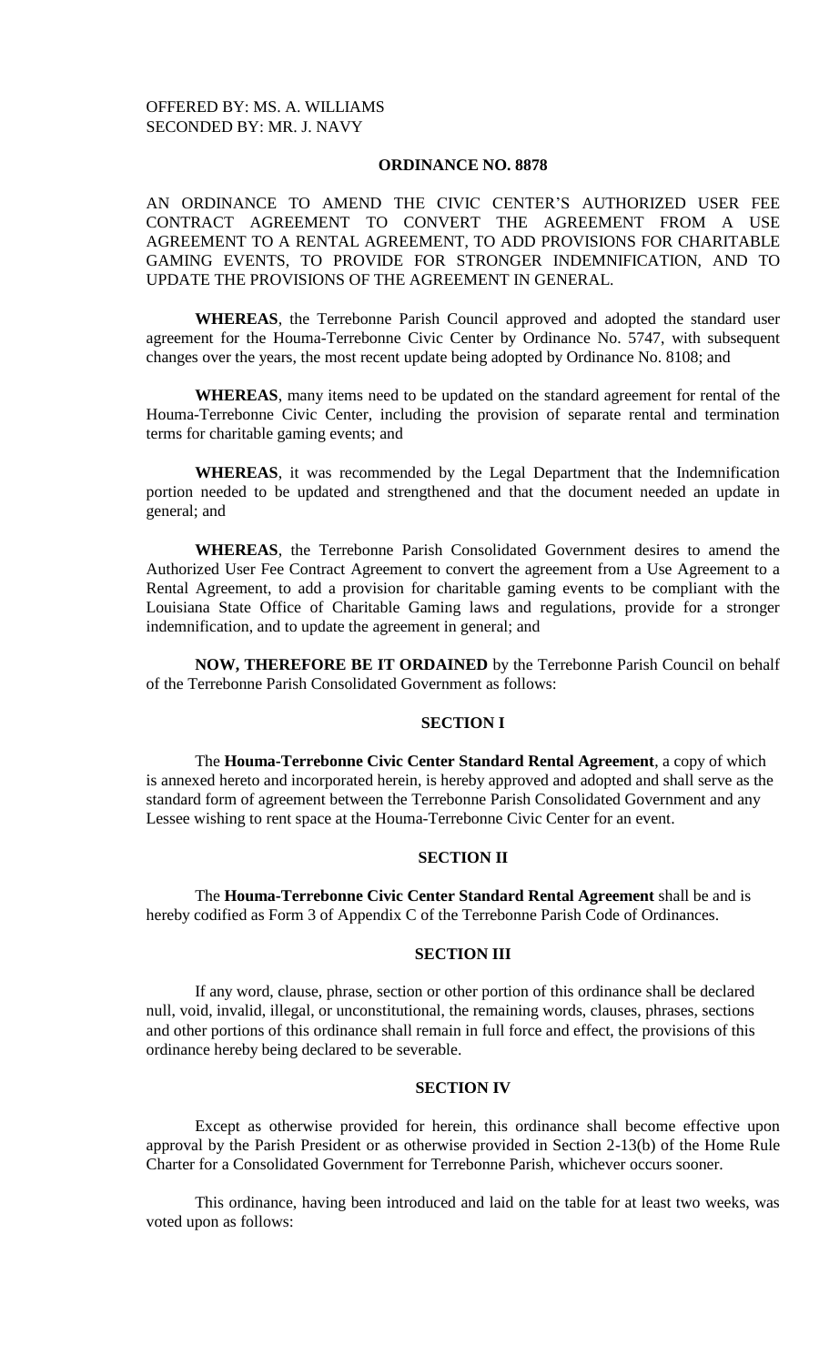OFFERED BY: MS. A. WILLIAMS
SECONDED BY: MR. J. NAVY

## ORDINANCE NO. 8878

AN ORDINANCE TO AMEND THE CIVIC CENTER'S AUTHORIZED USER FEE CONTRACT AGREEMENT TO CONVERT THE AGREEMENT FROM A USE AGREEMENT TO A RENTAL AGREEMENT, TO ADD PROVISIONS FOR CHARITABLE GAMING EVENTS, TO PROVIDE FOR STRONGER INDEMNIFICATION, AND TO UPDATE THE PROVISIONS OF THE AGREEMENT IN GENERAL.

**WHEREAS**, the Terrebonne Parish Council approved and adopted the standard user agreement for the Houma-Terrebonne Civic Center by Ordinance No. 5747, with subsequent changes over the years, the most recent update being adopted by Ordinance No. 8108; and

**WHEREAS**, many items need to be updated on the standard agreement for rental of the Houma-Terrebonne Civic Center, including the provision of separate rental and termination terms for charitable gaming events; and

**WHEREAS**, it was recommended by the Legal Department that the Indemnification portion needed to be updated and strengthened and that the document needed an update in general; and

**WHEREAS**, the Terrebonne Parish Consolidated Government desires to amend the Authorized User Fee Contract Agreement to convert the agreement from a Use Agreement to a Rental Agreement, to add a provision for charitable gaming events to be compliant with the Louisiana State Office of Charitable Gaming laws and regulations, provide for a stronger indemnification, and to update the agreement in general; and

**NOW, THEREFORE BE IT ORDAINED** by the Terrebonne Parish Council on behalf of the Terrebonne Parish Consolidated Government as follows:

### SECTION I

The **Houma-Terrebonne Civic Center Standard Rental Agreement**, a copy of which is annexed hereto and incorporated herein, is hereby approved and adopted and shall serve as the standard form of agreement between the Terrebonne Parish Consolidated Government and any Lessee wishing to rent space at the Houma-Terrebonne Civic Center for an event.

### SECTION II

The **Houma-Terrebonne Civic Center Standard Rental Agreement** shall be and is hereby codified as Form 3 of Appendix C of the Terrebonne Parish Code of Ordinances.

### SECTION III

If any word, clause, phrase, section or other portion of this ordinance shall be declared null, void, invalid, illegal, or unconstitutional, the remaining words, clauses, phrases, sections and other portions of this ordinance shall remain in full force and effect, the provisions of this ordinance hereby being declared to be severable.

### SECTION IV

Except as otherwise provided for herein, this ordinance shall become effective upon approval by the Parish President or as otherwise provided in Section 2-13(b) of the Home Rule Charter for a Consolidated Government for Terrebonne Parish, whichever occurs sooner.

This ordinance, having been introduced and laid on the table for at least two weeks, was voted upon as follows: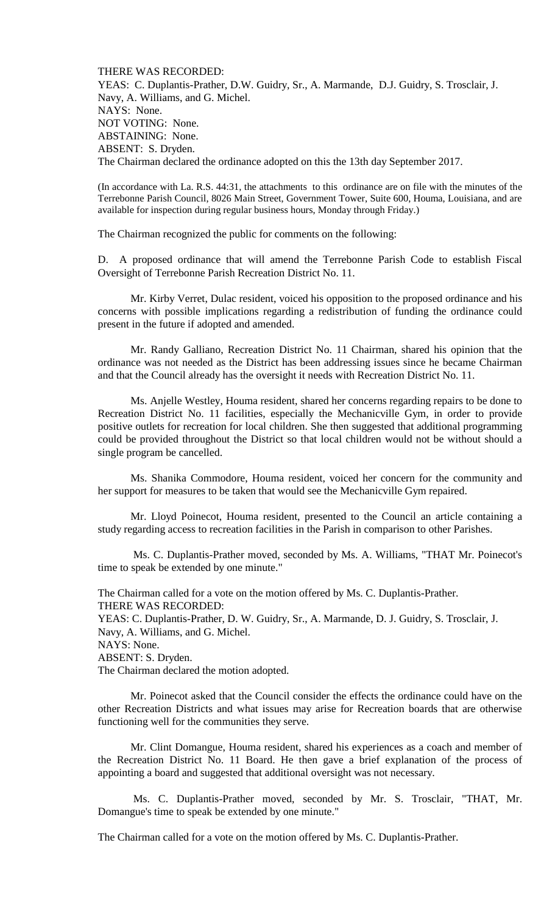THERE WAS RECORDED:
YEAS: C. Duplantis-Prather, D.W. Guidry, Sr., A. Marmande, D.J. Guidry, S. Trosclair, J. Navy, A. Williams, and G. Michel.
NAYS: None.
NOT VOTING: None.
ABSTAINING: None.
ABSENT: S. Dryden.
The Chairman declared the ordinance adopted on this the 13th day September 2017.

(In accordance with La. R.S. 44:31, the attachments to this ordinance are on file with the minutes of the Terrebonne Parish Council, 8026 Main Street, Government Tower, Suite 600, Houma, Louisiana, and are available for inspection during regular business hours, Monday through Friday.)

The Chairman recognized the public for comments on the following:

D. A proposed ordinance that will amend the Terrebonne Parish Code to establish Fiscal Oversight of Terrebonne Parish Recreation District No. 11.

Mr. Kirby Verret, Dulac resident, voiced his opposition to the proposed ordinance and his concerns with possible implications regarding a redistribution of funding the ordinance could present in the future if adopted and amended.

Mr. Randy Galliano, Recreation District No. 11 Chairman, shared his opinion that the ordinance was not needed as the District has been addressing issues since he became Chairman and that the Council already has the oversight it needs with Recreation District No. 11.

Ms. Anjelle Westley, Houma resident, shared her concerns regarding repairs to be done to Recreation District No. 11 facilities, especially the Mechanicville Gym, in order to provide positive outlets for recreation for local children. She then suggested that additional programming could be provided throughout the District so that local children would not be without should a single program be cancelled.

Ms. Shanika Commodore, Houma resident, voiced her concern for the community and her support for measures to be taken that would see the Mechanicville Gym repaired.

Mr. Lloyd Poinecot, Houma resident, presented to the Council an article containing a study regarding access to recreation facilities in the Parish in comparison to other Parishes.

Ms. C. Duplantis-Prather moved, seconded by Ms. A. Williams, "THAT Mr. Poinecot's time to speak be extended by one minute."

The Chairman called for a vote on the motion offered by Ms. C. Duplantis-Prather.
THERE WAS RECORDED:
YEAS: C. Duplantis-Prather, D. W. Guidry, Sr., A. Marmande, D. J. Guidry, S. Trosclair, J. Navy, A. Williams, and G. Michel.
NAYS: None.
ABSENT: S. Dryden.
The Chairman declared the motion adopted.

Mr. Poinecot asked that the Council consider the effects the ordinance could have on the other Recreation Districts and what issues may arise for Recreation boards that are otherwise functioning well for the communities they serve.

Mr. Clint Domangue, Houma resident, shared his experiences as a coach and member of the Recreation District No. 11 Board. He then gave a brief explanation of the process of appointing a board and suggested that additional oversight was not necessary.

Ms. C. Duplantis-Prather moved, seconded by Mr. S. Trosclair, "THAT, Mr. Domangue's time to speak be extended by one minute."

The Chairman called for a vote on the motion offered by Ms. C. Duplantis-Prather.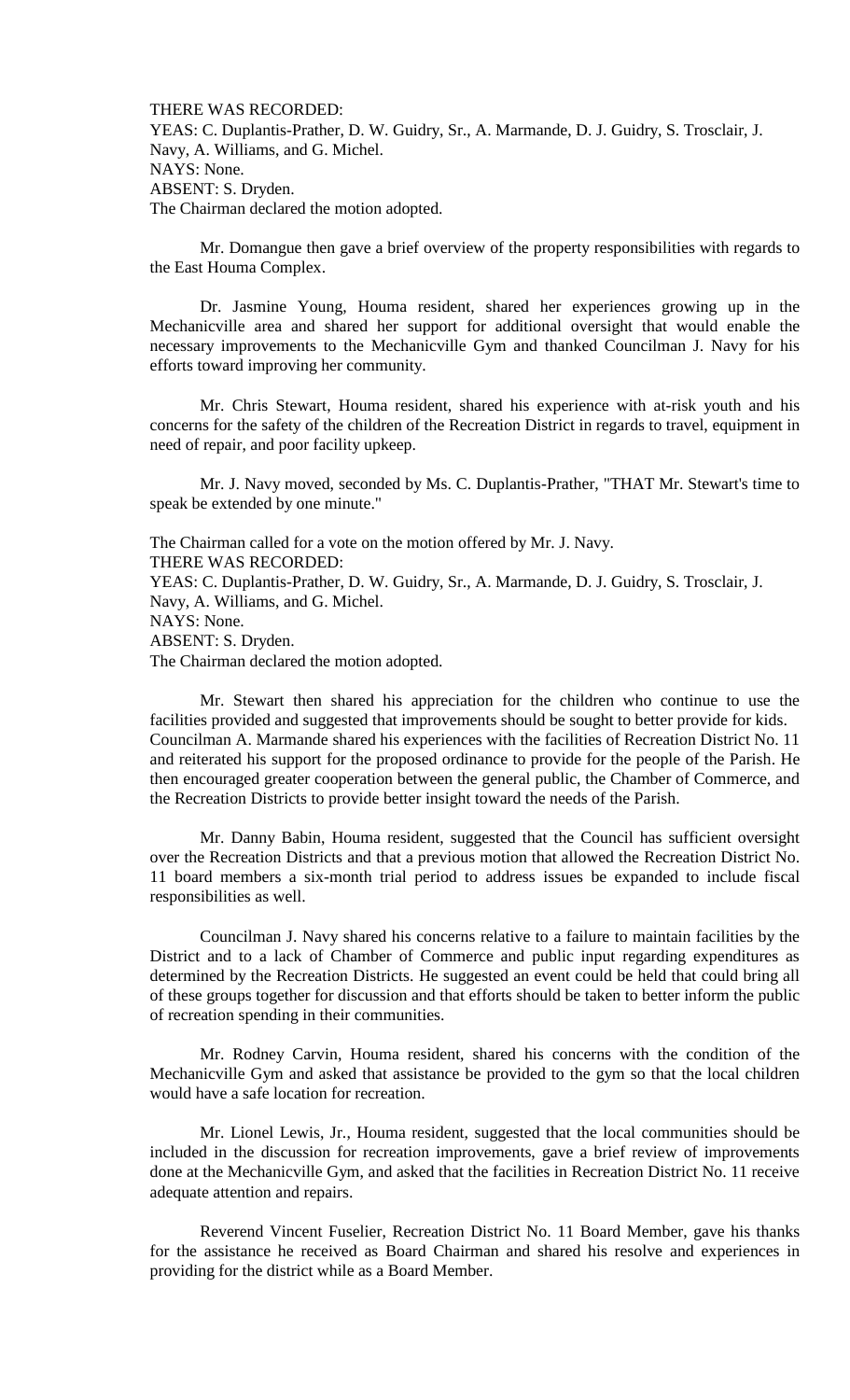THERE WAS RECORDED:
YEAS: C. Duplantis-Prather, D. W. Guidry, Sr., A. Marmande, D. J. Guidry, S. Trosclair, J. Navy, A. Williams, and G. Michel.
NAYS: None.
ABSENT: S. Dryden.
The Chairman declared the motion adopted.

Mr. Domangue then gave a brief overview of the property responsibilities with regards to the East Houma Complex.

Dr. Jasmine Young, Houma resident, shared her experiences growing up in the Mechanicville area and shared her support for additional oversight that would enable the necessary improvements to the Mechanicville Gym and thanked Councilman J. Navy for his efforts toward improving her community.

Mr. Chris Stewart, Houma resident, shared his experience with at-risk youth and his concerns for the safety of the children of the Recreation District in regards to travel, equipment in need of repair, and poor facility upkeep.

Mr. J. Navy moved, seconded by Ms. C. Duplantis-Prather, "THAT Mr. Stewart's time to speak be extended by one minute."

The Chairman called for a vote on the motion offered by Mr. J. Navy.
THERE WAS RECORDED:
YEAS: C. Duplantis-Prather, D. W. Guidry, Sr., A. Marmande, D. J. Guidry, S. Trosclair, J. Navy, A. Williams, and G. Michel.
NAYS: None.
ABSENT: S. Dryden.
The Chairman declared the motion adopted.

Mr. Stewart then shared his appreciation for the children who continue to use the facilities provided and suggested that improvements should be sought to better provide for kids. Councilman A. Marmande shared his experiences with the facilities of Recreation District No. 11 and reiterated his support for the proposed ordinance to provide for the people of the Parish. He then encouraged greater cooperation between the general public, the Chamber of Commerce, and the Recreation Districts to provide better insight toward the needs of the Parish.

Mr. Danny Babin, Houma resident, suggested that the Council has sufficient oversight over the Recreation Districts and that a previous motion that allowed the Recreation District No. 11 board members a six-month trial period to address issues be expanded to include fiscal responsibilities as well.

Councilman J. Navy shared his concerns relative to a failure to maintain facilities by the District and to a lack of Chamber of Commerce and public input regarding expenditures as determined by the Recreation Districts. He suggested an event could be held that could bring all of these groups together for discussion and that efforts should be taken to better inform the public of recreation spending in their communities.

Mr. Rodney Carvin, Houma resident, shared his concerns with the condition of the Mechanicville Gym and asked that assistance be provided to the gym so that the local children would have a safe location for recreation.

Mr. Lionel Lewis, Jr., Houma resident, suggested that the local communities should be included in the discussion for recreation improvements, gave a brief review of improvements done at the Mechanicville Gym, and asked that the facilities in Recreation District No. 11 receive adequate attention and repairs.

Reverend Vincent Fuselier, Recreation District No. 11 Board Member, gave his thanks for the assistance he received as Board Chairman and shared his resolve and experiences in providing for the district while as a Board Member.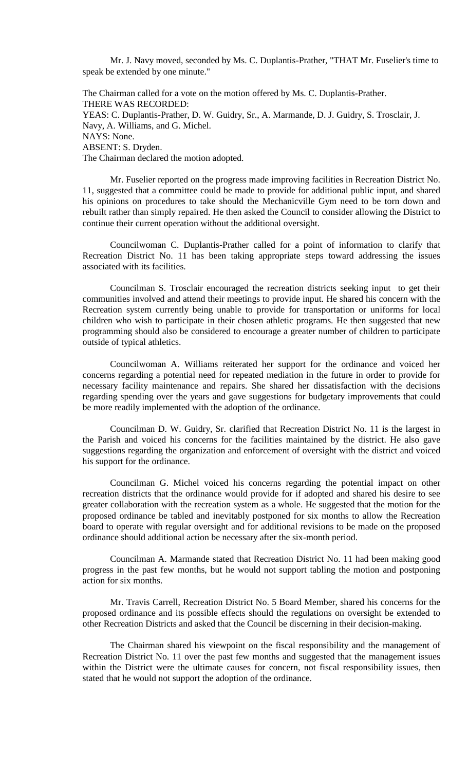Mr. J. Navy moved, seconded by Ms. C. Duplantis-Prather, "THAT Mr. Fuselier's time to speak be extended by one minute."

The Chairman called for a vote on the motion offered by Ms. C. Duplantis-Prather.
THERE WAS RECORDED:
YEAS: C. Duplantis-Prather, D. W. Guidry, Sr., A. Marmande, D. J. Guidry, S. Trosclair, J. Navy, A. Williams, and G. Michel.
NAYS: None.
ABSENT: S. Dryden.
The Chairman declared the motion adopted.

Mr. Fuselier reported on the progress made improving facilities in Recreation District No. 11, suggested that a committee could be made to provide for additional public input, and shared his opinions on procedures to take should the Mechanicville Gym need to be torn down and rebuilt rather than simply repaired. He then asked the Council to consider allowing the District to continue their current operation without the additional oversight.

Councilwoman C. Duplantis-Prather called for a point of information to clarify that Recreation District No. 11 has been taking appropriate steps toward addressing the issues associated with its facilities.

Councilman S. Trosclair encouraged the recreation districts seeking input to get their communities involved and attend their meetings to provide input. He shared his concern with the Recreation system currently being unable to provide for transportation or uniforms for local children who wish to participate in their chosen athletic programs. He then suggested that new programming should also be considered to encourage a greater number of children to participate outside of typical athletics.

Councilwoman A. Williams reiterated her support for the ordinance and voiced her concerns regarding a potential need for repeated mediation in the future in order to provide for necessary facility maintenance and repairs. She shared her dissatisfaction with the decisions regarding spending over the years and gave suggestions for budgetary improvements that could be more readily implemented with the adoption of the ordinance.

Councilman D. W. Guidry, Sr. clarified that Recreation District No. 11 is the largest in the Parish and voiced his concerns for the facilities maintained by the district. He also gave suggestions regarding the organization and enforcement of oversight with the district and voiced his support for the ordinance.

Councilman G. Michel voiced his concerns regarding the potential impact on other recreation districts that the ordinance would provide for if adopted and shared his desire to see greater collaboration with the recreation system as a whole. He suggested that the motion for the proposed ordinance be tabled and inevitably postponed for six months to allow the Recreation board to operate with regular oversight and for additional revisions to be made on the proposed ordinance should additional action be necessary after the six-month period.

Councilman A. Marmande stated that Recreation District No. 11 had been making good progress in the past few months, but he would not support tabling the motion and postponing action for six months.

Mr. Travis Carrell, Recreation District No. 5 Board Member, shared his concerns for the proposed ordinance and its possible effects should the regulations on oversight be extended to other Recreation Districts and asked that the Council be discerning in their decision-making.

The Chairman shared his viewpoint on the fiscal responsibility and the management of Recreation District No. 11 over the past few months and suggested that the management issues within the District were the ultimate causes for concern, not fiscal responsibility issues, then stated that he would not support the adoption of the ordinance.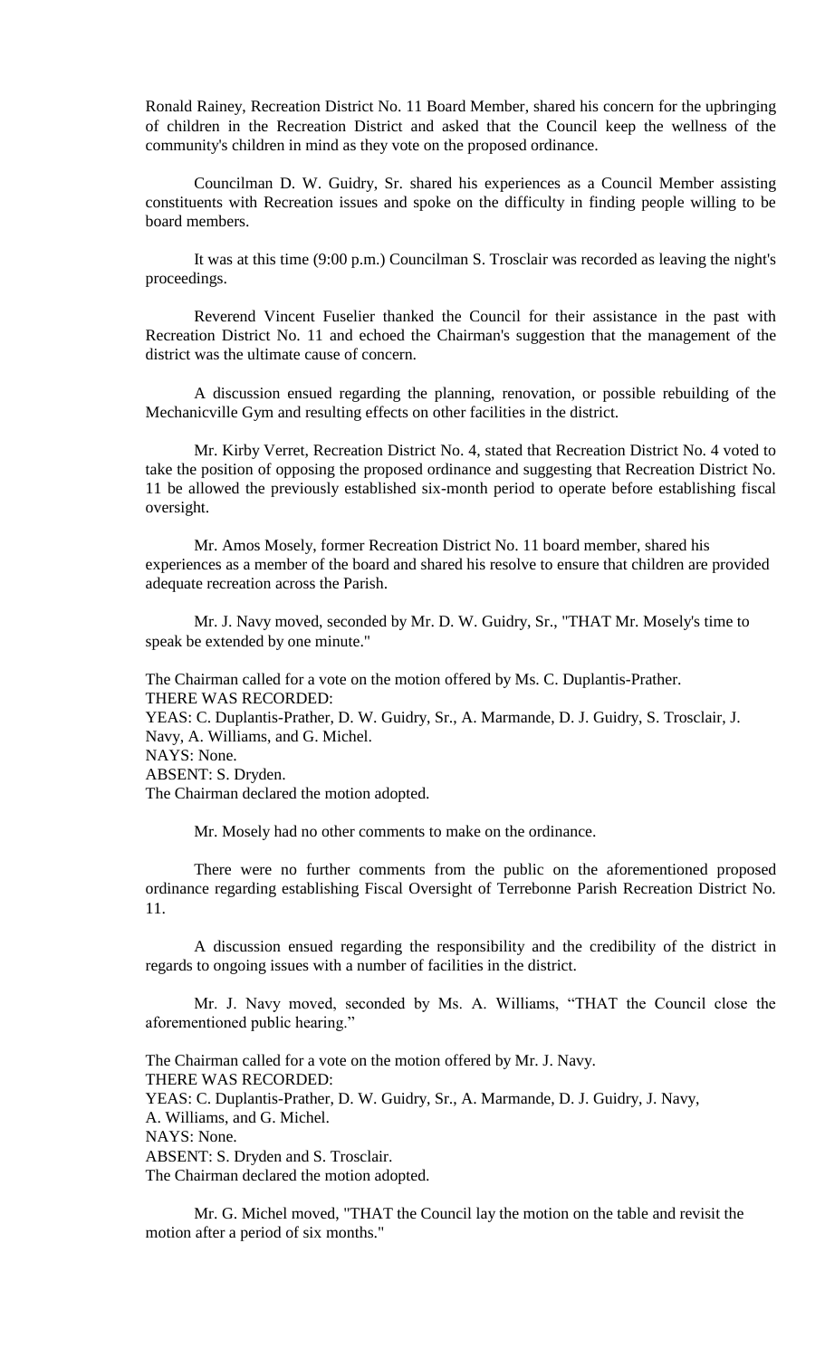Ronald Rainey, Recreation District No. 11 Board Member, shared his concern for the upbringing of children in the Recreation District and asked that the Council keep the wellness of the community's children in mind as they vote on the proposed ordinance.

Councilman D. W. Guidry, Sr. shared his experiences as a Council Member assisting constituents with Recreation issues and spoke on the difficulty in finding people willing to be board members.

It was at this time (9:00 p.m.) Councilman S. Trosclair was recorded as leaving the night's proceedings.

Reverend Vincent Fuselier thanked the Council for their assistance in the past with Recreation District No. 11 and echoed the Chairman's suggestion that the management of the district was the ultimate cause of concern.

A discussion ensued regarding the planning, renovation, or possible rebuilding of the Mechanicville Gym and resulting effects on other facilities in the district.

Mr. Kirby Verret, Recreation District No. 4, stated that Recreation District No. 4 voted to take the position of opposing the proposed ordinance and suggesting that Recreation District No. 11 be allowed the previously established six-month period to operate before establishing fiscal oversight.

Mr. Amos Mosely, former Recreation District No. 11 board member, shared his experiences as a member of the board and shared his resolve to ensure that children are provided adequate recreation across the Parish.

Mr. J. Navy moved, seconded by Mr. D. W. Guidry, Sr., "THAT Mr. Mosely's time to speak be extended by one minute."

The Chairman called for a vote on the motion offered by Ms. C. Duplantis-Prather.
THERE WAS RECORDED:
YEAS: C. Duplantis-Prather, D. W. Guidry, Sr., A. Marmande, D. J. Guidry, S. Trosclair, J. Navy, A. Williams, and G. Michel.
NAYS: None.
ABSENT: S. Dryden.
The Chairman declared the motion adopted.

Mr. Mosely had no other comments to make on the ordinance.

There were no further comments from the public on the aforementioned proposed ordinance regarding establishing Fiscal Oversight of Terrebonne Parish Recreation District No. 11.

A discussion ensued regarding the responsibility and the credibility of the district in regards to ongoing issues with a number of facilities in the district.

Mr. J. Navy moved, seconded by Ms. A. Williams, "THAT the Council close the aforementioned public hearing."

The Chairman called for a vote on the motion offered by Mr. J. Navy.
THERE WAS RECORDED:
YEAS: C. Duplantis-Prather, D. W. Guidry, Sr., A. Marmande, D. J. Guidry, J. Navy, A. Williams, and G. Michel.
NAYS: None.
ABSENT: S. Dryden and S. Trosclair.
The Chairman declared the motion adopted.

Mr. G. Michel moved, "THAT the Council lay the motion on the table and revisit the motion after a period of six months."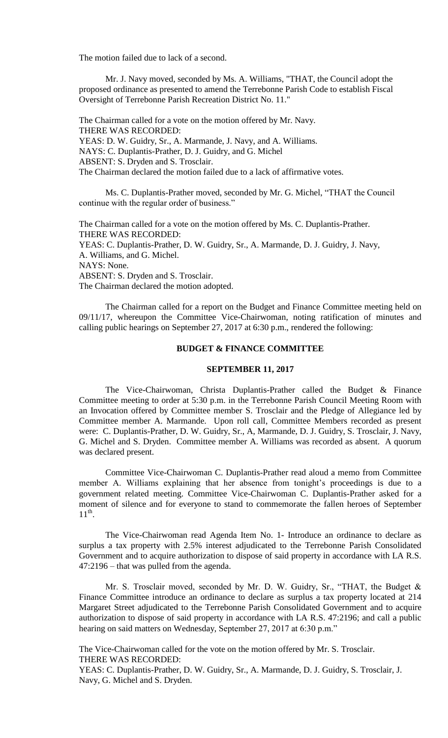The motion failed due to lack of a second.

Mr. J. Navy moved, seconded by Ms. A. Williams, "THAT, the Council adopt the proposed ordinance as presented to amend the Terrebonne Parish Code to establish Fiscal Oversight of Terrebonne Parish Recreation District No. 11."

The Chairman called for a vote on the motion offered by Mr. Navy.
THERE WAS RECORDED:
YEAS: D. W. Guidry, Sr., A. Marmande, J. Navy, and A. Williams.
NAYS: C. Duplantis-Prather, D. J. Guidry, and G. Michel
ABSENT: S. Dryden and S. Trosclair.
The Chairman declared the motion failed due to a lack of affirmative votes.

Ms. C. Duplantis-Prather moved, seconded by Mr. G. Michel, "THAT the Council continue with the regular order of business."

The Chairman called for a vote on the motion offered by Ms. C. Duplantis-Prather.
THERE WAS RECORDED:
YEAS: C. Duplantis-Prather, D. W. Guidry, Sr., A. Marmande, D. J. Guidry, J. Navy, A. Williams, and G. Michel.
NAYS: None.
ABSENT: S. Dryden and S. Trosclair.
The Chairman declared the motion adopted.

The Chairman called for a report on the Budget and Finance Committee meeting held on 09/11/17, whereupon the Committee Vice-Chairwoman, noting ratification of minutes and calling public hearings on September 27, 2017 at 6:30 p.m., rendered the following:

**BUDGET & FINANCE COMMITTEE**

**SEPTEMBER 11, 2017**

The Vice-Chairwoman, Christa Duplantis-Prather called the Budget & Finance Committee meeting to order at 5:30 p.m. in the Terrebonne Parish Council Meeting Room with an Invocation offered by Committee member S. Trosclair and the Pledge of Allegiance led by Committee member A. Marmande. Upon roll call, Committee Members recorded as present were: C. Duplantis-Prather, D. W. Guidry, Sr., A, Marmande, D. J. Guidry, S. Trosclair, J. Navy, G. Michel and S. Dryden. Committee member A. Williams was recorded as absent. A quorum was declared present.

Committee Vice-Chairwoman C. Duplantis-Prather read aloud a memo from Committee member A. Williams explaining that her absence from tonight's proceedings is due to a government related meeting. Committee Vice-Chairwoman C. Duplantis-Prather asked for a moment of silence and for everyone to stand to commemorate the fallen heroes of September 11th.

The Vice-Chairwoman read Agenda Item No. 1- Introduce an ordinance to declare as surplus a tax property with 2.5% interest adjudicated to the Terrebonne Parish Consolidated Government and to acquire authorization to dispose of said property in accordance with LA R.S. 47:2196 – that was pulled from the agenda.

Mr. S. Trosclair moved, seconded by Mr. D. W. Guidry, Sr., "THAT, the Budget & Finance Committee introduce an ordinance to declare as surplus a tax property located at 214 Margaret Street adjudicated to the Terrebonne Parish Consolidated Government and to acquire authorization to dispose of said property in accordance with LA R.S. 47:2196; and call a public hearing on said matters on Wednesday, September 27, 2017 at 6:30 p.m."

The Vice-Chairwoman called for the vote on the motion offered by Mr. S. Trosclair.
THERE WAS RECORDED:
YEAS: C. Duplantis-Prather, D. W. Guidry, Sr., A. Marmande, D. J. Guidry, S. Trosclair, J. Navy, G. Michel and S. Dryden.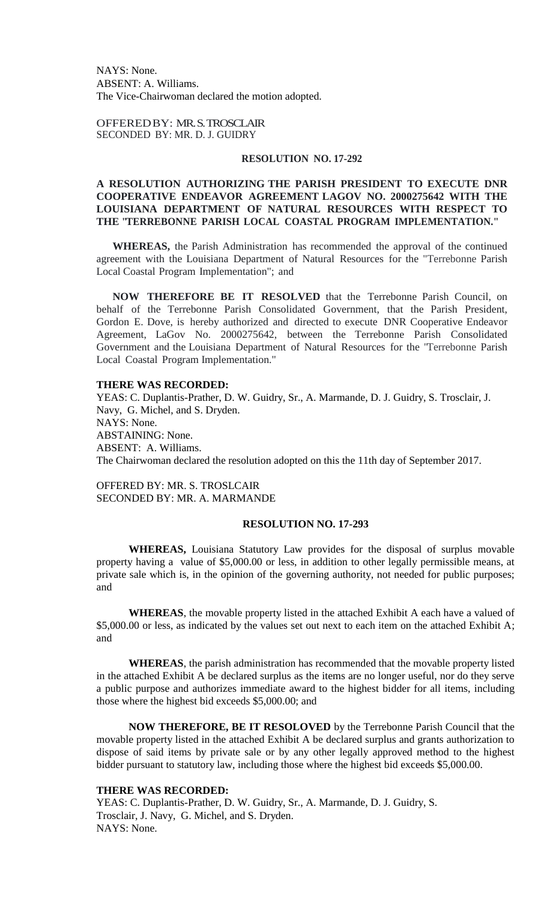NAYS: None.
ABSENT: A. Williams.
The Vice-Chairwoman declared the motion adopted.

OFFERED BY: MR. S. TROSCLAIR
SECONDED BY: MR. D. J. GUIDRY

**RESOLUTION NO. 17-292**

**A RESOLUTION AUTHORIZING THE PARISH PRESIDENT TO EXECUTE DNR COOPERATIVE ENDEAVOR AGREEMENT LAGOV NO. 2000275642 WITH THE LOUISIANA DEPARTMENT OF NATURAL RESOURCES WITH RESPECT TO THE "TERREBONNE PARISH LOCAL COASTAL PROGRAM IMPLEMENTATION."**

**WHEREAS,** the Parish Administration has recommended the approval of the continued agreement with the Louisiana Department of Natural Resources for the "Terrebonne Parish Local Coastal Program Implementation"; and

**NOW THEREFORE BE IT RESOLVED** that the Terrebonne Parish Council, on behalf of the Terrebonne Parish Consolidated Government, that the Parish President, Gordon E. Dove, is hereby authorized and directed to execute DNR Cooperative Endeavor Agreement, LaGov No. 2000275642, between the Terrebonne Parish Consolidated Government and the Louisiana Department of Natural Resources for the "Terrebonne Parish Local Coastal Program Implementation."

**THERE WAS RECORDED:**
YEAS: C. Duplantis-Prather, D. W. Guidry, Sr., A. Marmande, D. J. Guidry, S. Trosclair, J. Navy, G. Michel, and S. Dryden.
NAYS: None.
ABSTAINING: None.
ABSENT: A. Williams.
The Chairwoman declared the resolution adopted on this the 11th day of September 2017.

OFFERED BY: MR. S. TROSLCAIR
SECONDED BY: MR. A. MARMANDE

**RESOLUTION NO. 17-293**

**WHEREAS,** Louisiana Statutory Law provides for the disposal of surplus movable property having a value of $5,000.00 or less, in addition to other legally permissible means, at private sale which is, in the opinion of the governing authority, not needed for public purposes; and

**WHEREAS**, the movable property listed in the attached Exhibit A each have a valued of $5,000.00 or less, as indicated by the values set out next to each item on the attached Exhibit A; and

**WHEREAS**, the parish administration has recommended that the movable property listed in the attached Exhibit A be declared surplus as the items are no longer useful, nor do they serve a public purpose and authorizes immediate award to the highest bidder for all items, including those where the highest bid exceeds $5,000.00; and

**NOW THEREFORE, BE IT RESOLOVED** by the Terrebonne Parish Council that the movable property listed in the attached Exhibit A be declared surplus and grants authorization to dispose of said items by private sale or by any other legally approved method to the highest bidder pursuant to statutory law, including those where the highest bid exceeds $5,000.00.

**THERE WAS RECORDED:**
YEAS: C. Duplantis-Prather, D. W. Guidry, Sr., A. Marmande, D. J. Guidry, S. Trosclair, J. Navy, G. Michel, and S. Dryden.
NAYS: None.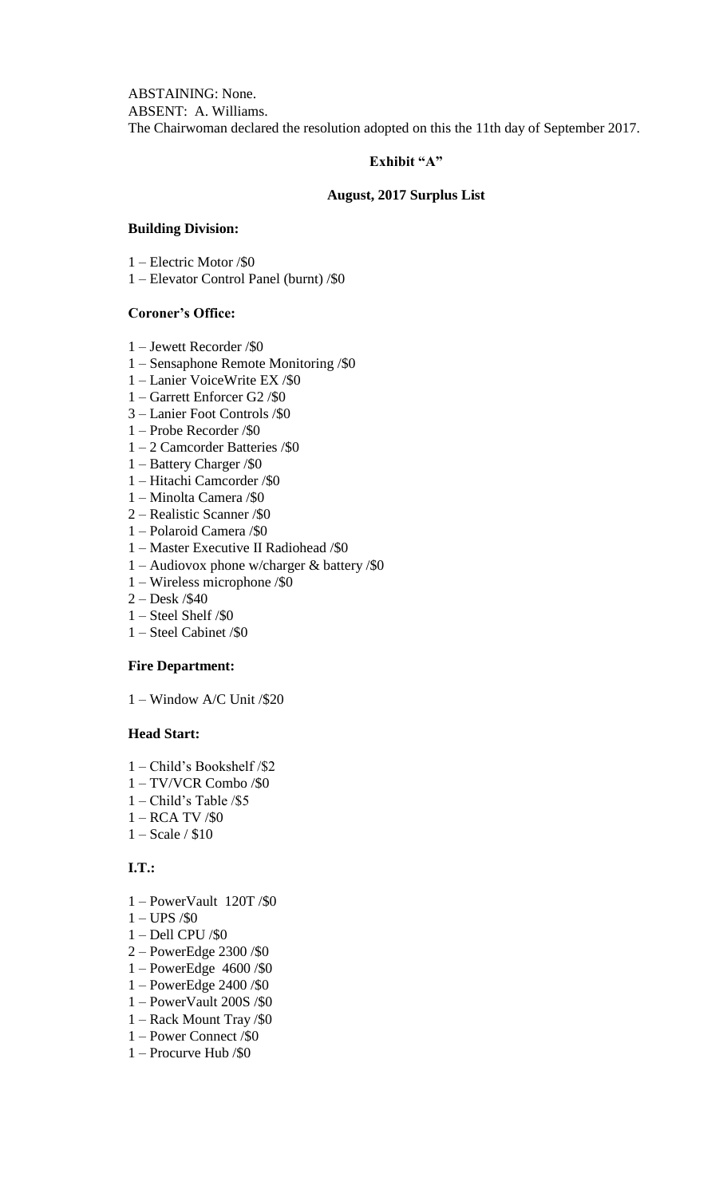ABSTAINING: None.
ABSENT: A. Williams.
The Chairwoman declared the resolution adopted on this the 11th day of September 2017.

**Exhibit "A"**

**August, 2017 Surplus List**

**Building Division:**

1 – Electric Motor /$0
1 – Elevator Control Panel (burnt) /$0

**Coroner's Office:**

1 – Jewett Recorder /$0
1 – Sensaphone Remote Monitoring /$0
1 – Lanier VoiceWrite EX /$0
1 – Garrett Enforcer G2 /$0
3 – Lanier Foot Controls /$0
1 – Probe Recorder /$0
1 – 2 Camcorder Batteries /$0
1 – Battery Charger /$0
1 – Hitachi Camcorder /$0
1 – Minolta Camera /$0
2 – Realistic Scanner /$0
1 – Polaroid Camera /$0
1 – Master Executive II Radiohead /$0
1 – Audiovox phone w/charger & battery /$0
1 – Wireless microphone /$0
2 – Desk /$40
1 – Steel Shelf /$0
1 – Steel Cabinet /$0

**Fire Department:**

1 – Window A/C Unit /$20

**Head Start:**

1 – Child's Bookshelf /$2
1 – TV/VCR Combo /$0
1 – Child's Table /$5
1 – RCA TV /$0
1 – Scale / $10

**I.T.:**

1 – PowerVault 120T /$0
1 – UPS /$0
1 – Dell CPU /$0
2 – PowerEdge 2300 /$0
1 – PowerEdge 4600 /$0
1 – PowerEdge 2400 /$0
1 – PowerVault 200S /$0
1 – Rack Mount Tray /$0
1 – Power Connect /$0
1 – Procurve Hub /$0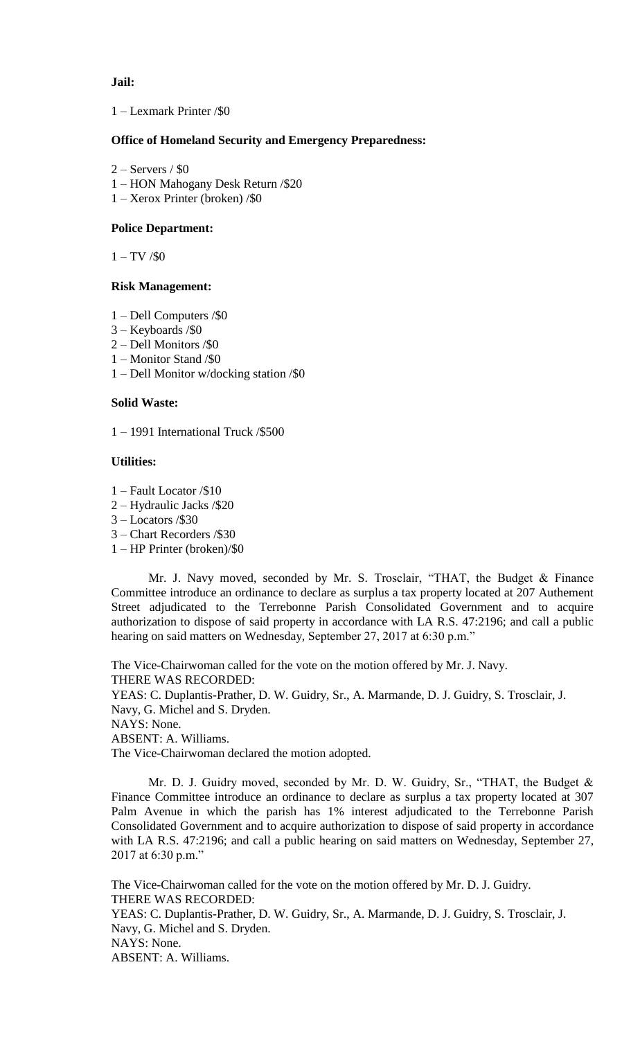**Jail:**

1 – Lexmark Printer /$0

**Office of Homeland Security and Emergency Preparedness:**

2 – Servers / $0
1 – HON Mahogany Desk Return /$20
1 – Xerox Printer (broken) /$0

**Police Department:**

1 – TV /$0

**Risk Management:**

1 – Dell Computers /$0
3 – Keyboards /$0
2 – Dell Monitors /$0
1 – Monitor Stand /$0
1 – Dell Monitor w/docking station /$0

**Solid Waste:**

1 – 1991 International Truck /$500

**Utilities:**

1 – Fault Locator /$10
2 – Hydraulic Jacks /$20
3 – Locators /$30
3 – Chart Recorders /$30
1 – HP Printer (broken)/$0

Mr. J. Navy moved, seconded by Mr. S. Trosclair, "THAT, the Budget & Finance Committee introduce an ordinance to declare as surplus a tax property located at 207 Authement Street adjudicated to the Terrebonne Parish Consolidated Government and to acquire authorization to dispose of said property in accordance with LA R.S. 47:2196; and call a public hearing on said matters on Wednesday, September 27, 2017 at 6:30 p.m."

The Vice-Chairwoman called for the vote on the motion offered by Mr. J. Navy.
THERE WAS RECORDED:
YEAS: C. Duplantis-Prather, D. W. Guidry, Sr., A. Marmande, D. J. Guidry, S. Trosclair, J. Navy, G. Michel and S. Dryden.
NAYS: None.
ABSENT: A. Williams.
The Vice-Chairwoman declared the motion adopted.

Mr. D. J. Guidry moved, seconded by Mr. D. W. Guidry, Sr., "THAT, the Budget & Finance Committee introduce an ordinance to declare as surplus a tax property located at 307 Palm Avenue in which the parish has 1% interest adjudicated to the Terrebonne Parish Consolidated Government and to acquire authorization to dispose of said property in accordance with LA R.S. 47:2196; and call a public hearing on said matters on Wednesday, September 27, 2017 at 6:30 p.m."

The Vice-Chairwoman called for the vote on the motion offered by Mr. D. J. Guidry.
THERE WAS RECORDED:
YEAS: C. Duplantis-Prather, D. W. Guidry, Sr., A. Marmande, D. J. Guidry, S. Trosclair, J. Navy, G. Michel and S. Dryden.
NAYS: None.
ABSENT: A. Williams.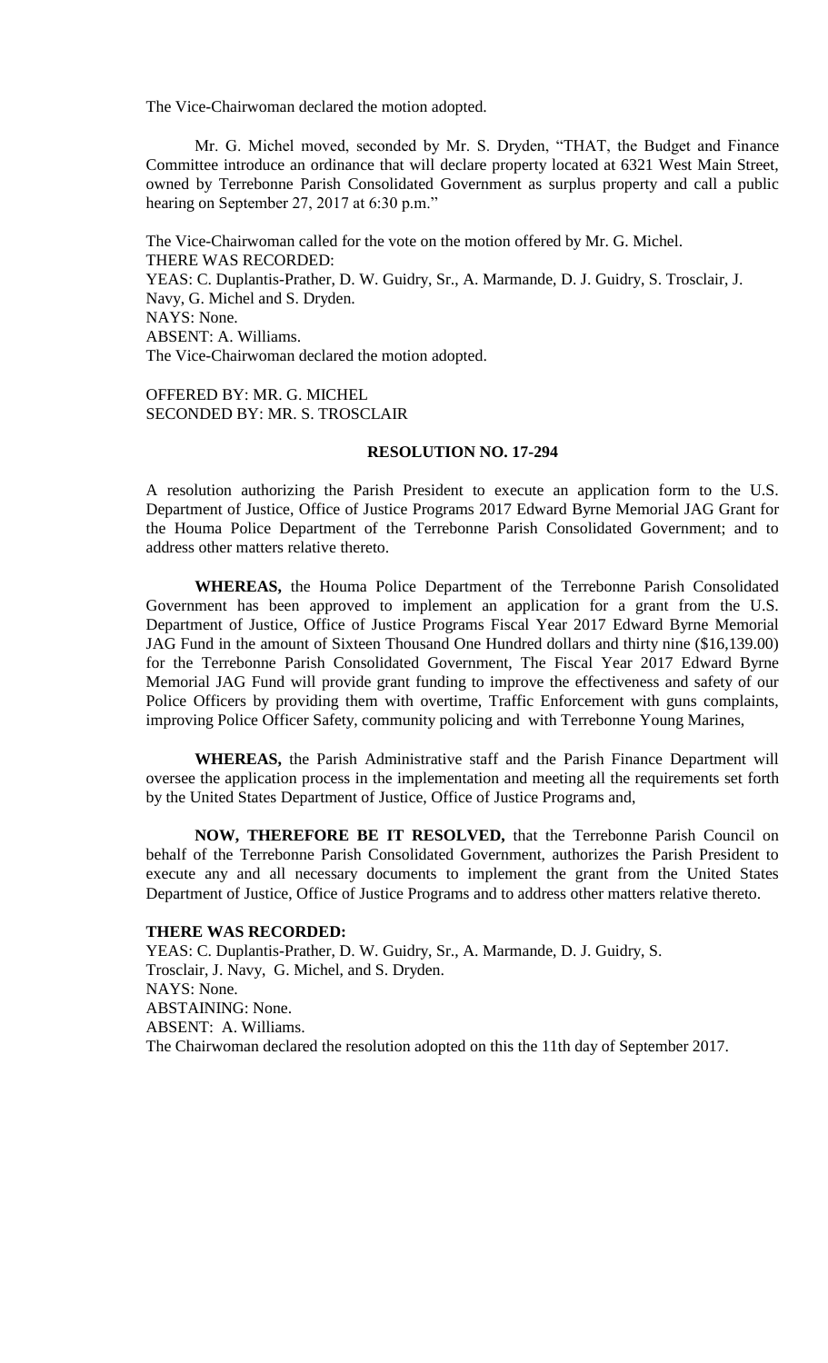The Vice-Chairwoman declared the motion adopted.

Mr. G. Michel moved, seconded by Mr. S. Dryden, "THAT, the Budget and Finance Committee introduce an ordinance that will declare property located at 6321 West Main Street, owned by Terrebonne Parish Consolidated Government as surplus property and call a public hearing on September 27, 2017 at 6:30 p.m."

The Vice-Chairwoman called for the vote on the motion offered by Mr. G. Michel.
THERE WAS RECORDED:
YEAS: C. Duplantis-Prather, D. W. Guidry, Sr., A. Marmande, D. J. Guidry, S. Trosclair, J. Navy, G. Michel and S. Dryden.
NAYS: None.
ABSENT: A. Williams.
The Vice-Chairwoman declared the motion adopted.

OFFERED BY: MR. G. MICHEL
SECONDED BY: MR. S. TROSCLAIR

**RESOLUTION NO. 17-294**

A resolution authorizing the Parish President to execute an application form to the U.S. Department of Justice, Office of Justice Programs 2017 Edward Byrne Memorial JAG Grant for the Houma Police Department of the Terrebonne Parish Consolidated Government; and to address other matters relative thereto.

**WHEREAS,** the Houma Police Department of the Terrebonne Parish Consolidated Government has been approved to implement an application for a grant from the U.S. Department of Justice, Office of Justice Programs Fiscal Year 2017 Edward Byrne Memorial JAG Fund in the amount of Sixteen Thousand One Hundred dollars and thirty nine ($16,139.00) for the Terrebonne Parish Consolidated Government, The Fiscal Year 2017 Edward Byrne Memorial JAG Fund will provide grant funding to improve the effectiveness and safety of our Police Officers by providing them with overtime, Traffic Enforcement with guns complaints, improving Police Officer Safety, community policing and with Terrebonne Young Marines,

**WHEREAS,** the Parish Administrative staff and the Parish Finance Department will oversee the application process in the implementation and meeting all the requirements set forth by the United States Department of Justice, Office of Justice Programs and,

**NOW, THEREFORE BE IT RESOLVED,** that the Terrebonne Parish Council on behalf of the Terrebonne Parish Consolidated Government, authorizes the Parish President to execute any and all necessary documents to implement the grant from the United States Department of Justice, Office of Justice Programs and to address other matters relative thereto.

**THERE WAS RECORDED:**
YEAS: C. Duplantis-Prather, D. W. Guidry, Sr., A. Marmande, D. J. Guidry, S. Trosclair, J. Navy, G. Michel, and S. Dryden.
NAYS: None.
ABSTAINING: None.
ABSENT: A. Williams.
The Chairwoman declared the resolution adopted on this the 11th day of September 2017.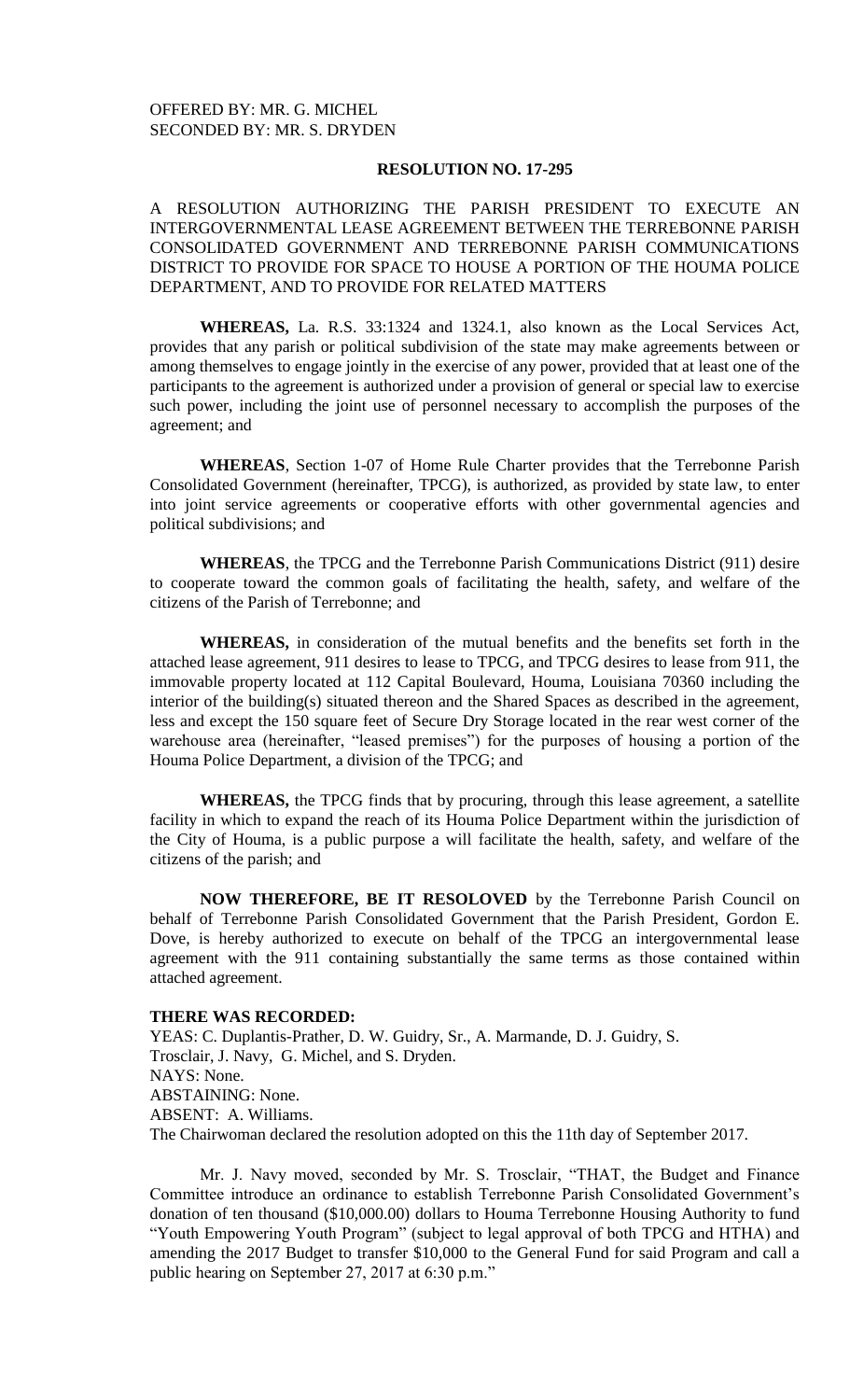OFFERED BY: MR. G. MICHEL
SECONDED BY: MR. S. DRYDEN

**RESOLUTION NO. 17-295**

A RESOLUTION AUTHORIZING THE PARISH PRESIDENT TO EXECUTE AN INTERGOVERNMENTAL LEASE AGREEMENT BETWEEN THE TERREBONNE PARISH CONSOLIDATED GOVERNMENT AND TERREBONNE PARISH COMMUNICATIONS DISTRICT TO PROVIDE FOR SPACE TO HOUSE A PORTION OF THE HOUMA POLICE DEPARTMENT, AND TO PROVIDE FOR RELATED MATTERS

**WHEREAS,** La. R.S. 33:1324 and 1324.1, also known as the Local Services Act, provides that any parish or political subdivision of the state may make agreements between or among themselves to engage jointly in the exercise of any power, provided that at least one of the participants to the agreement is authorized under a provision of general or special law to exercise such power, including the joint use of personnel necessary to accomplish the purposes of the agreement; and

**WHEREAS**, Section 1-07 of Home Rule Charter provides that the Terrebonne Parish Consolidated Government (hereinafter, TPCG), is authorized, as provided by state law, to enter into joint service agreements or cooperative efforts with other governmental agencies and political subdivisions; and

**WHEREAS**, the TPCG and the Terrebonne Parish Communications District (911) desire to cooperate toward the common goals of facilitating the health, safety, and welfare of the citizens of the Parish of Terrebonne; and

**WHEREAS,** in consideration of the mutual benefits and the benefits set forth in the attached lease agreement, 911 desires to lease to TPCG, and TPCG desires to lease from 911, the immovable property located at 112 Capital Boulevard, Houma, Louisiana 70360 including the interior of the building(s) situated thereon and the Shared Spaces as described in the agreement, less and except the 150 square feet of Secure Dry Storage located in the rear west corner of the warehouse area (hereinafter, "leased premises") for the purposes of housing a portion of the Houma Police Department, a division of the TPCG; and

**WHEREAS,** the TPCG finds that by procuring, through this lease agreement, a satellite facility in which to expand the reach of its Houma Police Department within the jurisdiction of the City of Houma, is a public purpose a will facilitate the health, safety, and welfare of the citizens of the parish; and

**NOW THEREFORE, BE IT RESOLOVED** by the Terrebonne Parish Council on behalf of Terrebonne Parish Consolidated Government that the Parish President, Gordon E. Dove, is hereby authorized to execute on behalf of the TPCG an intergovernmental lease agreement with the 911 containing substantially the same terms as those contained within attached agreement.

**THERE WAS RECORDED:**
YEAS: C. Duplantis-Prather, D. W. Guidry, Sr., A. Marmande, D. J. Guidry, S. Trosclair, J. Navy, G. Michel, and S. Dryden.
NAYS: None.
ABSTAINING: None.
ABSENT: A. Williams.
The Chairwoman declared the resolution adopted on this the 11th day of September 2017.

Mr. J. Navy moved, seconded by Mr. S. Trosclair, "THAT, the Budget and Finance Committee introduce an ordinance to establish Terrebonne Parish Consolidated Government's donation of ten thousand ($10,000.00) dollars to Houma Terrebonne Housing Authority to fund "Youth Empowering Youth Program" (subject to legal approval of both TPCG and HTHA) and amending the 2017 Budget to transfer $10,000 to the General Fund for said Program and call a public hearing on September 27, 2017 at 6:30 p.m."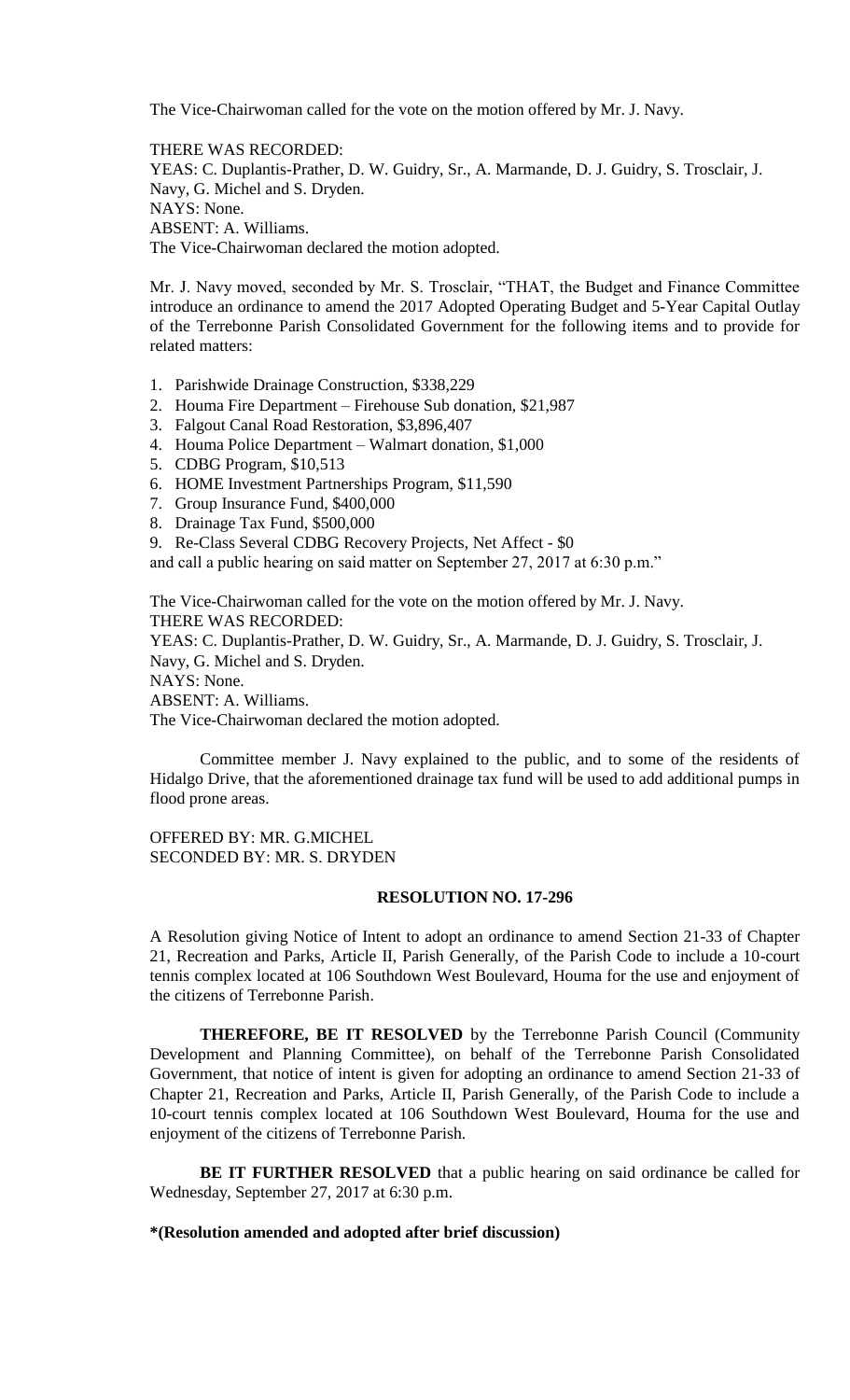The Vice-Chairwoman called for the vote on the motion offered by Mr. J. Navy.

THERE WAS RECORDED:
YEAS: C. Duplantis-Prather, D. W. Guidry, Sr., A. Marmande, D. J. Guidry, S. Trosclair, J. Navy, G. Michel and S. Dryden.
NAYS: None.
ABSENT: A. Williams.
The Vice-Chairwoman declared the motion adopted.

Mr. J. Navy moved, seconded by Mr. S. Trosclair, "THAT, the Budget and Finance Committee introduce an ordinance to amend the 2017 Adopted Operating Budget and 5-Year Capital Outlay of the Terrebonne Parish Consolidated Government for the following items and to provide for related matters:

1. Parishwide Drainage Construction, $338,229
2. Houma Fire Department – Firehouse Sub donation, $21,987
3. Falgout Canal Road Restoration, $3,896,407
4. Houma Police Department – Walmart donation, $1,000
5. CDBG Program, $10,513
6. HOME Investment Partnerships Program, $11,590
7. Group Insurance Fund, $400,000
8. Drainage Tax Fund, $500,000
9. Re-Class Several CDBG Recovery Projects, Net Affect - $0

and call a public hearing on said matter on September 27, 2017 at 6:30 p.m."

The Vice-Chairwoman called for the vote on the motion offered by Mr. J. Navy.
THERE WAS RECORDED:
YEAS: C. Duplantis-Prather, D. W. Guidry, Sr., A. Marmande, D. J. Guidry, S. Trosclair, J. Navy, G. Michel and S. Dryden.
NAYS: None.
ABSENT: A. Williams.
The Vice-Chairwoman declared the motion adopted.

Committee member J. Navy explained to the public, and to some of the residents of Hidalgo Drive, that the aforementioned drainage tax fund will be used to add additional pumps in flood prone areas.

OFFERED BY: MR. G.MICHEL
SECONDED BY: MR. S. DRYDEN

**RESOLUTION NO. 17-296**

A Resolution giving Notice of Intent to adopt an ordinance to amend Section 21-33 of Chapter 21, Recreation and Parks, Article II, Parish Generally, of the Parish Code to include a 10-court tennis complex located at 106 Southdown West Boulevard, Houma for the use and enjoyment of the citizens of Terrebonne Parish.

**THEREFORE, BE IT RESOLVED** by the Terrebonne Parish Council (Community Development and Planning Committee), on behalf of the Terrebonne Parish Consolidated Government, that notice of intent is given for adopting an ordinance to amend Section 21-33 of Chapter 21, Recreation and Parks, Article II, Parish Generally, of the Parish Code to include a 10-court tennis complex located at 106 Southdown West Boulevard, Houma for the use and enjoyment of the citizens of Terrebonne Parish.

**BE IT FURTHER RESOLVED** that a public hearing on said ordinance be called for Wednesday, September 27, 2017 at 6:30 p.m.

**\*(Resolution amended and adopted after brief discussion)**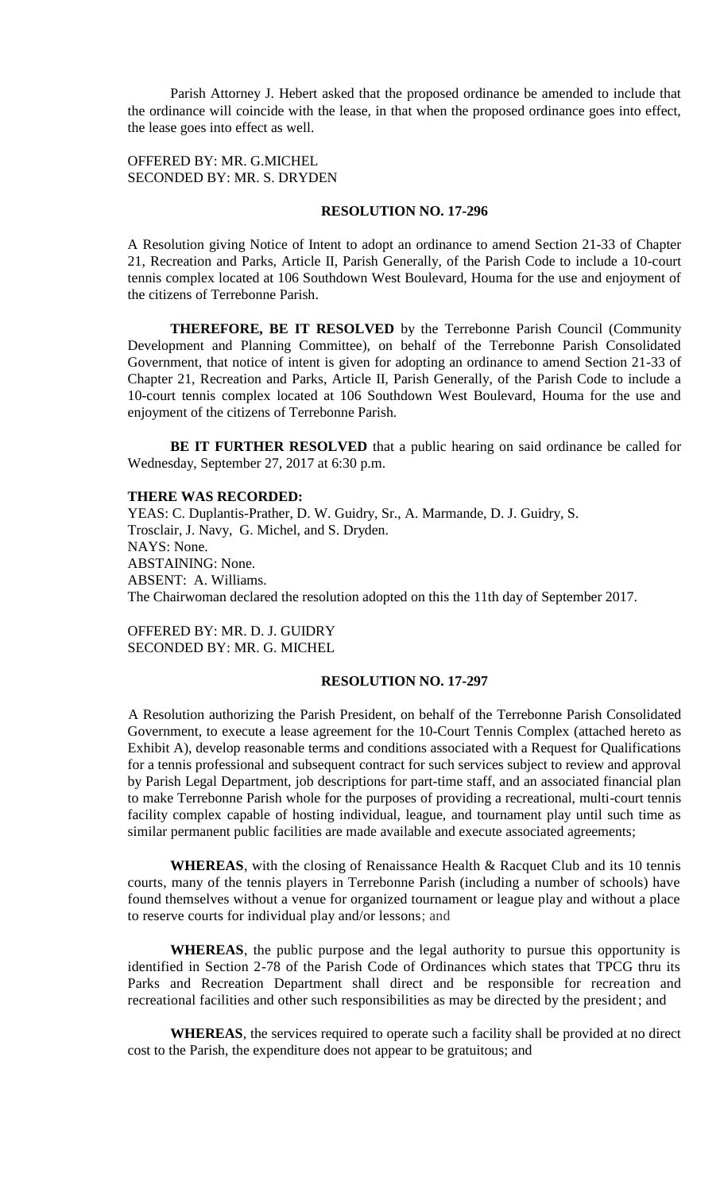Parish Attorney J. Hebert asked that the proposed ordinance be amended to include that the ordinance will coincide with the lease, in that when the proposed ordinance goes into effect, the lease goes into effect as well.

OFFERED BY: MR. G.MICHEL
SECONDED BY: MR. S. DRYDEN

**RESOLUTION NO. 17-296**

A Resolution giving Notice of Intent to adopt an ordinance to amend Section 21-33 of Chapter 21, Recreation and Parks, Article II, Parish Generally, of the Parish Code to include a 10-court tennis complex located at 106 Southdown West Boulevard, Houma for the use and enjoyment of the citizens of Terrebonne Parish.

**THEREFORE, BE IT RESOLVED** by the Terrebonne Parish Council (Community Development and Planning Committee), on behalf of the Terrebonne Parish Consolidated Government, that notice of intent is given for adopting an ordinance to amend Section 21-33 of Chapter 21, Recreation and Parks, Article II, Parish Generally, of the Parish Code to include a 10-court tennis complex located at 106 Southdown West Boulevard, Houma for the use and enjoyment of the citizens of Terrebonne Parish.

**BE IT FURTHER RESOLVED** that a public hearing on said ordinance be called for Wednesday, September 27, 2017 at 6:30 p.m.

**THERE WAS RECORDED:**
YEAS: C. Duplantis-Prather, D. W. Guidry, Sr., A. Marmande, D. J. Guidry, S. Trosclair, J. Navy, G. Michel, and S. Dryden.
NAYS: None.
ABSTAINING: None.
ABSENT: A. Williams.
The Chairwoman declared the resolution adopted on this the 11th day of September 2017.

OFFERED BY: MR. D. J. GUIDRY
SECONDED BY: MR. G. MICHEL

**RESOLUTION NO. 17-297**

A Resolution authorizing the Parish President, on behalf of the Terrebonne Parish Consolidated Government, to execute a lease agreement for the 10-Court Tennis Complex (attached hereto as Exhibit A), develop reasonable terms and conditions associated with a Request for Qualifications for a tennis professional and subsequent contract for such services subject to review and approval by Parish Legal Department, job descriptions for part-time staff, and an associated financial plan to make Terrebonne Parish whole for the purposes of providing a recreational, multi-court tennis facility complex capable of hosting individual, league, and tournament play until such time as similar permanent public facilities are made available and execute associated agreements;

**WHEREAS**, with the closing of Renaissance Health & Racquet Club and its 10 tennis courts, many of the tennis players in Terrebonne Parish (including a number of schools) have found themselves without a venue for organized tournament or league play and without a place to reserve courts for individual play and/or lessons; and

**WHEREAS**, the public purpose and the legal authority to pursue this opportunity is identified in Section 2-78 of the Parish Code of Ordinances which states that TPCG thru its Parks and Recreation Department shall direct and be responsible for recreation and recreational facilities and other such responsibilities as may be directed by the president; and

**WHEREAS**, the services required to operate such a facility shall be provided at no direct cost to the Parish, the expenditure does not appear to be gratuitous; and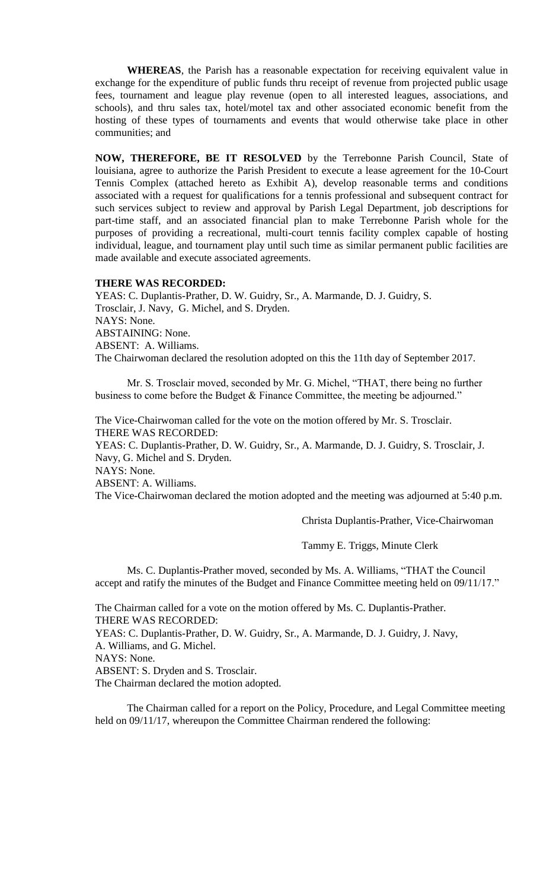**WHEREAS**, the Parish has a reasonable expectation for receiving equivalent value in exchange for the expenditure of public funds thru receipt of revenue from projected public usage fees, tournament and league play revenue (open to all interested leagues, associations, and schools), and thru sales tax, hotel/motel tax and other associated economic benefit from the hosting of these types of tournaments and events that would otherwise take place in other communities; and

**NOW, THEREFORE, BE IT RESOLVED** by the Terrebonne Parish Council, State of louisiana, agree to authorize the Parish President to execute a lease agreement for the 10-Court Tennis Complex (attached hereto as Exhibit A), develop reasonable terms and conditions associated with a request for qualifications for a tennis professional and subsequent contract for such services subject to review and approval by Parish Legal Department, job descriptions for part-time staff, and an associated financial plan to make Terrebonne Parish whole for the purposes of providing a recreational, multi-court tennis facility complex capable of hosting individual, league, and tournament play until such time as similar permanent public facilities are made available and execute associated agreements.

**THERE WAS RECORDED:**
YEAS: C. Duplantis-Prather, D. W. Guidry, Sr., A. Marmande, D. J. Guidry, S. Trosclair, J. Navy, G. Michel, and S. Dryden.
NAYS: None.
ABSTAINING: None.
ABSENT: A. Williams.
The Chairwoman declared the resolution adopted on this the 11th day of September 2017.

Mr. S. Trosclair moved, seconded by Mr. G. Michel, "THAT, there being no further business to come before the Budget & Finance Committee, the meeting be adjourned."

The Vice-Chairwoman called for the vote on the motion offered by Mr. S. Trosclair.
THERE WAS RECORDED:
YEAS: C. Duplantis-Prather, D. W. Guidry, Sr., A. Marmande, D. J. Guidry, S. Trosclair, J. Navy, G. Michel and S. Dryden.
NAYS: None.
ABSENT: A. Williams.
The Vice-Chairwoman declared the motion adopted and the meeting was adjourned at 5:40 p.m.

Christa Duplantis-Prather, Vice-Chairwoman

Tammy E. Triggs, Minute Clerk

Ms. C. Duplantis-Prather moved, seconded by Ms. A. Williams, "THAT the Council accept and ratify the minutes of the Budget and Finance Committee meeting held on 09/11/17."

The Chairman called for a vote on the motion offered by Ms. C. Duplantis-Prather.
THERE WAS RECORDED:
YEAS: C. Duplantis-Prather, D. W. Guidry, Sr., A. Marmande, D. J. Guidry, J. Navy, A. Williams, and G. Michel.
NAYS: None.
ABSENT: S. Dryden and S. Trosclair.
The Chairman declared the motion adopted.

The Chairman called for a report on the Policy, Procedure, and Legal Committee meeting held on 09/11/17, whereupon the Committee Chairman rendered the following: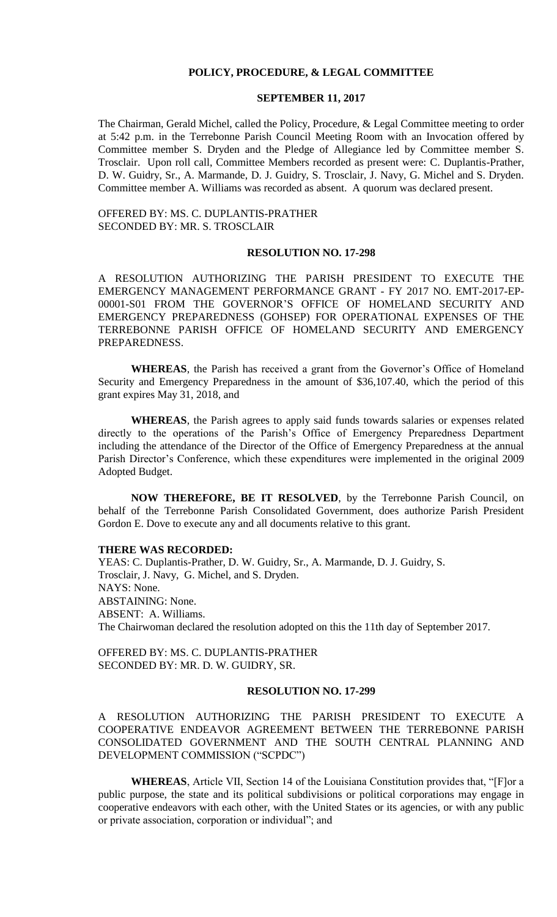## POLICY, PROCEDURE, & LEGAL COMMITTEE

## SEPTEMBER 11, 2017

The Chairman, Gerald Michel, called the Policy, Procedure, & Legal Committee meeting to order at 5:42 p.m. in the Terrebonne Parish Council Meeting Room with an Invocation offered by Committee member S. Dryden and the Pledge of Allegiance led by Committee member S. Trosclair. Upon roll call, Committee Members recorded as present were: C. Duplantis-Prather, D. W. Guidry, Sr., A. Marmande, D. J. Guidry, S. Trosclair, J. Navy, G. Michel and S. Dryden. Committee member A. Williams was recorded as absent. A quorum was declared present.

OFFERED BY: MS. C. DUPLANTIS-PRATHER
SECONDED BY: MR. S. TROSCLAIR

### RESOLUTION NO. 17-298

A RESOLUTION AUTHORIZING THE PARISH PRESIDENT TO EXECUTE THE EMERGENCY MANAGEMENT PERFORMANCE GRANT - FY 2017 NO. EMT-2017-EP-00001-S01 FROM THE GOVERNOR'S OFFICE OF HOMELAND SECURITY AND EMERGENCY PREPAREDNESS (GOHSEP) FOR OPERATIONAL EXPENSES OF THE TERREBONNE PARISH OFFICE OF HOMELAND SECURITY AND EMERGENCY PREPAREDNESS.

**WHEREAS**, the Parish has received a grant from the Governor's Office of Homeland Security and Emergency Preparedness in the amount of $36,107.40, which the period of this grant expires May 31, 2018, and

**WHEREAS**, the Parish agrees to apply said funds towards salaries or expenses related directly to the operations of the Parish's Office of Emergency Preparedness Department including the attendance of the Director of the Office of Emergency Preparedness at the annual Parish Director's Conference, which these expenditures were implemented in the original 2009 Adopted Budget.

**NOW THEREFORE, BE IT RESOLVED**, by the Terrebonne Parish Council, on behalf of the Terrebonne Parish Consolidated Government, does authorize Parish President Gordon E. Dove to execute any and all documents relative to this grant.

**THERE WAS RECORDED:**
YEAS: C. Duplantis-Prather, D. W. Guidry, Sr., A. Marmande, D. J. Guidry, S. Trosclair, J. Navy, G. Michel, and S. Dryden.
NAYS: None.
ABSTAINING: None.
ABSENT: A. Williams.
The Chairwoman declared the resolution adopted on this the 11th day of September 2017.

OFFERED BY: MS. C. DUPLANTIS-PRATHER
SECONDED BY: MR. D. W. GUIDRY, SR.

### RESOLUTION NO. 17-299

A RESOLUTION AUTHORIZING THE PARISH PRESIDENT TO EXECUTE A COOPERATIVE ENDEAVOR AGREEMENT BETWEEN THE TERREBONNE PARISH CONSOLIDATED GOVERNMENT AND THE SOUTH CENTRAL PLANNING AND DEVELOPMENT COMMISSION ("SCPDC")

**WHEREAS**, Article VII, Section 14 of the Louisiana Constitution provides that, "[F]or a public purpose, the state and its political subdivisions or political corporations may engage in cooperative endeavors with each other, with the United States or its agencies, or with any public or private association, corporation or individual"; and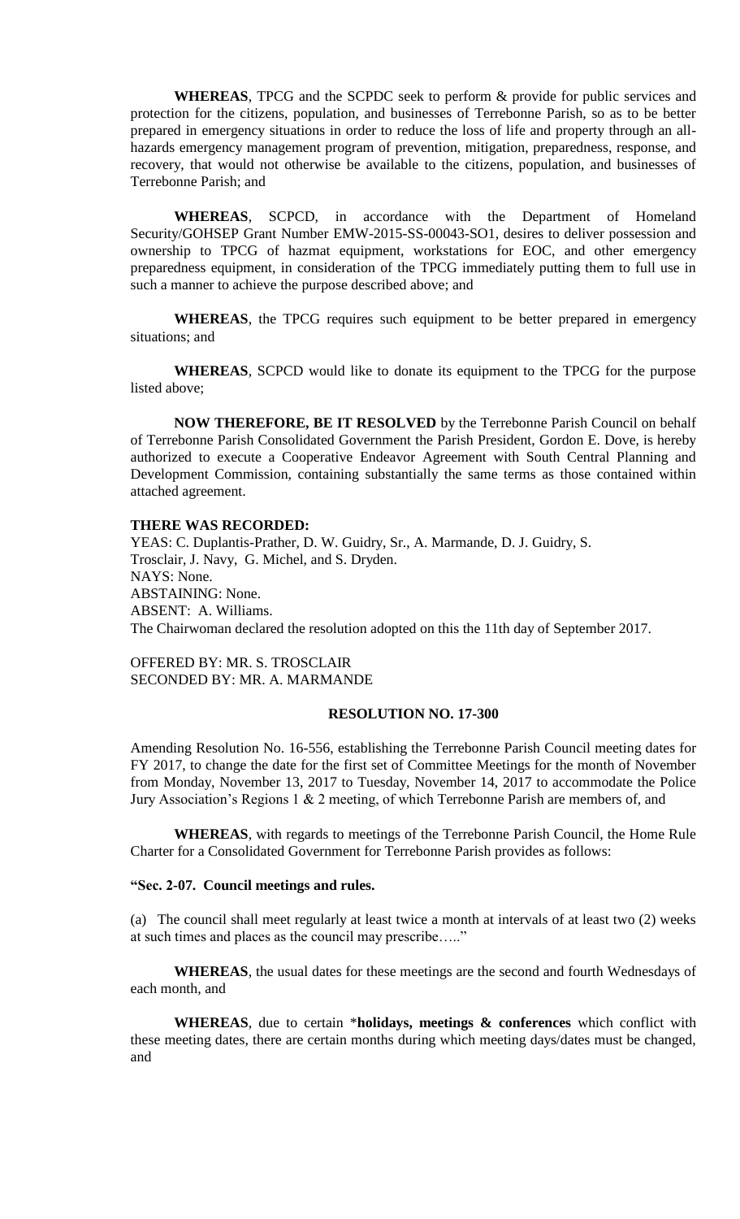**WHEREAS**, TPCG and the SCPDC seek to perform & provide for public services and protection for the citizens, population, and businesses of Terrebonne Parish, so as to be better prepared in emergency situations in order to reduce the loss of life and property through an all-hazards emergency management program of prevention, mitigation, preparedness, response, and recovery, that would not otherwise be available to the citizens, population, and businesses of Terrebonne Parish; and

**WHEREAS**, SCPCD, in accordance with the Department of Homeland Security/GOHSEP Grant Number EMW-2015-SS-00043-SO1, desires to deliver possession and ownership to TPCG of hazmat equipment, workstations for EOC, and other emergency preparedness equipment, in consideration of the TPCG immediately putting them to full use in such a manner to achieve the purpose described above; and

**WHEREAS**, the TPCG requires such equipment to be better prepared in emergency situations; and

**WHEREAS**, SCPCD would like to donate its equipment to the TPCG for the purpose listed above;

**NOW THEREFORE, BE IT RESOLVED** by the Terrebonne Parish Council on behalf of Terrebonne Parish Consolidated Government the Parish President, Gordon E. Dove, is hereby authorized to execute a Cooperative Endeavor Agreement with South Central Planning and Development Commission, containing substantially the same terms as those contained within attached agreement.

**THERE WAS RECORDED:**
YEAS: C. Duplantis-Prather, D. W. Guidry, Sr., A. Marmande, D. J. Guidry, S. Trosclair, J. Navy, G. Michel, and S. Dryden.
NAYS: None.
ABSTAINING: None.
ABSENT: A. Williams.
The Chairwoman declared the resolution adopted on this the 11th day of September 2017.

OFFERED BY: MR. S. TROSCLAIR
SECONDED BY: MR. A. MARMANDE

## RESOLUTION NO. 17-300

Amending Resolution No. 16-556, establishing the Terrebonne Parish Council meeting dates for FY 2017, to change the date for the first set of Committee Meetings for the month of November from Monday, November 13, 2017 to Tuesday, November 14, 2017 to accommodate the Police Jury Association's Regions 1 & 2 meeting, of which Terrebonne Parish are members of, and

**WHEREAS**, with regards to meetings of the Terrebonne Parish Council, the Home Rule Charter for a Consolidated Government for Terrebonne Parish provides as follows:

**"Sec. 2-07. Council meetings and rules.**

(a) The council shall meet regularly at least twice a month at intervals of at least two (2) weeks at such times and places as the council may prescribe….."

**WHEREAS**, the usual dates for these meetings are the second and fourth Wednesdays of each month, and

**WHEREAS**, due to certain \***holidays, meetings & conferences** which conflict with these meeting dates, there are certain months during which meeting days/dates must be changed, and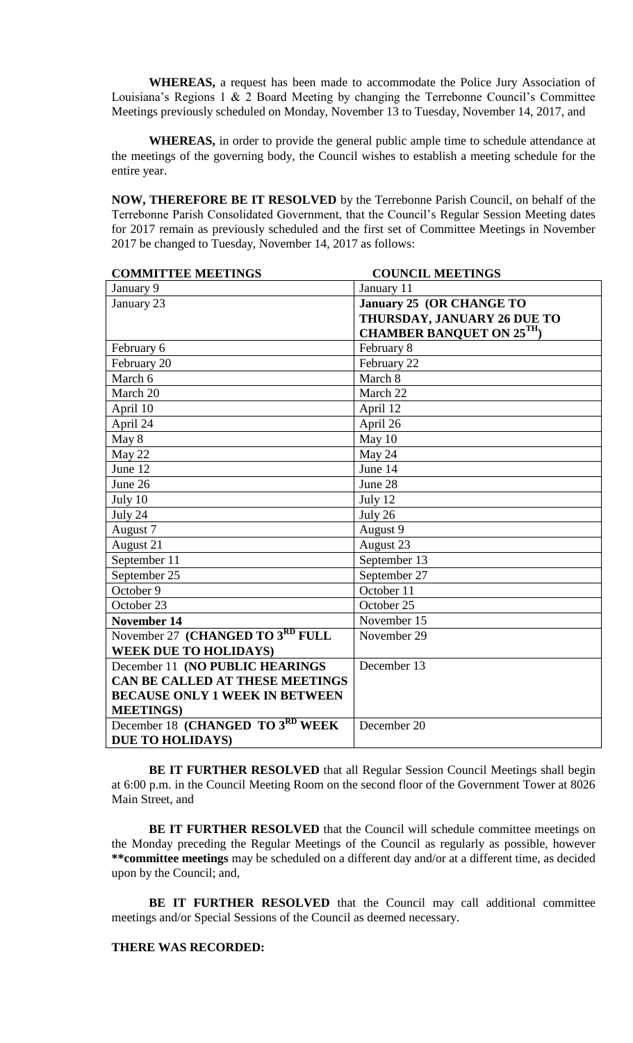**WHEREAS,** a request has been made to accommodate the Police Jury Association of Louisiana's Regions 1 & 2 Board Meeting by changing the Terrebonne Council's Committee Meetings previously scheduled on Monday, November 13 to Tuesday, November 14, 2017, and

**WHEREAS,** in order to provide the general public ample time to schedule attendance at the meetings of the governing body, the Council wishes to establish a meeting schedule for the entire year.

**NOW, THEREFORE BE IT RESOLVED** by the Terrebonne Parish Council, on behalf of the Terrebonne Parish Consolidated Government, that the Council's Regular Session Meeting dates for 2017 remain as previously scheduled and the first set of Committee Meetings in November 2017 be changed to Tuesday, November 14, 2017 as follows:

| **COMMITTEE MEETINGS** | **COUNCIL MEETINGS** |
|---|---|
| January 9 | January 11 |
| January 23 | **January 25 (OR CHANGE TO THURSDAY, JANUARY 26 DUE TO CHAMBER BANQUET ON 25TH)** |
| February 6 | February 8 |
| February 20 | February 22 |
| March 6 | March 8 |
| March 20 | March 22 |
| April 10 | April 12 |
| April 24 | April 26 |
| May 8 | May 10 |
| May 22 | May 24 |
| June 12 | June 14 |
| June 26 | June 28 |
| July 10 | July 12 |
| July 24 | July 26 |
| August 7 | August 9 |
| August 21 | August 23 |
| September 11 | September 13 |
| September 25 | September 27 |
| October 9 | October 11 |
| October 23 | October 25 |
| **November 14** | November 15 |
| November 27 **(CHANGED TO 3RD FULL WEEK DUE TO HOLIDAYS)** | November 29 |
| December 11 **(NO PUBLIC HEARINGS CAN BE CALLED AT THESE MEETINGS BECAUSE ONLY 1 WEEK IN BETWEEN MEETINGS)** | December 13 |
| December 18 **(CHANGED TO 3RD WEEK DUE TO HOLIDAYS)** | December 20 |

**BE IT FURTHER RESOLVED** that all Regular Session Council Meetings shall begin at 6:00 p.m. in the Council Meeting Room on the second floor of the Government Tower at 8026 Main Street, and

**BE IT FURTHER RESOLVED** that the Council will schedule committee meetings on the Monday preceding the Regular Meetings of the Council as regularly as possible, however **\*\*committee meetings** may be scheduled on a different day and/or at a different time, as decided upon by the Council; and,

**BE IT FURTHER RESOLVED** that the Council may call additional committee meetings and/or Special Sessions of the Council as deemed necessary.

**THERE WAS RECORDED:**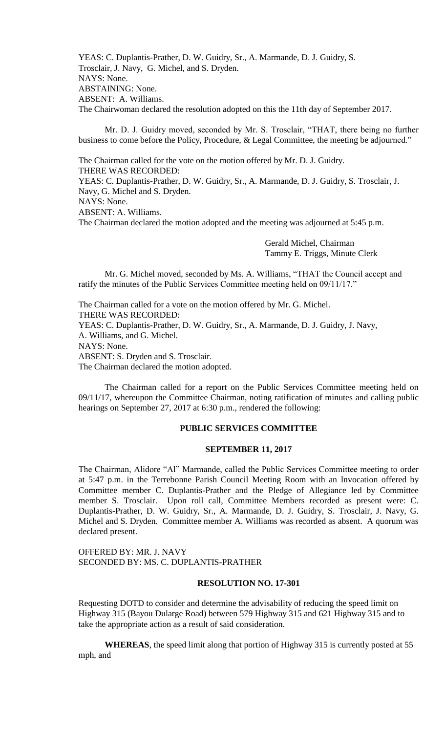YEAS: C. Duplantis-Prather, D. W. Guidry, Sr., A. Marmande, D. J. Guidry, S. Trosclair, J. Navy, G. Michel, and S. Dryden.
NAYS: None.
ABSTAINING: None.
ABSENT: A. Williams.
The Chairwoman declared the resolution adopted on this the 11th day of September 2017.

Mr. D. J. Guidry moved, seconded by Mr. S. Trosclair, "THAT, there being no further business to come before the Policy, Procedure, & Legal Committee, the meeting be adjourned."

The Chairman called for the vote on the motion offered by Mr. D. J. Guidry.
THERE WAS RECORDED:
YEAS: C. Duplantis-Prather, D. W. Guidry, Sr., A. Marmande, D. J. Guidry, S. Trosclair, J. Navy, G. Michel and S. Dryden.
NAYS: None.
ABSENT: A. Williams.
The Chairman declared the motion adopted and the meeting was adjourned at 5:45 p.m.

Gerald Michel, Chairman
Tammy E. Triggs, Minute Clerk

Mr. G. Michel moved, seconded by Ms. A. Williams, "THAT the Council accept and ratify the minutes of the Public Services Committee meeting held on 09/11/17."

The Chairman called for a vote on the motion offered by Mr. G. Michel.
THERE WAS RECORDED:
YEAS: C. Duplantis-Prather, D. W. Guidry, Sr., A. Marmande, D. J. Guidry, J. Navy, A. Williams, and G. Michel.
NAYS: None.
ABSENT: S. Dryden and S. Trosclair.
The Chairman declared the motion adopted.

The Chairman called for a report on the Public Services Committee meeting held on 09/11/17, whereupon the Committee Chairman, noting ratification of minutes and calling public hearings on September 27, 2017 at 6:30 p.m., rendered the following:

## PUBLIC SERVICES COMMITTEE

### SEPTEMBER 11, 2017

The Chairman, Alidore "Al" Marmande, called the Public Services Committee meeting to order at 5:47 p.m. in the Terrebonne Parish Council Meeting Room with an Invocation offered by Committee member C. Duplantis-Prather and the Pledge of Allegiance led by Committee member S. Trosclair. Upon roll call, Committee Members recorded as present were: C. Duplantis-Prather, D. W. Guidry, Sr., A. Marmande, D. J. Guidry, S. Trosclair, J. Navy, G. Michel and S. Dryden. Committee member A. Williams was recorded as absent. A quorum was declared present.

OFFERED BY: MR. J. NAVY
SECONDED BY: MS. C. DUPLANTIS-PRATHER

### RESOLUTION NO. 17-301

Requesting DOTD to consider and determine the advisability of reducing the speed limit on Highway 315 (Bayou Dularge Road) between 579 Highway 315 and 621 Highway 315 and to take the appropriate action as a result of said consideration.

**WHEREAS**, the speed limit along that portion of Highway 315 is currently posted at 55 mph, and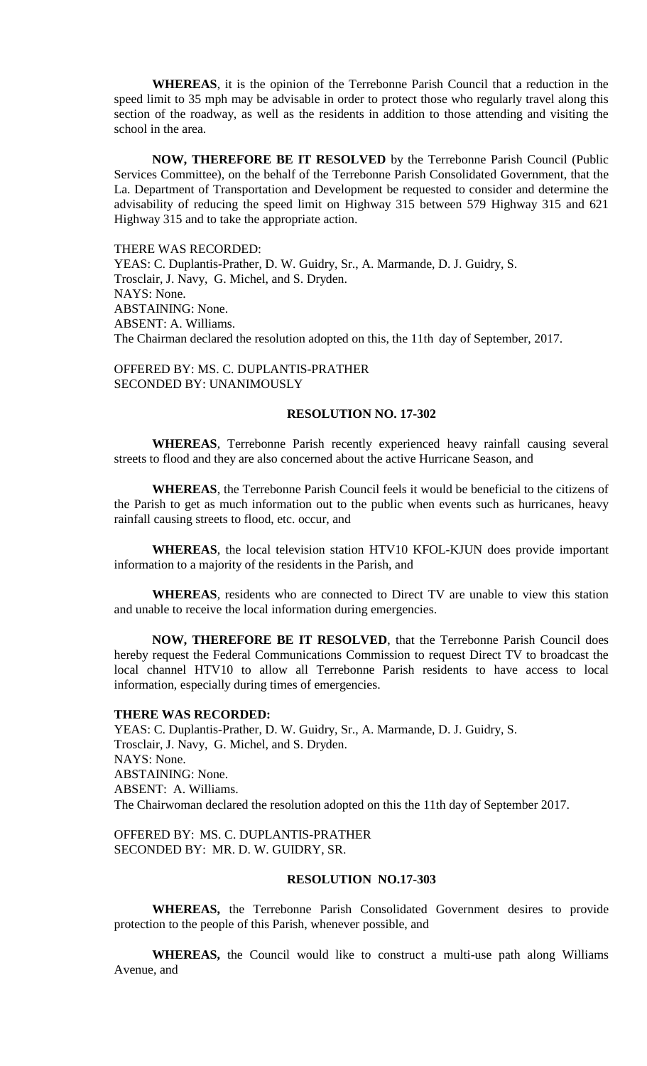**WHEREAS**, it is the opinion of the Terrebonne Parish Council that a reduction in the speed limit to 35 mph may be advisable in order to protect those who regularly travel along this section of the roadway, as well as the residents in addition to those attending and visiting the school in the area.

**NOW, THEREFORE BE IT RESOLVED** by the Terrebonne Parish Council (Public Services Committee), on the behalf of the Terrebonne Parish Consolidated Government, that the La. Department of Transportation and Development be requested to consider and determine the advisability of reducing the speed limit on Highway 315 between 579 Highway 315 and 621 Highway 315 and to take the appropriate action.

THERE WAS RECORDED:
YEAS: C. Duplantis-Prather, D. W. Guidry, Sr., A. Marmande, D. J. Guidry, S. Trosclair, J. Navy, G. Michel, and S. Dryden.
NAYS: None.
ABSTAINING: None.
ABSENT: A. Williams.
The Chairman declared the resolution adopted on this, the 11th day of September, 2017.

OFFERED BY: MS. C. DUPLANTIS-PRATHER
SECONDED BY: UNANIMOUSLY

**RESOLUTION NO. 17-302**

**WHEREAS**, Terrebonne Parish recently experienced heavy rainfall causing several streets to flood and they are also concerned about the active Hurricane Season, and

**WHEREAS**, the Terrebonne Parish Council feels it would be beneficial to the citizens of the Parish to get as much information out to the public when events such as hurricanes, heavy rainfall causing streets to flood, etc. occur, and

**WHEREAS**, the local television station HTV10 KFOL-KJUN does provide important information to a majority of the residents in the Parish, and

**WHEREAS**, residents who are connected to Direct TV are unable to view this station and unable to receive the local information during emergencies.

**NOW, THEREFORE BE IT RESOLVED**, that the Terrebonne Parish Council does hereby request the Federal Communications Commission to request Direct TV to broadcast the local channel HTV10 to allow all Terrebonne Parish residents to have access to local information, especially during times of emergencies.

**THERE WAS RECORDED:**
YEAS: C. Duplantis-Prather, D. W. Guidry, Sr., A. Marmande, D. J. Guidry, S. Trosclair, J. Navy, G. Michel, and S. Dryden.
NAYS: None.
ABSTAINING: None.
ABSENT: A. Williams.
The Chairwoman declared the resolution adopted on this the 11th day of September 2017.

OFFERED BY: MS. C. DUPLANTIS-PRATHER
SECONDED BY: MR. D. W. GUIDRY, SR.

**RESOLUTION NO.17-303**

**WHEREAS,** the Terrebonne Parish Consolidated Government desires to provide protection to the people of this Parish, whenever possible, and

**WHEREAS,** the Council would like to construct a multi-use path along Williams Avenue, and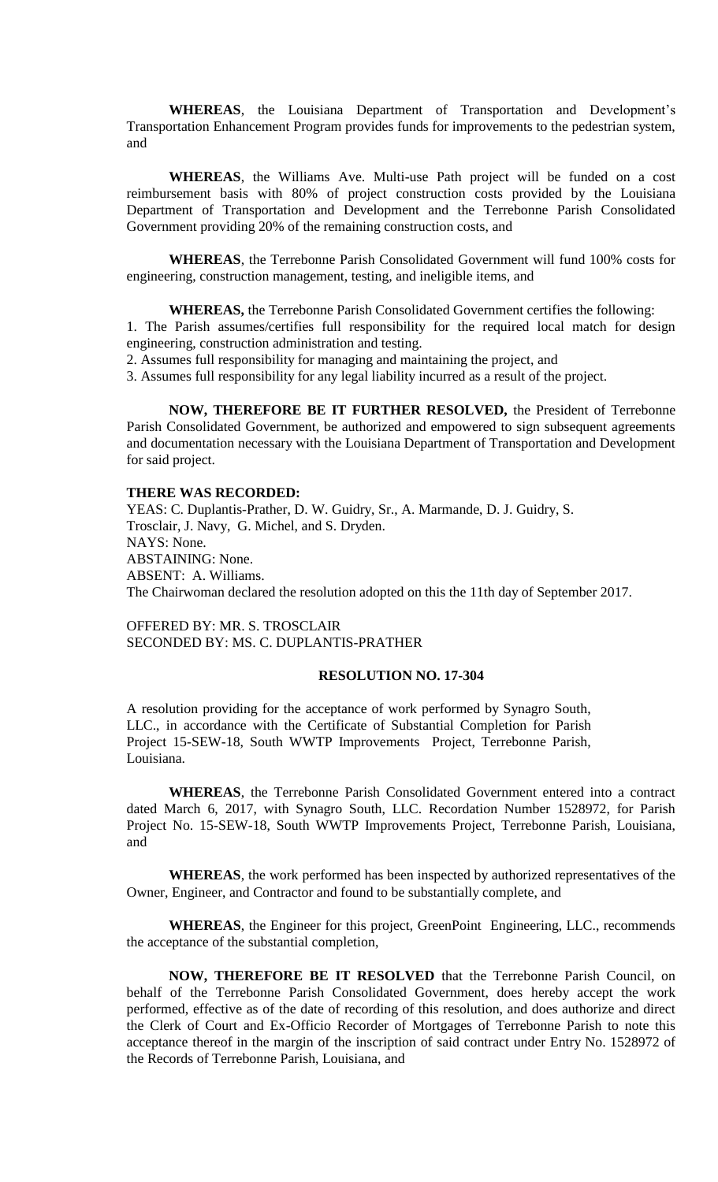**WHEREAS**, the Louisiana Department of Transportation and Development's Transportation Enhancement Program provides funds for improvements to the pedestrian system, and

**WHEREAS**, the Williams Ave. Multi-use Path project will be funded on a cost reimbursement basis with 80% of project construction costs provided by the Louisiana Department of Transportation and Development and the Terrebonne Parish Consolidated Government providing 20% of the remaining construction costs, and

**WHEREAS**, the Terrebonne Parish Consolidated Government will fund 100% costs for engineering, construction management, testing, and ineligible items, and

**WHEREAS,** the Terrebonne Parish Consolidated Government certifies the following:

1. The Parish assumes/certifies full responsibility for the required local match for design engineering, construction administration and testing.
2. Assumes full responsibility for managing and maintaining the project, and
3. Assumes full responsibility for any legal liability incurred as a result of the project.

**NOW, THEREFORE BE IT FURTHER RESOLVED,** the President of Terrebonne Parish Consolidated Government, be authorized and empowered to sign subsequent agreements and documentation necessary with the Louisiana Department of Transportation and Development for said project.

**THERE WAS RECORDED:**

YEAS: C. Duplantis-Prather, D. W. Guidry, Sr., A. Marmande, D. J. Guidry, S. Trosclair, J. Navy, G. Michel, and S. Dryden.
NAYS: None.
ABSTAINING: None.
ABSENT: A. Williams.
The Chairwoman declared the resolution adopted on this the 11th day of September 2017.

OFFERED BY: MR. S. TROSCLAIR
SECONDED BY: MS. C. DUPLANTIS-PRATHER

**RESOLUTION NO. 17-304**

A resolution providing for the acceptance of work performed by Synagro South, LLC., in accordance with the Certificate of Substantial Completion for Parish Project 15-SEW-18, South WWTP Improvements Project, Terrebonne Parish, Louisiana.

**WHEREAS**, the Terrebonne Parish Consolidated Government entered into a contract dated March 6, 2017, with Synagro South, LLC. Recordation Number 1528972, for Parish Project No. 15-SEW-18, South WWTP Improvements Project, Terrebonne Parish, Louisiana, and

**WHEREAS**, the work performed has been inspected by authorized representatives of the Owner, Engineer, and Contractor and found to be substantially complete, and

**WHEREAS**, the Engineer for this project, GreenPoint Engineering, LLC., recommends the acceptance of the substantial completion,

**NOW, THEREFORE BE IT RESOLVED** that the Terrebonne Parish Council, on behalf of the Terrebonne Parish Consolidated Government, does hereby accept the work performed, effective as of the date of recording of this resolution, and does authorize and direct the Clerk of Court and Ex-Officio Recorder of Mortgages of Terrebonne Parish to note this acceptance thereof in the margin of the inscription of said contract under Entry No. 1528972 of the Records of Terrebonne Parish, Louisiana, and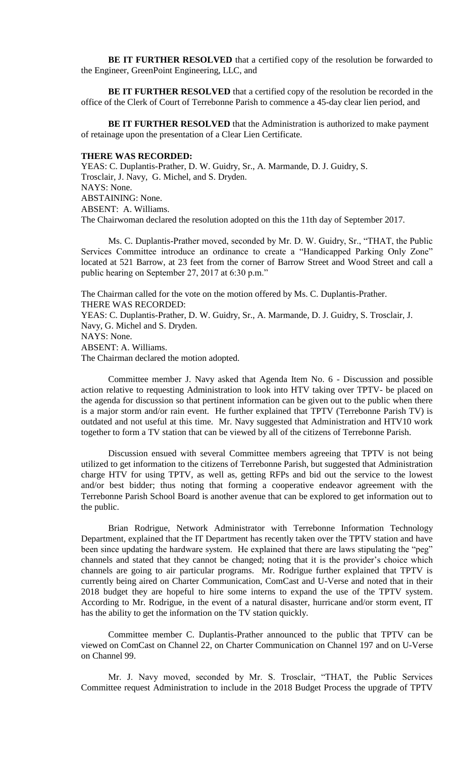**BE IT FURTHER RESOLVED** that a certified copy of the resolution be forwarded to the Engineer, GreenPoint Engineering, LLC, and

**BE IT FURTHER RESOLVED** that a certified copy of the resolution be recorded in the office of the Clerk of Court of Terrebonne Parish to commence a 45-day clear lien period, and

**BE IT FURTHER RESOLVED** that the Administration is authorized to make payment of retainage upon the presentation of a Clear Lien Certificate.

**THERE WAS RECORDED:**
YEAS: C. Duplantis-Prather, D. W. Guidry, Sr., A. Marmande, D. J. Guidry, S. Trosclair, J. Navy, G. Michel, and S. Dryden.
NAYS: None.
ABSTAINING: None.
ABSENT: A. Williams.
The Chairwoman declared the resolution adopted on this the 11th day of September 2017.

Ms. C. Duplantis-Prather moved, seconded by Mr. D. W. Guidry, Sr., "THAT, the Public Services Committee introduce an ordinance to create a "Handicapped Parking Only Zone" located at 521 Barrow, at 23 feet from the corner of Barrow Street and Wood Street and call a public hearing on September 27, 2017 at 6:30 p.m."

The Chairman called for the vote on the motion offered by Ms. C. Duplantis-Prather.
THERE WAS RECORDED:
YEAS: C. Duplantis-Prather, D. W. Guidry, Sr., A. Marmande, D. J. Guidry, S. Trosclair, J. Navy, G. Michel and S. Dryden.
NAYS: None.
ABSENT: A. Williams.
The Chairman declared the motion adopted.

Committee member J. Navy asked that Agenda Item No. 6 - Discussion and possible action relative to requesting Administration to look into HTV taking over TPTV- be placed on the agenda for discussion so that pertinent information can be given out to the public when there is a major storm and/or rain event. He further explained that TPTV (Terrebonne Parish TV) is outdated and not useful at this time. Mr. Navy suggested that Administration and HTV10 work together to form a TV station that can be viewed by all of the citizens of Terrebonne Parish.

Discussion ensued with several Committee members agreeing that TPTV is not being utilized to get information to the citizens of Terrebonne Parish, but suggested that Administration charge HTV for using TPTV, as well as, getting RFPs and bid out the service to the lowest and/or best bidder; thus noting that forming a cooperative endeavor agreement with the Terrebonne Parish School Board is another avenue that can be explored to get information out to the public.

Brian Rodrigue, Network Administrator with Terrebonne Information Technology Department, explained that the IT Department has recently taken over the TPTV station and have been since updating the hardware system. He explained that there are laws stipulating the "peg" channels and stated that they cannot be changed; noting that it is the provider's choice which channels are going to air particular programs. Mr. Rodrigue further explained that TPTV is currently being aired on Charter Communication, ComCast and U-Verse and noted that in their 2018 budget they are hopeful to hire some interns to expand the use of the TPTV system. According to Mr. Rodrigue, in the event of a natural disaster, hurricane and/or storm event, IT has the ability to get the information on the TV station quickly.

Committee member C. Duplantis-Prather announced to the public that TPTV can be viewed on ComCast on Channel 22, on Charter Communication on Channel 197 and on U-Verse on Channel 99.

Mr. J. Navy moved, seconded by Mr. S. Trosclair, "THAT, the Public Services Committee request Administration to include in the 2018 Budget Process the upgrade of TPTV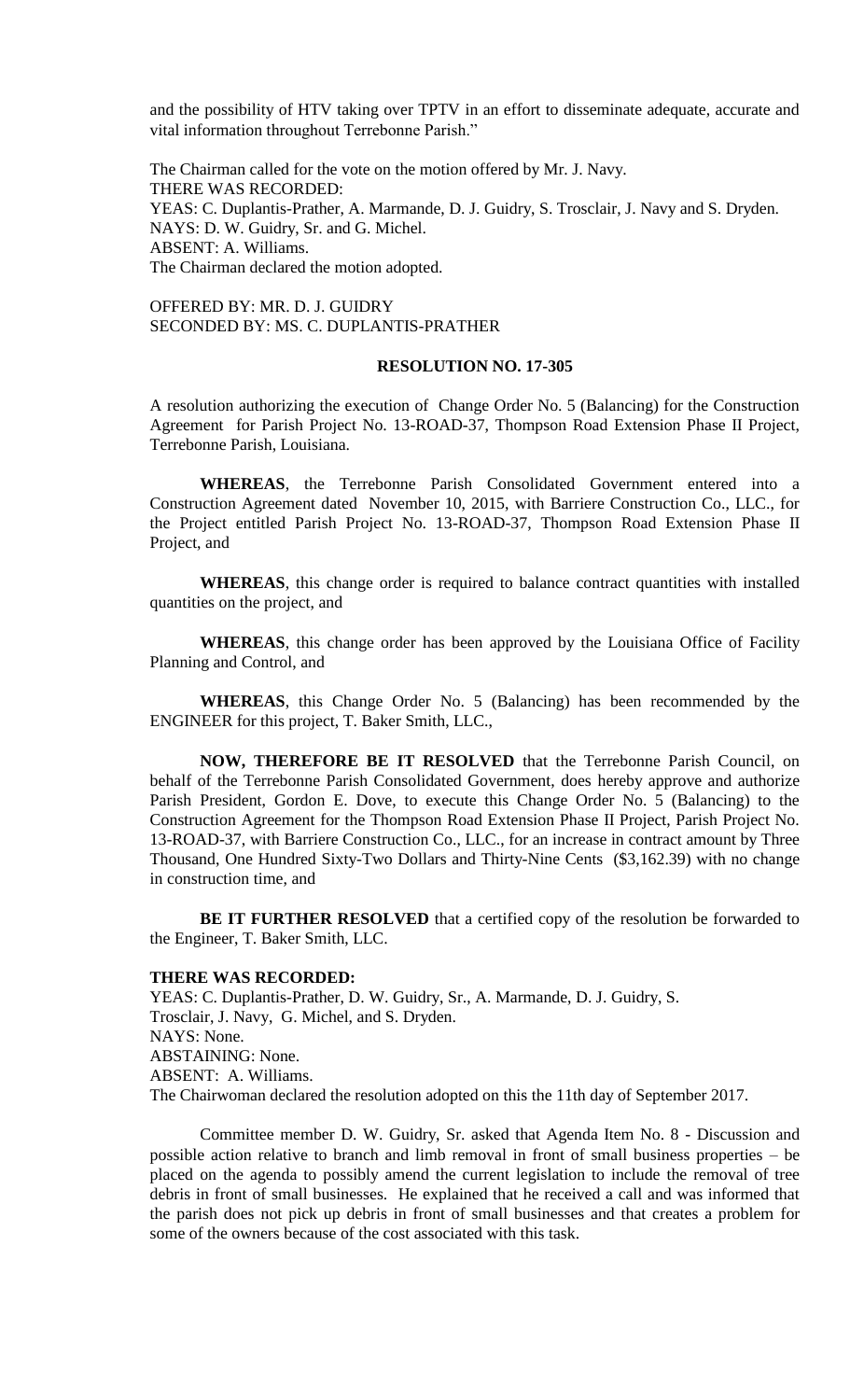and the possibility of HTV taking over TPTV in an effort to disseminate adequate, accurate and vital information throughout Terrebonne Parish."

The Chairman called for the vote on the motion offered by Mr. J. Navy.
THERE WAS RECORDED:
YEAS: C. Duplantis-Prather, A. Marmande, D. J. Guidry, S. Trosclair, J. Navy and S. Dryden.
NAYS: D. W. Guidry, Sr. and G. Michel.
ABSENT: A. Williams.
The Chairman declared the motion adopted.

OFFERED BY: MR. D. J. GUIDRY
SECONDED BY: MS. C. DUPLANTIS-PRATHER

**RESOLUTION NO. 17-305**

A resolution authorizing the execution of Change Order No. 5 (Balancing) for the Construction Agreement for Parish Project No. 13-ROAD-37, Thompson Road Extension Phase II Project, Terrebonne Parish, Louisiana.

**WHEREAS**, the Terrebonne Parish Consolidated Government entered into a Construction Agreement dated November 10, 2015, with Barriere Construction Co., LLC., for the Project entitled Parish Project No. 13-ROAD-37, Thompson Road Extension Phase II Project, and

**WHEREAS**, this change order is required to balance contract quantities with installed quantities on the project, and

**WHEREAS**, this change order has been approved by the Louisiana Office of Facility Planning and Control, and

**WHEREAS**, this Change Order No. 5 (Balancing) has been recommended by the ENGINEER for this project, T. Baker Smith, LLC.,

**NOW, THEREFORE BE IT RESOLVED** that the Terrebonne Parish Council, on behalf of the Terrebonne Parish Consolidated Government, does hereby approve and authorize Parish President, Gordon E. Dove, to execute this Change Order No. 5 (Balancing) to the Construction Agreement for the Thompson Road Extension Phase II Project, Parish Project No. 13-ROAD-37, with Barriere Construction Co., LLC., for an increase in contract amount by Three Thousand, One Hundred Sixty-Two Dollars and Thirty-Nine Cents ($3,162.39) with no change in construction time, and

**BE IT FURTHER RESOLVED** that a certified copy of the resolution be forwarded to the Engineer, T. Baker Smith, LLC.

**THERE WAS RECORDED:**
YEAS: C. Duplantis-Prather, D. W. Guidry, Sr., A. Marmande, D. J. Guidry, S. Trosclair, J. Navy, G. Michel, and S. Dryden.
NAYS: None.
ABSTAINING: None.
ABSENT: A. Williams.
The Chairwoman declared the resolution adopted on this the 11th day of September 2017.

Committee member D. W. Guidry, Sr. asked that Agenda Item No. 8 - Discussion and possible action relative to branch and limb removal in front of small business properties – be placed on the agenda to possibly amend the current legislation to include the removal of tree debris in front of small businesses. He explained that he received a call and was informed that the parish does not pick up debris in front of small businesses and that creates a problem for some of the owners because of the cost associated with this task.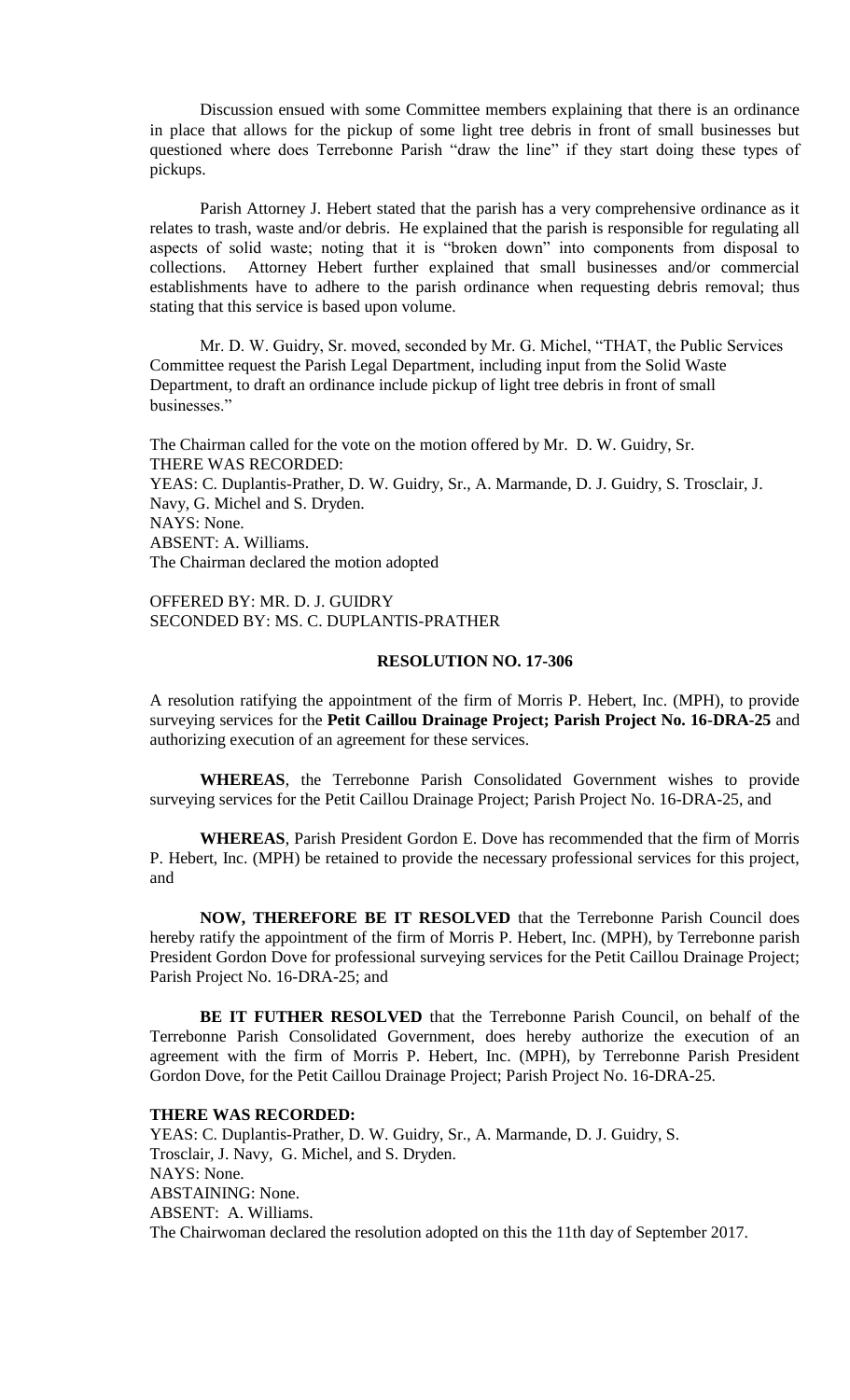Discussion ensued with some Committee members explaining that there is an ordinance in place that allows for the pickup of some light tree debris in front of small businesses but questioned where does Terrebonne Parish "draw the line" if they start doing these types of pickups.

Parish Attorney J. Hebert stated that the parish has a very comprehensive ordinance as it relates to trash, waste and/or debris. He explained that the parish is responsible for regulating all aspects of solid waste; noting that it is "broken down" into components from disposal to collections. Attorney Hebert further explained that small businesses and/or commercial establishments have to adhere to the parish ordinance when requesting debris removal; thus stating that this service is based upon volume.

Mr. D. W. Guidry, Sr. moved, seconded by Mr. G. Michel, "THAT, the Public Services Committee request the Parish Legal Department, including input from the Solid Waste Department, to draft an ordinance include pickup of light tree debris in front of small businesses."

The Chairman called for the vote on the motion offered by Mr. D. W. Guidry, Sr.
THERE WAS RECORDED:
YEAS: C. Duplantis-Prather, D. W. Guidry, Sr., A. Marmande, D. J. Guidry, S. Trosclair, J. Navy, G. Michel and S. Dryden.
NAYS: None.
ABSENT: A. Williams.
The Chairman declared the motion adopted

OFFERED BY: MR. D. J. GUIDRY
SECONDED BY: MS. C. DUPLANTIS-PRATHER

**RESOLUTION NO. 17-306**

A resolution ratifying the appointment of the firm of Morris P. Hebert, Inc. (MPH), to provide surveying services for the **Petit Caillou Drainage Project; Parish Project No. 16-DRA-25** and authorizing execution of an agreement for these services.

**WHEREAS**, the Terrebonne Parish Consolidated Government wishes to provide surveying services for the Petit Caillou Drainage Project; Parish Project No. 16-DRA-25, and

**WHEREAS**, Parish President Gordon E. Dove has recommended that the firm of Morris P. Hebert, Inc. (MPH) be retained to provide the necessary professional services for this project, and

**NOW, THEREFORE BE IT RESOLVED** that the Terrebonne Parish Council does hereby ratify the appointment of the firm of Morris P. Hebert, Inc. (MPH), by Terrebonne parish President Gordon Dove for professional surveying services for the Petit Caillou Drainage Project; Parish Project No. 16-DRA-25; and

**BE IT FUTHER RESOLVED** that the Terrebonne Parish Council, on behalf of the Terrebonne Parish Consolidated Government, does hereby authorize the execution of an agreement with the firm of Morris P. Hebert, Inc. (MPH), by Terrebonne Parish President Gordon Dove, for the Petit Caillou Drainage Project; Parish Project No. 16-DRA-25.

**THERE WAS RECORDED:**
YEAS: C. Duplantis-Prather, D. W. Guidry, Sr., A. Marmande, D. J. Guidry, S. Trosclair, J. Navy, G. Michel, and S. Dryden.
NAYS: None.
ABSTAINING: None.
ABSENT: A. Williams.
The Chairwoman declared the resolution adopted on this the 11th day of September 2017.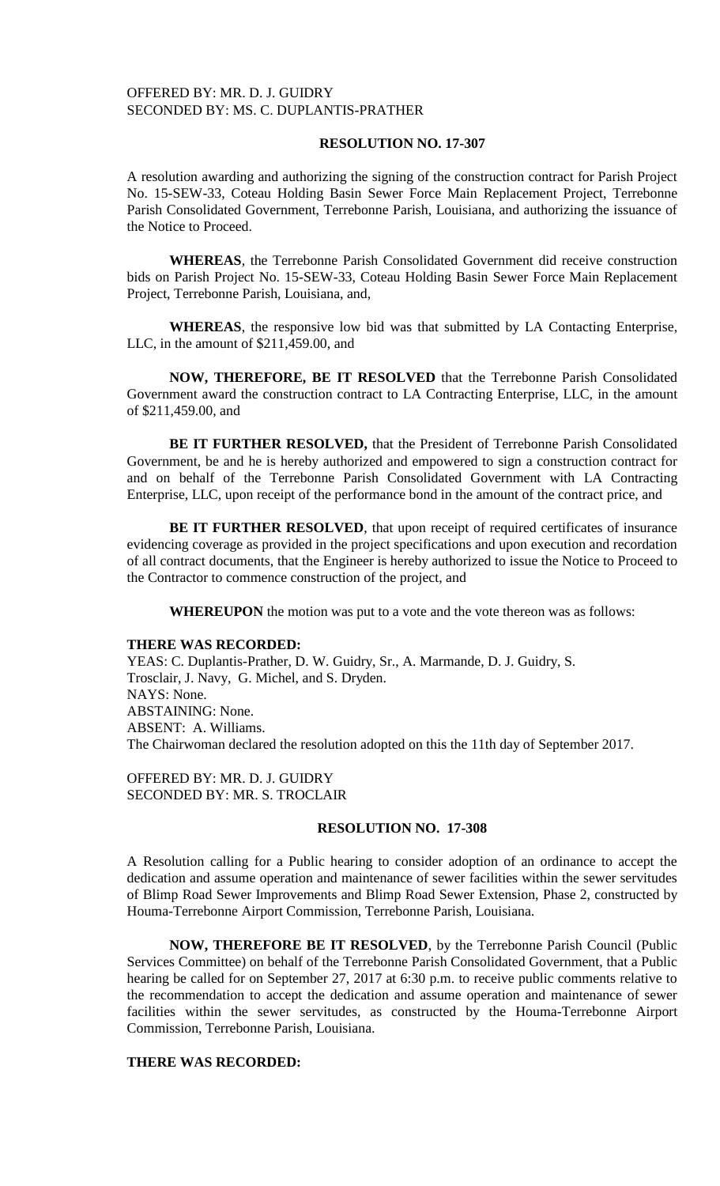OFFERED BY: MR. D. J. GUIDRY
SECONDED BY: MS. C. DUPLANTIS-PRATHER

**RESOLUTION NO. 17-307**

A resolution awarding and authorizing the signing of the construction contract for Parish Project No. 15-SEW-33, Coteau Holding Basin Sewer Force Main Replacement Project, Terrebonne Parish Consolidated Government, Terrebonne Parish, Louisiana, and authorizing the issuance of the Notice to Proceed.

**WHEREAS**, the Terrebonne Parish Consolidated Government did receive construction bids on Parish Project No. 15-SEW-33, Coteau Holding Basin Sewer Force Main Replacement Project, Terrebonne Parish, Louisiana, and,

**WHEREAS**, the responsive low bid was that submitted by LA Contacting Enterprise, LLC, in the amount of $211,459.00, and

**NOW, THEREFORE, BE IT RESOLVED** that the Terrebonne Parish Consolidated Government award the construction contract to LA Contracting Enterprise, LLC, in the amount of $211,459.00, and

**BE IT FURTHER RESOLVED,** that the President of Terrebonne Parish Consolidated Government, be and he is hereby authorized and empowered to sign a construction contract for and on behalf of the Terrebonne Parish Consolidated Government with LA Contracting Enterprise, LLC, upon receipt of the performance bond in the amount of the contract price, and

**BE IT FURTHER RESOLVED**, that upon receipt of required certificates of insurance evidencing coverage as provided in the project specifications and upon execution and recordation of all contract documents, that the Engineer is hereby authorized to issue the Notice to Proceed to the Contractor to commence construction of the project, and

**WHEREUPON** the motion was put to a vote and the vote thereon was as follows:

**THERE WAS RECORDED:**
YEAS: C. Duplantis-Prather, D. W. Guidry, Sr., A. Marmande, D. J. Guidry, S. Trosclair, J. Navy, G. Michel, and S. Dryden.
NAYS: None.
ABSTAINING: None.
ABSENT: A. Williams.
The Chairwoman declared the resolution adopted on this the 11th day of September 2017.

OFFERED BY: MR. D. J. GUIDRY
SECONDED BY: MR. S. TROCLAIR

**RESOLUTION NO. 17-308**

A Resolution calling for a Public hearing to consider adoption of an ordinance to accept the dedication and assume operation and maintenance of sewer facilities within the sewer servitudes of Blimp Road Sewer Improvements and Blimp Road Sewer Extension, Phase 2, constructed by Houma-Terrebonne Airport Commission, Terrebonne Parish, Louisiana.

**NOW, THEREFORE BE IT RESOLVED**, by the Terrebonne Parish Council (Public Services Committee) on behalf of the Terrebonne Parish Consolidated Government, that a Public hearing be called for on September 27, 2017 at 6:30 p.m. to receive public comments relative to the recommendation to accept the dedication and assume operation and maintenance of sewer facilities within the sewer servitudes, as constructed by the Houma-Terrebonne Airport Commission, Terrebonne Parish, Louisiana.

**THERE WAS RECORDED:**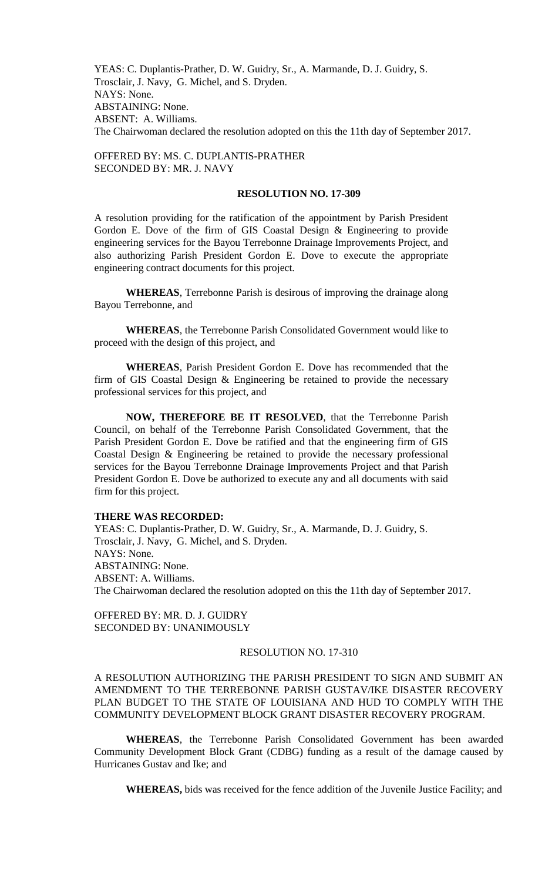YEAS: C. Duplantis-Prather, D. W. Guidry, Sr., A. Marmande, D. J. Guidry, S. Trosclair, J. Navy, G. Michel, and S. Dryden.
NAYS: None.
ABSTAINING: None.
ABSENT: A. Williams.
The Chairwoman declared the resolution adopted on this the 11th day of September 2017.

OFFERED BY: MS. C. DUPLANTIS-PRATHER
SECONDED BY: MR. J. NAVY

**RESOLUTION NO. 17-309**

A resolution providing for the ratification of the appointment by Parish President Gordon E. Dove of the firm of GIS Coastal Design & Engineering to provide engineering services for the Bayou Terrebonne Drainage Improvements Project, and also authorizing Parish President Gordon E. Dove to execute the appropriate engineering contract documents for this project.

**WHEREAS**, Terrebonne Parish is desirous of improving the drainage along Bayou Terrebonne, and

**WHEREAS**, the Terrebonne Parish Consolidated Government would like to proceed with the design of this project, and

**WHEREAS**, Parish President Gordon E. Dove has recommended that the firm of GIS Coastal Design & Engineering be retained to provide the necessary professional services for this project, and

**NOW, THEREFORE BE IT RESOLVED**, that the Terrebonne Parish Council, on behalf of the Terrebonne Parish Consolidated Government, that the Parish President Gordon E. Dove be ratified and that the engineering firm of GIS Coastal Design & Engineering be retained to provide the necessary professional services for the Bayou Terrebonne Drainage Improvements Project and that Parish President Gordon E. Dove be authorized to execute any and all documents with said firm for this project.

**THERE WAS RECORDED:**
YEAS: C. Duplantis-Prather, D. W. Guidry, Sr., A. Marmande, D. J. Guidry, S. Trosclair, J. Navy, G. Michel, and S. Dryden.
NAYS: None.
ABSTAINING: None.
ABSENT: A. Williams.
The Chairwoman declared the resolution adopted on this the 11th day of September 2017.

OFFERED BY: MR. D. J. GUIDRY
SECONDED BY: UNANIMOUSLY

RESOLUTION NO. 17-310

A RESOLUTION AUTHORIZING THE PARISH PRESIDENT TO SIGN AND SUBMIT AN AMENDMENT TO THE TERREBONNE PARISH GUSTAV/IKE DISASTER RECOVERY PLAN BUDGET TO THE STATE OF LOUISIANA AND HUD TO COMPLY WITH THE COMMUNITY DEVELOPMENT BLOCK GRANT DISASTER RECOVERY PROGRAM.

**WHEREAS**, the Terrebonne Parish Consolidated Government has been awarded Community Development Block Grant (CDBG) funding as a result of the damage caused by Hurricanes Gustav and Ike; and

**WHEREAS,** bids was received for the fence addition of the Juvenile Justice Facility; and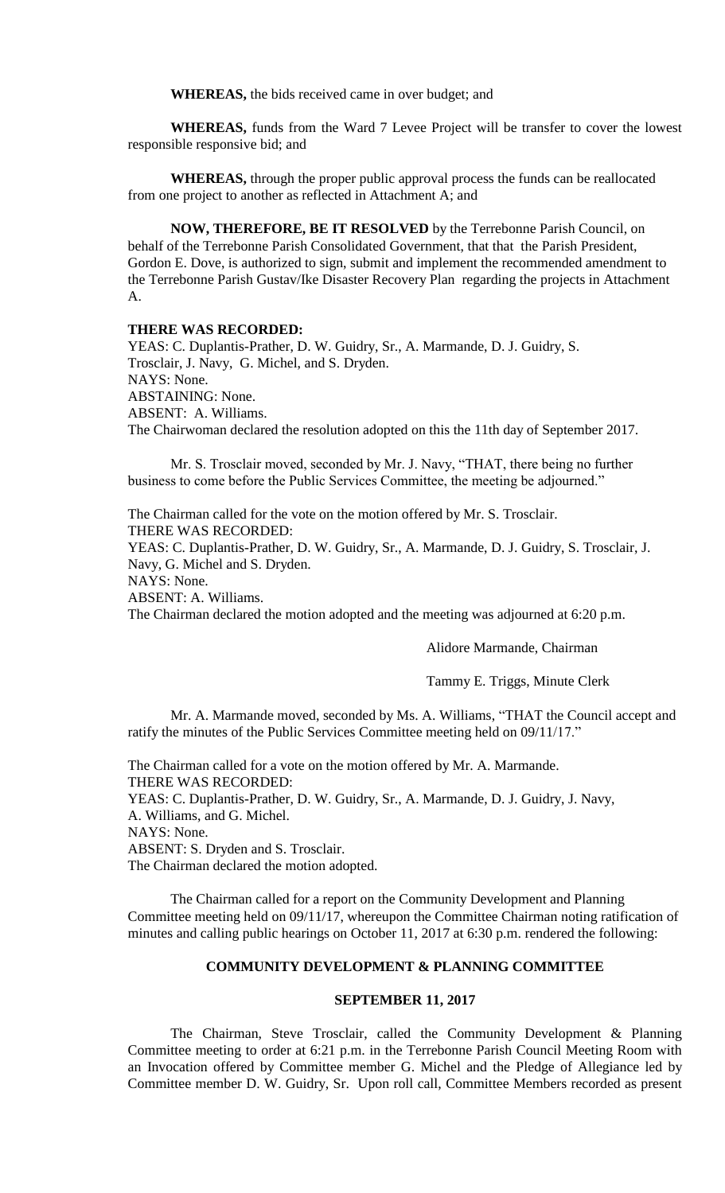**WHEREAS,** the bids received came in over budget; and

**WHEREAS,** funds from the Ward 7 Levee Project will be transfer to cover the lowest responsible responsive bid; and

**WHEREAS,** through the proper public approval process the funds can be reallocated from one project to another as reflected in Attachment A; and

**NOW, THEREFORE, BE IT RESOLVED** by the Terrebonne Parish Council, on behalf of the Terrebonne Parish Consolidated Government, that that the Parish President, Gordon E. Dove, is authorized to sign, submit and implement the recommended amendment to the Terrebonne Parish Gustav/Ike Disaster Recovery Plan regarding the projects in Attachment A.

**THERE WAS RECORDED:**
YEAS: C. Duplantis-Prather, D. W. Guidry, Sr., A. Marmande, D. J. Guidry, S. Trosclair, J. Navy, G. Michel, and S. Dryden.
NAYS: None.
ABSTAINING: None.
ABSENT: A. Williams.
The Chairwoman declared the resolution adopted on this the 11th day of September 2017.

Mr. S. Trosclair moved, seconded by Mr. J. Navy, "THAT, there being no further business to come before the Public Services Committee, the meeting be adjourned."

The Chairman called for the vote on the motion offered by Mr. S. Trosclair.
THERE WAS RECORDED:
YEAS: C. Duplantis-Prather, D. W. Guidry, Sr., A. Marmande, D. J. Guidry, S. Trosclair, J. Navy, G. Michel and S. Dryden.
NAYS: None.
ABSENT: A. Williams.
The Chairman declared the motion adopted and the meeting was adjourned at 6:20 p.m.

Alidore Marmande, Chairman

Tammy E. Triggs, Minute Clerk

Mr. A. Marmande moved, seconded by Ms. A. Williams, "THAT the Council accept and ratify the minutes of the Public Services Committee meeting held on 09/11/17."

The Chairman called for a vote on the motion offered by Mr. A. Marmande.
THERE WAS RECORDED:
YEAS: C. Duplantis-Prather, D. W. Guidry, Sr., A. Marmande, D. J. Guidry, J. Navy, A. Williams, and G. Michel.
NAYS: None.
ABSENT: S. Dryden and S. Trosclair.
The Chairman declared the motion adopted.

The Chairman called for a report on the Community Development and Planning Committee meeting held on 09/11/17, whereupon the Committee Chairman noting ratification of minutes and calling public hearings on October 11, 2017 at 6:30 p.m. rendered the following:

## COMMUNITY DEVELOPMENT & PLANNING COMMITTEE

### SEPTEMBER 11, 2017

The Chairman, Steve Trosclair, called the Community Development & Planning Committee meeting to order at 6:21 p.m. in the Terrebonne Parish Council Meeting Room with an Invocation offered by Committee member G. Michel and the Pledge of Allegiance led by Committee member D. W. Guidry, Sr. Upon roll call, Committee Members recorded as present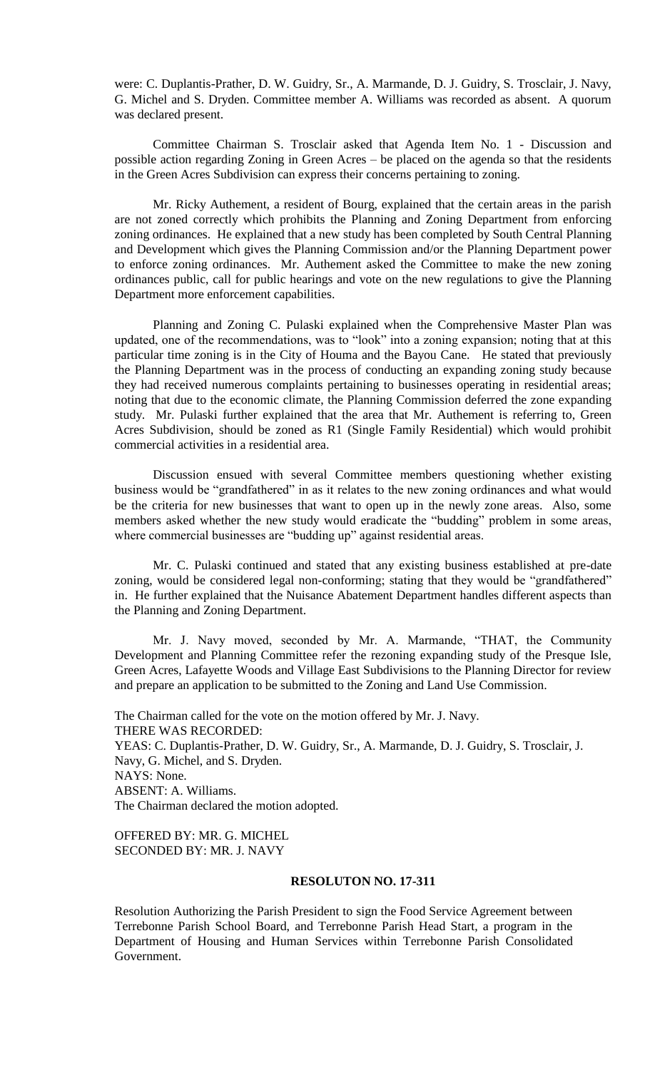were: C. Duplantis-Prather, D. W. Guidry, Sr., A. Marmande, D. J. Guidry, S. Trosclair, J. Navy, G. Michel and S. Dryden. Committee member A. Williams was recorded as absent. A quorum was declared present.

Committee Chairman S. Trosclair asked that Agenda Item No. 1 - Discussion and possible action regarding Zoning in Green Acres – be placed on the agenda so that the residents in the Green Acres Subdivision can express their concerns pertaining to zoning.

Mr. Ricky Authement, a resident of Bourg, explained that the certain areas in the parish are not zoned correctly which prohibits the Planning and Zoning Department from enforcing zoning ordinances. He explained that a new study has been completed by South Central Planning and Development which gives the Planning Commission and/or the Planning Department power to enforce zoning ordinances. Mr. Authement asked the Committee to make the new zoning ordinances public, call for public hearings and vote on the new regulations to give the Planning Department more enforcement capabilities.

Planning and Zoning C. Pulaski explained when the Comprehensive Master Plan was updated, one of the recommendations, was to "look" into a zoning expansion; noting that at this particular time zoning is in the City of Houma and the Bayou Cane. He stated that previously the Planning Department was in the process of conducting an expanding zoning study because they had received numerous complaints pertaining to businesses operating in residential areas; noting that due to the economic climate, the Planning Commission deferred the zone expanding study. Mr. Pulaski further explained that the area that Mr. Authement is referring to, Green Acres Subdivision, should be zoned as R1 (Single Family Residential) which would prohibit commercial activities in a residential area.

Discussion ensued with several Committee members questioning whether existing business would be "grandfathered" in as it relates to the new zoning ordinances and what would be the criteria for new businesses that want to open up in the newly zone areas. Also, some members asked whether the new study would eradicate the "budding" problem in some areas, where commercial businesses are "budding up" against residential areas.

Mr. C. Pulaski continued and stated that any existing business established at pre-date zoning, would be considered legal non-conforming; stating that they would be "grandfathered" in. He further explained that the Nuisance Abatement Department handles different aspects than the Planning and Zoning Department.

Mr. J. Navy moved, seconded by Mr. A. Marmande, "THAT, the Community Development and Planning Committee refer the rezoning expanding study of the Presque Isle, Green Acres, Lafayette Woods and Village East Subdivisions to the Planning Director for review and prepare an application to be submitted to the Zoning and Land Use Commission.

The Chairman called for the vote on the motion offered by Mr. J. Navy.
THERE WAS RECORDED:
YEAS: C. Duplantis-Prather, D. W. Guidry, Sr., A. Marmande, D. J. Guidry, S. Trosclair, J. Navy, G. Michel, and S. Dryden.
NAYS: None.
ABSENT: A. Williams.
The Chairman declared the motion adopted.

OFFERED BY: MR. G. MICHEL
SECONDED BY: MR. J. NAVY

**RESOLUTON NO. 17-311**

Resolution Authorizing the Parish President to sign the Food Service Agreement between Terrebonne Parish School Board, and Terrebonne Parish Head Start, a program in the Department of Housing and Human Services within Terrebonne Parish Consolidated Government.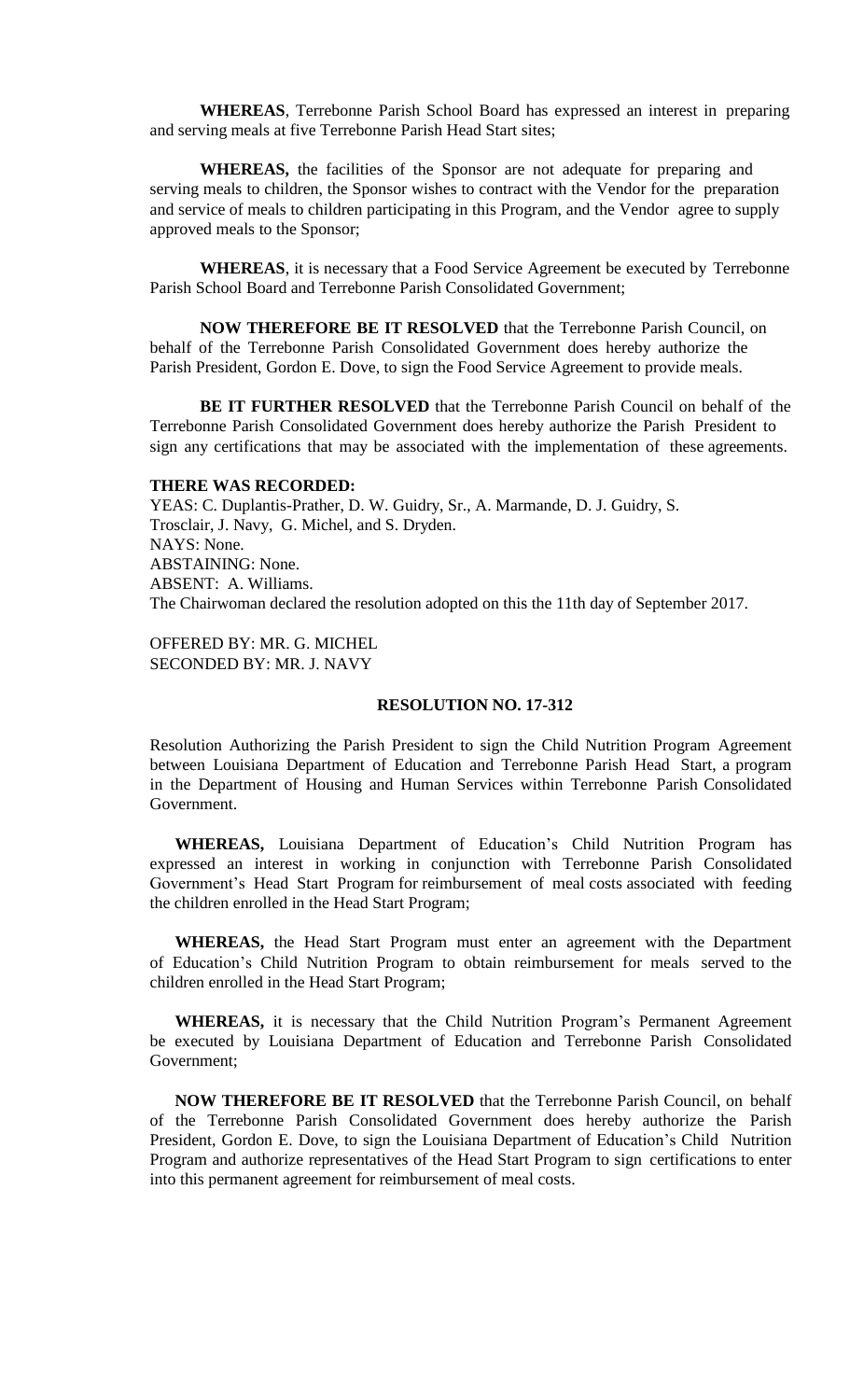**WHEREAS**, Terrebonne Parish School Board has expressed an interest in preparing and serving meals at five Terrebonne Parish Head Start sites;

**WHEREAS,** the facilities of the Sponsor are not adequate for preparing and serving meals to children, the Sponsor wishes to contract with the Vendor for the preparation and service of meals to children participating in this Program, and the Vendor agree to supply approved meals to the Sponsor;

**WHEREAS**, it is necessary that a Food Service Agreement be executed by Terrebonne Parish School Board and Terrebonne Parish Consolidated Government;

**NOW THEREFORE BE IT RESOLVED** that the Terrebonne Parish Council, on behalf of the Terrebonne Parish Consolidated Government does hereby authorize the Parish President, Gordon E. Dove, to sign the Food Service Agreement to provide meals.

**BE IT FURTHER RESOLVED** that the Terrebonne Parish Council on behalf of the Terrebonne Parish Consolidated Government does hereby authorize the Parish President to sign any certifications that may be associated with the implementation of these agreements.

**THERE WAS RECORDED:**
YEAS: C. Duplantis-Prather, D. W. Guidry, Sr., A. Marmande, D. J. Guidry, S. Trosclair, J. Navy, G. Michel, and S. Dryden.
NAYS: None.
ABSTAINING: None.
ABSENT: A. Williams.
The Chairwoman declared the resolution adopted on this the 11th day of September 2017.

OFFERED BY: MR. G. MICHEL
SECONDED BY: MR. J. NAVY

**RESOLUTION NO. 17-312**

Resolution Authorizing the Parish President to sign the Child Nutrition Program Agreement between Louisiana Department of Education and Terrebonne Parish Head Start, a program in the Department of Housing and Human Services within Terrebonne Parish Consolidated Government.

**WHEREAS,** Louisiana Department of Education's Child Nutrition Program has expressed an interest in working in conjunction with Terrebonne Parish Consolidated Government's Head Start Program for reimbursement of meal costs associated with feeding the children enrolled in the Head Start Program;

**WHEREAS,** the Head Start Program must enter an agreement with the Department of Education's Child Nutrition Program to obtain reimbursement for meals served to the children enrolled in the Head Start Program;

**WHEREAS,** it is necessary that the Child Nutrition Program's Permanent Agreement be executed by Louisiana Department of Education and Terrebonne Parish Consolidated Government;

**NOW THEREFORE BE IT RESOLVED** that the Terrebonne Parish Council, on behalf of the Terrebonne Parish Consolidated Government does hereby authorize the Parish President, Gordon E. Dove, to sign the Louisiana Department of Education's Child Nutrition Program and authorize representatives of the Head Start Program to sign certifications to enter into this permanent agreement for reimbursement of meal costs.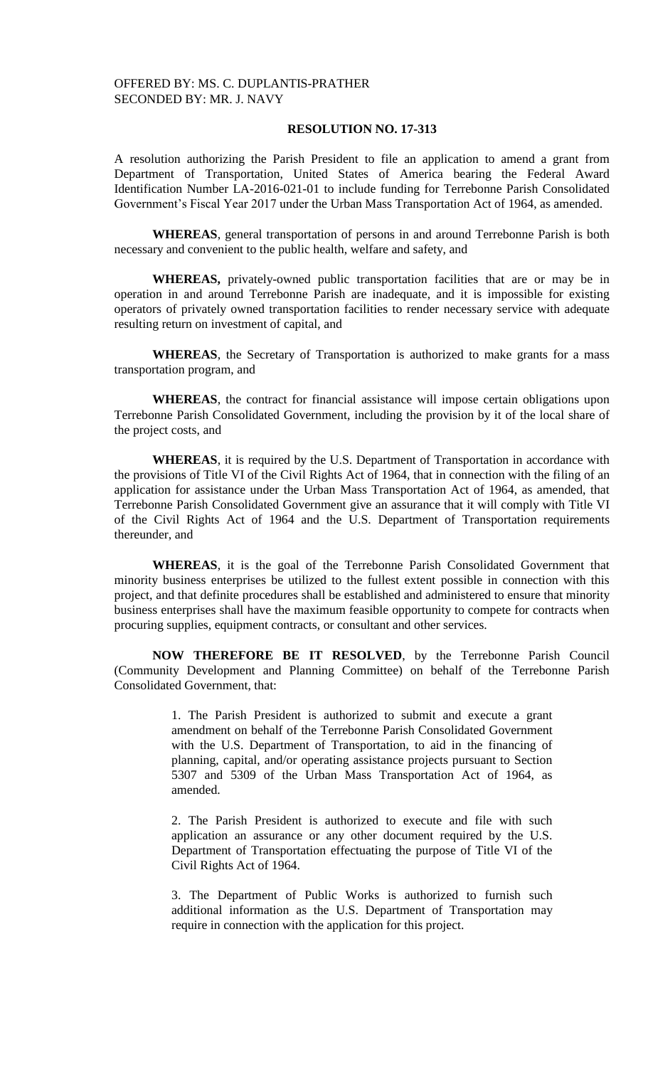OFFERED BY: MS. C. DUPLANTIS-PRATHER
SECONDED BY: MR. J. NAVY

**RESOLUTION NO. 17-313**

A resolution authorizing the Parish President to file an application to amend a grant from Department of Transportation, United States of America bearing the Federal Award Identification Number LA-2016-021-01 to include funding for Terrebonne Parish Consolidated Government's Fiscal Year 2017 under the Urban Mass Transportation Act of 1964, as amended.

**WHEREAS**, general transportation of persons in and around Terrebonne Parish is both necessary and convenient to the public health, welfare and safety, and

**WHEREAS,** privately-owned public transportation facilities that are or may be in operation in and around Terrebonne Parish are inadequate, and it is impossible for existing operators of privately owned transportation facilities to render necessary service with adequate resulting return on investment of capital, and

**WHEREAS**, the Secretary of Transportation is authorized to make grants for a mass transportation program, and

**WHEREAS**, the contract for financial assistance will impose certain obligations upon Terrebonne Parish Consolidated Government, including the provision by it of the local share of the project costs, and

**WHEREAS**, it is required by the U.S. Department of Transportation in accordance with the provisions of Title VI of the Civil Rights Act of 1964, that in connection with the filing of an application for assistance under the Urban Mass Transportation Act of 1964, as amended, that Terrebonne Parish Consolidated Government give an assurance that it will comply with Title VI of the Civil Rights Act of 1964 and the U.S. Department of Transportation requirements thereunder, and

**WHEREAS**, it is the goal of the Terrebonne Parish Consolidated Government that minority business enterprises be utilized to the fullest extent possible in connection with this project, and that definite procedures shall be established and administered to ensure that minority business enterprises shall have the maximum feasible opportunity to compete for contracts when procuring supplies, equipment contracts, or consultant and other services.

**NOW THEREFORE BE IT RESOLVED**, by the Terrebonne Parish Council (Community Development and Planning Committee) on behalf of the Terrebonne Parish Consolidated Government, that:

1. The Parish President is authorized to submit and execute a grant amendment on behalf of the Terrebonne Parish Consolidated Government with the U.S. Department of Transportation, to aid in the financing of planning, capital, and/or operating assistance projects pursuant to Section 5307 and 5309 of the Urban Mass Transportation Act of 1964, as amended.

2. The Parish President is authorized to execute and file with such application an assurance or any other document required by the U.S. Department of Transportation effectuating the purpose of Title VI of the Civil Rights Act of 1964.

3. The Department of Public Works is authorized to furnish such additional information as the U.S. Department of Transportation may require in connection with the application for this project.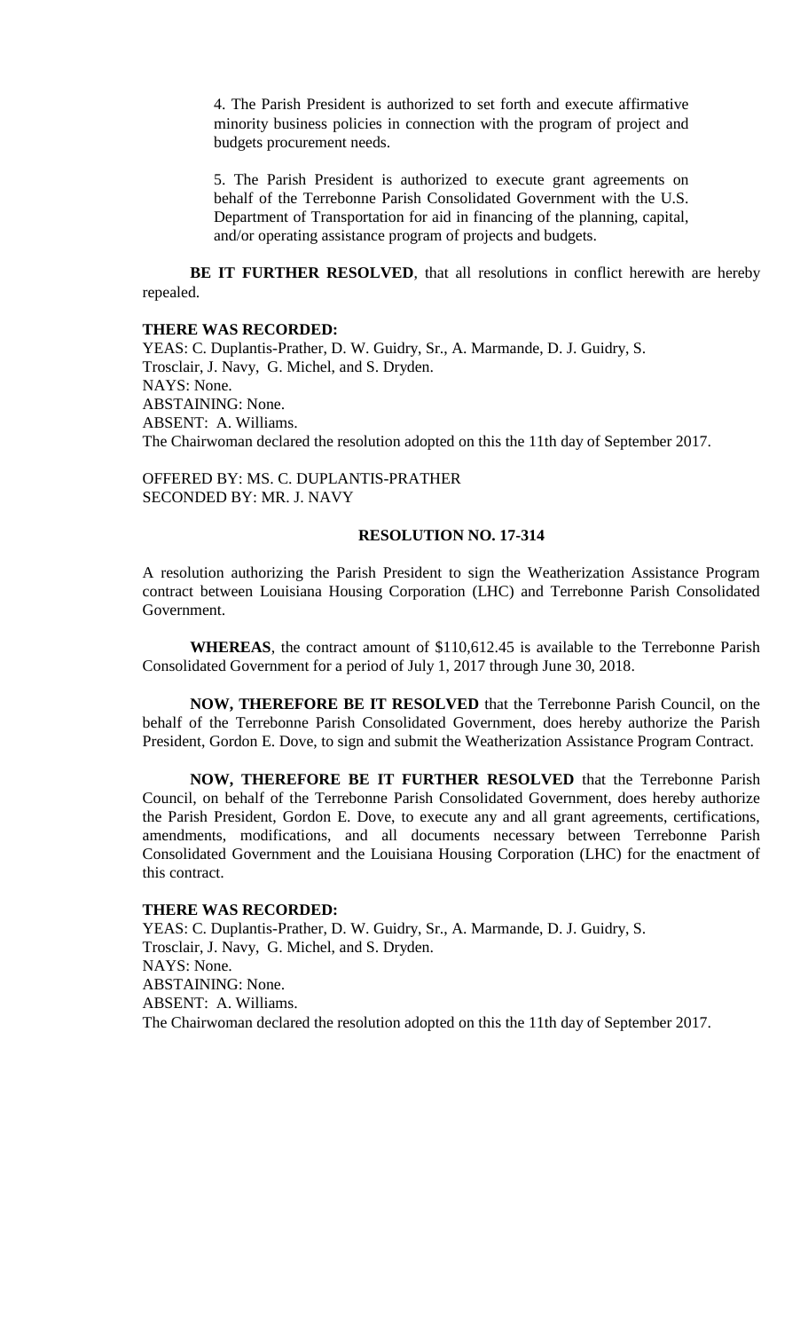4. The Parish President is authorized to set forth and execute affirmative minority business policies in connection with the program of project and budgets procurement needs.

5. The Parish President is authorized to execute grant agreements on behalf of the Terrebonne Parish Consolidated Government with the U.S. Department of Transportation for aid in financing of the planning, capital, and/or operating assistance program of projects and budgets.

**BE IT FURTHER RESOLVED**, that all resolutions in conflict herewith are hereby repealed.

**THERE WAS RECORDED:**
YEAS: C. Duplantis-Prather, D. W. Guidry, Sr., A. Marmande, D. J. Guidry, S. Trosclair, J. Navy, G. Michel, and S. Dryden.
NAYS: None.
ABSTAINING: None.
ABSENT: A. Williams.
The Chairwoman declared the resolution adopted on this the 11th day of September 2017.

OFFERED BY: MS. C. DUPLANTIS-PRATHER
SECONDED BY: MR. J. NAVY

**RESOLUTION NO. 17-314**

A resolution authorizing the Parish President to sign the Weatherization Assistance Program contract between Louisiana Housing Corporation (LHC) and Terrebonne Parish Consolidated Government.

**WHEREAS**, the contract amount of $110,612.45 is available to the Terrebonne Parish Consolidated Government for a period of July 1, 2017 through June 30, 2018.

**NOW, THEREFORE BE IT RESOLVED** that the Terrebonne Parish Council, on the behalf of the Terrebonne Parish Consolidated Government, does hereby authorize the Parish President, Gordon E. Dove, to sign and submit the Weatherization Assistance Program Contract.

**NOW, THEREFORE BE IT FURTHER RESOLVED** that the Terrebonne Parish Council, on behalf of the Terrebonne Parish Consolidated Government, does hereby authorize the Parish President, Gordon E. Dove, to execute any and all grant agreements, certifications, amendments, modifications, and all documents necessary between Terrebonne Parish Consolidated Government and the Louisiana Housing Corporation (LHC) for the enactment of this contract.

**THERE WAS RECORDED:**
YEAS: C. Duplantis-Prather, D. W. Guidry, Sr., A. Marmande, D. J. Guidry, S. Trosclair, J. Navy, G. Michel, and S. Dryden.
NAYS: None.
ABSTAINING: None.
ABSENT: A. Williams.
The Chairwoman declared the resolution adopted on this the 11th day of September 2017.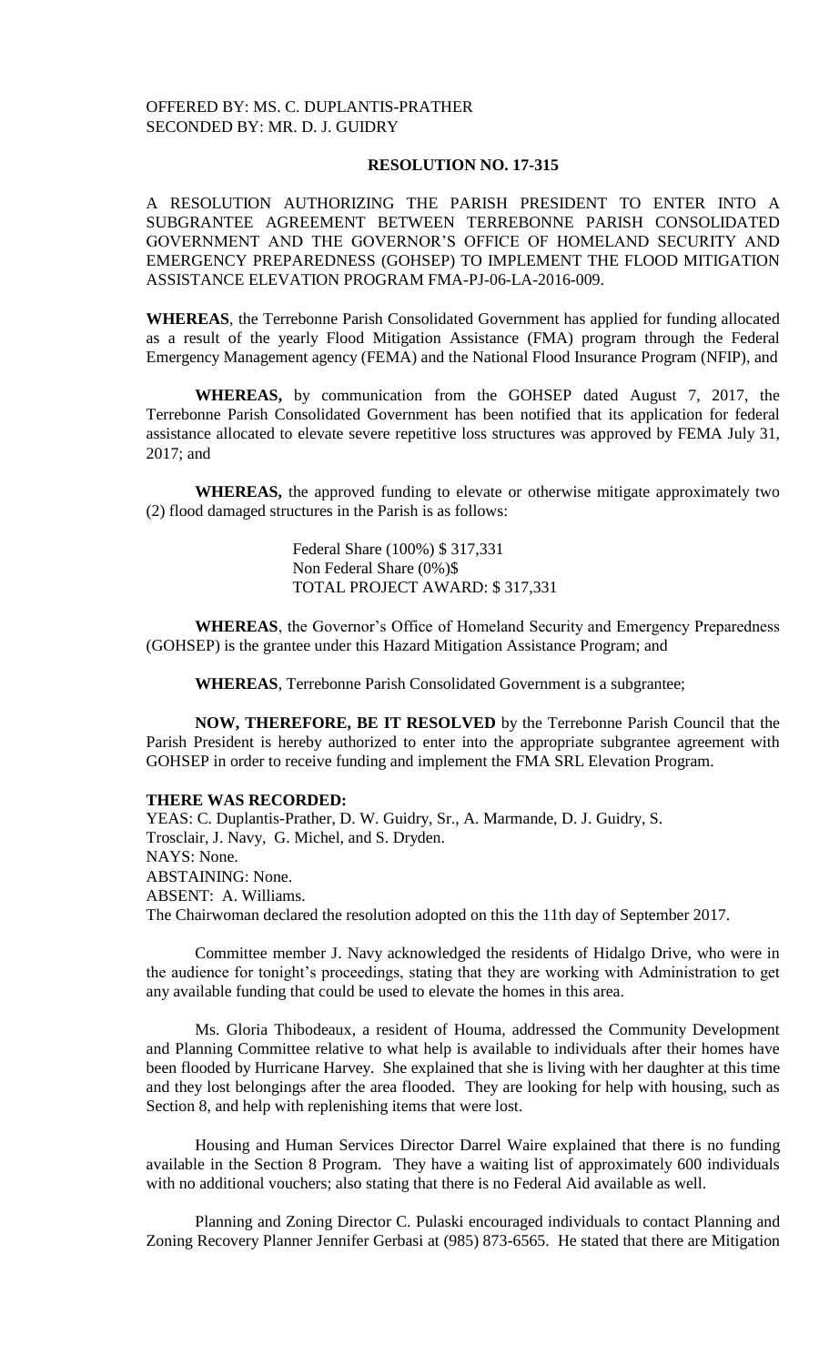OFFERED BY: MS. C. DUPLANTIS-PRATHER
SECONDED BY: MR. D. J. GUIDRY

**RESOLUTION NO. 17-315**

A RESOLUTION AUTHORIZING THE PARISH PRESIDENT TO ENTER INTO A SUBGRANTEE AGREEMENT BETWEEN TERREBONNE PARISH CONSOLIDATED GOVERNMENT AND THE GOVERNOR'S OFFICE OF HOMELAND SECURITY AND EMERGENCY PREPAREDNESS (GOHSEP) TO IMPLEMENT THE FLOOD MITIGATION ASSISTANCE ELEVATION PROGRAM FMA-PJ-06-LA-2016-009.

**WHEREAS**, the Terrebonne Parish Consolidated Government has applied for funding allocated as a result of the yearly Flood Mitigation Assistance (FMA) program through the Federal Emergency Management agency (FEMA) and the National Flood Insurance Program (NFIP), and

**WHEREAS,** by communication from the GOHSEP dated August 7, 2017, the Terrebonne Parish Consolidated Government has been notified that its application for federal assistance allocated to elevate severe repetitive loss structures was approved by FEMA July 31, 2017; and

**WHEREAS,** the approved funding to elevate or otherwise mitigate approximately two (2) flood damaged structures in the Parish is as follows:

Federal Share (100%) $ 317,331
Non Federal Share (0%)$
TOTAL PROJECT AWARD: $ 317,331

**WHEREAS**, the Governor's Office of Homeland Security and Emergency Preparedness (GOHSEP) is the grantee under this Hazard Mitigation Assistance Program; and

**WHEREAS**, Terrebonne Parish Consolidated Government is a subgrantee;

**NOW, THEREFORE, BE IT RESOLVED** by the Terrebonne Parish Council that the Parish President is hereby authorized to enter into the appropriate subgrantee agreement with GOHSEP in order to receive funding and implement the FMA SRL Elevation Program.

**THERE WAS RECORDED:**
YEAS: C. Duplantis-Prather, D. W. Guidry, Sr., A. Marmande, D. J. Guidry, S. Trosclair, J. Navy, G. Michel, and S. Dryden.
NAYS: None.
ABSTAINING: None.
ABSENT: A. Williams.
The Chairwoman declared the resolution adopted on this the 11th day of September 2017.

Committee member J. Navy acknowledged the residents of Hidalgo Drive, who were in the audience for tonight's proceedings, stating that they are working with Administration to get any available funding that could be used to elevate the homes in this area.

Ms. Gloria Thibodeaux, a resident of Houma, addressed the Community Development and Planning Committee relative to what help is available to individuals after their homes have been flooded by Hurricane Harvey. She explained that she is living with her daughter at this time and they lost belongings after the area flooded. They are looking for help with housing, such as Section 8, and help with replenishing items that were lost.

Housing and Human Services Director Darrel Waire explained that there is no funding available in the Section 8 Program. They have a waiting list of approximately 600 individuals with no additional vouchers; also stating that there is no Federal Aid available as well.

Planning and Zoning Director C. Pulaski encouraged individuals to contact Planning and Zoning Recovery Planner Jennifer Gerbasi at (985) 873-6565. He stated that there are Mitigation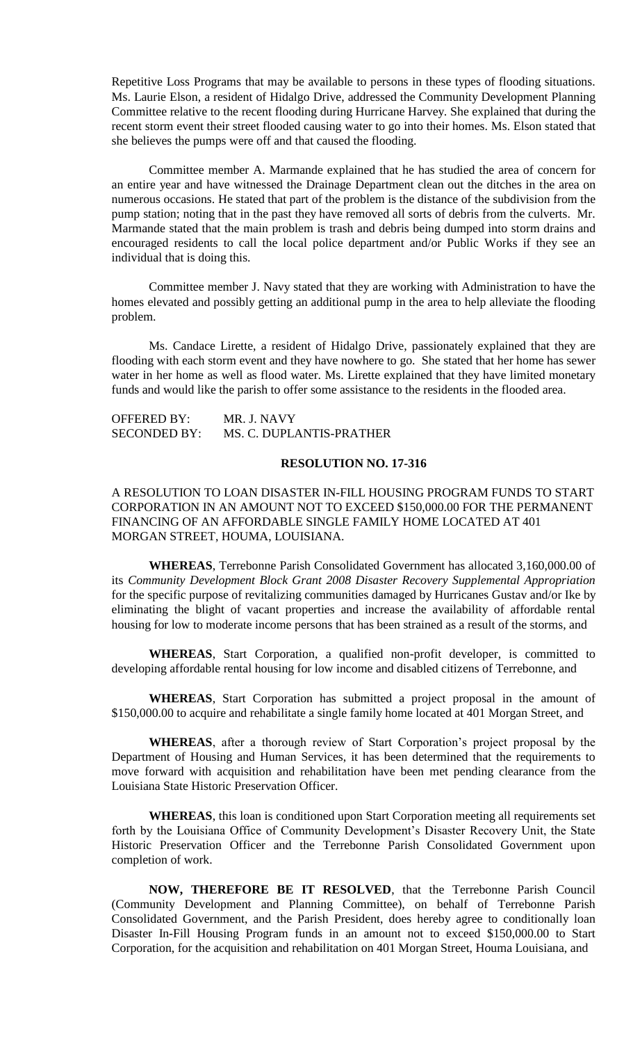Repetitive Loss Programs that may be available to persons in these types of flooding situations. Ms. Laurie Elson, a resident of Hidalgo Drive, addressed the Community Development Planning Committee relative to the recent flooding during Hurricane Harvey. She explained that during the recent storm event their street flooded causing water to go into their homes. Ms. Elson stated that she believes the pumps were off and that caused the flooding.

Committee member A. Marmande explained that he has studied the area of concern for an entire year and have witnessed the Drainage Department clean out the ditches in the area on numerous occasions. He stated that part of the problem is the distance of the subdivision from the pump station; noting that in the past they have removed all sorts of debris from the culverts. Mr. Marmande stated that the main problem is trash and debris being dumped into storm drains and encouraged residents to call the local police department and/or Public Works if they see an individual that is doing this.

Committee member J. Navy stated that they are working with Administration to have the homes elevated and possibly getting an additional pump in the area to help alleviate the flooding problem.

Ms. Candace Lirette, a resident of Hidalgo Drive, passionately explained that they are flooding with each storm event and they have nowhere to go. She stated that her home has sewer water in her home as well as flood water. Ms. Lirette explained that they have limited monetary funds and would like the parish to offer some assistance to the residents in the flooded area.

OFFERED BY: MR. J. NAVY
SECONDED BY: MS. C. DUPLANTIS-PRATHER

**RESOLUTION NO. 17-316**

A RESOLUTION TO LOAN DISASTER IN-FILL HOUSING PROGRAM FUNDS TO START CORPORATION IN AN AMOUNT NOT TO EXCEED $150,000.00 FOR THE PERMANENT FINANCING OF AN AFFORDABLE SINGLE FAMILY HOME LOCATED AT 401 MORGAN STREET, HOUMA, LOUISIANA.

**WHEREAS**, Terrebonne Parish Consolidated Government has allocated 3,160,000.00 of its *Community Development Block Grant 2008 Disaster Recovery Supplemental Appropriation* for the specific purpose of revitalizing communities damaged by Hurricanes Gustav and/or Ike by eliminating the blight of vacant properties and increase the availability of affordable rental housing for low to moderate income persons that has been strained as a result of the storms, and

**WHEREAS**, Start Corporation, a qualified non-profit developer, is committed to developing affordable rental housing for low income and disabled citizens of Terrebonne, and

**WHEREAS**, Start Corporation has submitted a project proposal in the amount of $150,000.00 to acquire and rehabilitate a single family home located at 401 Morgan Street, and

**WHEREAS**, after a thorough review of Start Corporation's project proposal by the Department of Housing and Human Services, it has been determined that the requirements to move forward with acquisition and rehabilitation have been met pending clearance from the Louisiana State Historic Preservation Officer.

**WHEREAS**, this loan is conditioned upon Start Corporation meeting all requirements set forth by the Louisiana Office of Community Development's Disaster Recovery Unit, the State Historic Preservation Officer and the Terrebonne Parish Consolidated Government upon completion of work.

**NOW, THEREFORE BE IT RESOLVED**, that the Terrebonne Parish Council (Community Development and Planning Committee), on behalf of Terrebonne Parish Consolidated Government, and the Parish President, does hereby agree to conditionally loan Disaster In-Fill Housing Program funds in an amount not to exceed $150,000.00 to Start Corporation, for the acquisition and rehabilitation on 401 Morgan Street, Houma Louisiana, and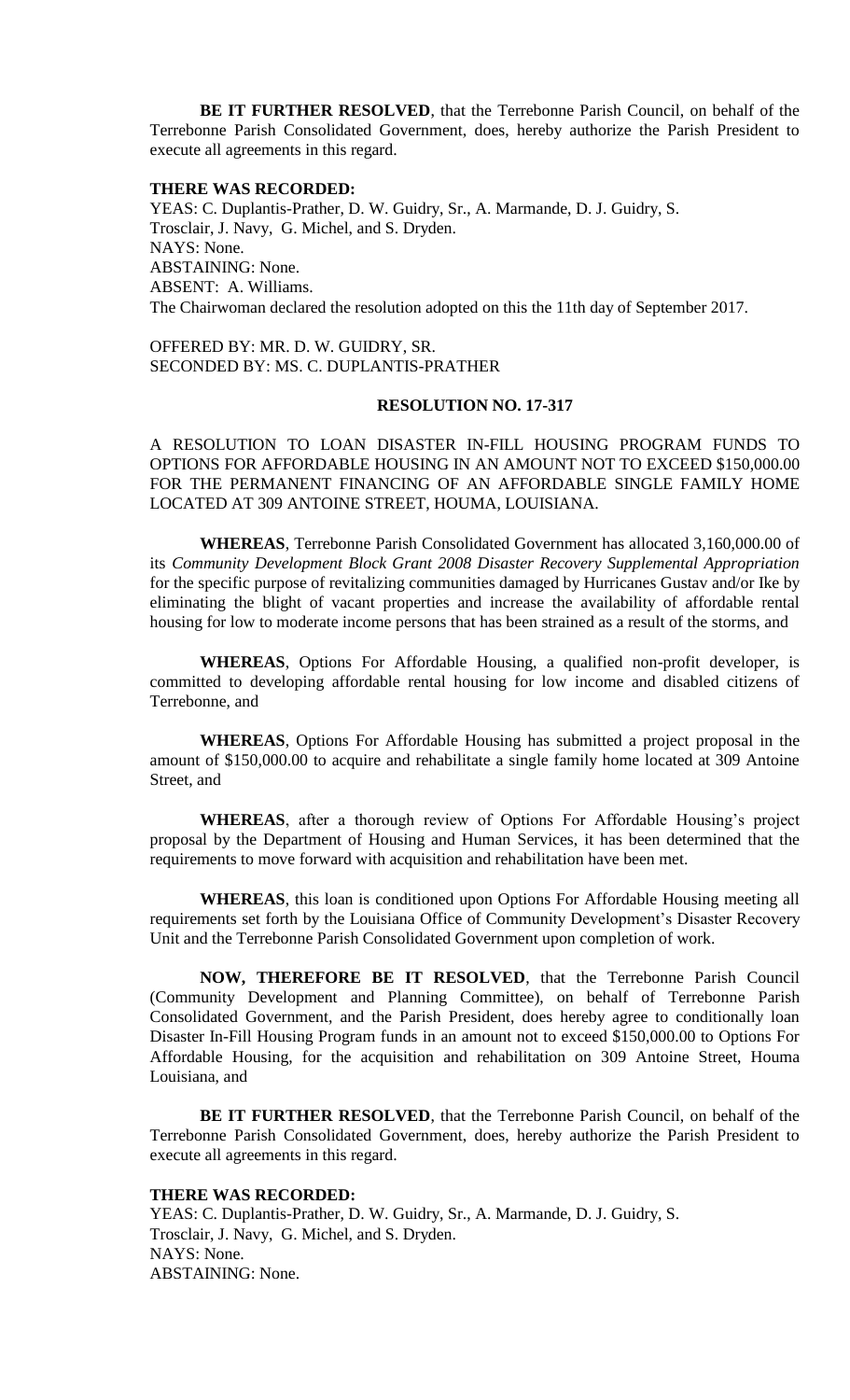**BE IT FURTHER RESOLVED**, that the Terrebonne Parish Council, on behalf of the Terrebonne Parish Consolidated Government, does, hereby authorize the Parish President to execute all agreements in this regard.

**THERE WAS RECORDED:**

YEAS: C. Duplantis-Prather, D. W. Guidry, Sr., A. Marmande, D. J. Guidry, S. Trosclair, J. Navy, G. Michel, and S. Dryden.
NAYS: None.
ABSTAINING: None.
ABSENT: A. Williams.
The Chairwoman declared the resolution adopted on this the 11th day of September 2017.

OFFERED BY: MR. D. W. GUIDRY, SR.
SECONDED BY: MS. C. DUPLANTIS-PRATHER

**RESOLUTION NO. 17-317**

A RESOLUTION TO LOAN DISASTER IN-FILL HOUSING PROGRAM FUNDS TO OPTIONS FOR AFFORDABLE HOUSING IN AN AMOUNT NOT TO EXCEED $150,000.00 FOR THE PERMANENT FINANCING OF AN AFFORDABLE SINGLE FAMILY HOME LOCATED AT 309 ANTOINE STREET, HOUMA, LOUISIANA.

**WHEREAS**, Terrebonne Parish Consolidated Government has allocated 3,160,000.00 of its *Community Development Block Grant 2008 Disaster Recovery Supplemental Appropriation* for the specific purpose of revitalizing communities damaged by Hurricanes Gustav and/or Ike by eliminating the blight of vacant properties and increase the availability of affordable rental housing for low to moderate income persons that has been strained as a result of the storms, and

**WHEREAS**, Options For Affordable Housing, a qualified non-profit developer, is committed to developing affordable rental housing for low income and disabled citizens of Terrebonne, and

**WHEREAS**, Options For Affordable Housing has submitted a project proposal in the amount of $150,000.00 to acquire and rehabilitate a single family home located at 309 Antoine Street, and

**WHEREAS**, after a thorough review of Options For Affordable Housing's project proposal by the Department of Housing and Human Services, it has been determined that the requirements to move forward with acquisition and rehabilitation have been met.

**WHEREAS**, this loan is conditioned upon Options For Affordable Housing meeting all requirements set forth by the Louisiana Office of Community Development's Disaster Recovery Unit and the Terrebonne Parish Consolidated Government upon completion of work.

**NOW, THEREFORE BE IT RESOLVED**, that the Terrebonne Parish Council (Community Development and Planning Committee), on behalf of Terrebonne Parish Consolidated Government, and the Parish President, does hereby agree to conditionally loan Disaster In-Fill Housing Program funds in an amount not to exceed $150,000.00 to Options For Affordable Housing, for the acquisition and rehabilitation on 309 Antoine Street, Houma Louisiana, and

**BE IT FURTHER RESOLVED**, that the Terrebonne Parish Council, on behalf of the Terrebonne Parish Consolidated Government, does, hereby authorize the Parish President to execute all agreements in this regard.

**THERE WAS RECORDED:**

YEAS: C. Duplantis-Prather, D. W. Guidry, Sr., A. Marmande, D. J. Guidry, S. Trosclair, J. Navy, G. Michel, and S. Dryden.
NAYS: None.
ABSTAINING: None.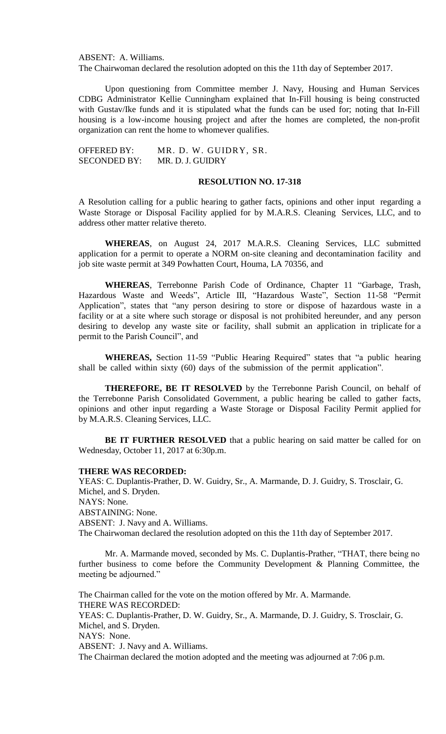ABSENT: A. Williams.
The Chairwoman declared the resolution adopted on this the 11th day of September 2017.

Upon questioning from Committee member J. Navy, Housing and Human Services CDBG Administrator Kellie Cunningham explained that In-Fill housing is being constructed with Gustav/Ike funds and it is stipulated what the funds can be used for; noting that In-Fill housing is a low-income housing project and after the homes are completed, the non-profit organization can rent the home to whomever qualifies.

OFFERED BY: MR. D. W. GUIDRY, SR.
SECONDED BY: MR. D. J. GUIDRY

**RESOLUTION NO. 17-318**

A Resolution calling for a public hearing to gather facts, opinions and other input regarding a Waste Storage or Disposal Facility applied for by M.A.R.S. Cleaning Services, LLC, and to address other matter relative thereto.

**WHEREAS**, on August 24, 2017 M.A.R.S. Cleaning Services, LLC submitted application for a permit to operate a NORM on-site cleaning and decontamination facility and job site waste permit at 349 Powhatten Court, Houma, LA 70356, and

**WHEREAS**, Terrebonne Parish Code of Ordinance, Chapter 11 "Garbage, Trash, Hazardous Waste and Weeds", Article III, "Hazardous Waste", Section 11-58 "Permit Application", states that "any person desiring to store or dispose of hazardous waste in a facility or at a site where such storage or disposal is not prohibited hereunder, and any person desiring to develop any waste site or facility, shall submit an application in triplicate for a permit to the Parish Council", and

**WHEREAS,** Section 11-59 "Public Hearing Required" states that "a public hearing shall be called within sixty (60) days of the submission of the permit application".

**THEREFORE, BE IT RESOLVED** by the Terrebonne Parish Council, on behalf of the Terrebonne Parish Consolidated Government, a public hearing be called to gather facts, opinions and other input regarding a Waste Storage or Disposal Facility Permit applied for by M.A.R.S. Cleaning Services, LLC.

**BE IT FURTHER RESOLVED** that a public hearing on said matter be called for on Wednesday, October 11, 2017 at 6:30p.m.

**THERE WAS RECORDED:**
YEAS: C. Duplantis-Prather, D. W. Guidry, Sr., A. Marmande, D. J. Guidry, S. Trosclair, G. Michel, and S. Dryden.
NAYS: None.
ABSTAINING: None.
ABSENT: J. Navy and A. Williams.
The Chairwoman declared the resolution adopted on this the 11th day of September 2017.

Mr. A. Marmande moved, seconded by Ms. C. Duplantis-Prather, "THAT, there being no further business to come before the Community Development & Planning Committee, the meeting be adjourned."

The Chairman called for the vote on the motion offered by Mr. A. Marmande.
THERE WAS RECORDED:
YEAS: C. Duplantis-Prather, D. W. Guidry, Sr., A. Marmande, D. J. Guidry, S. Trosclair, G. Michel, and S. Dryden.
NAYS: None.
ABSENT: J. Navy and A. Williams.
The Chairman declared the motion adopted and the meeting was adjourned at 7:06 p.m.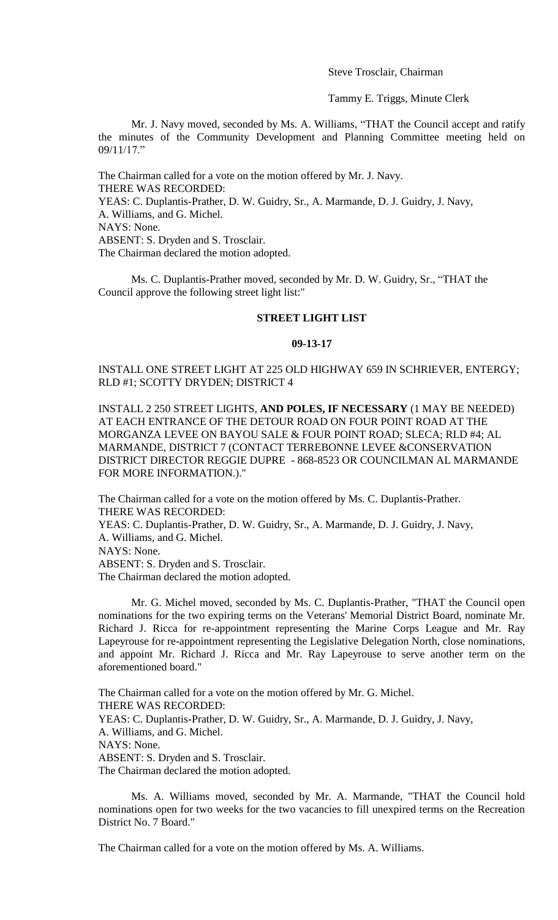Steve Trosclair, Chairman

Tammy E. Triggs, Minute Clerk

Mr. J. Navy moved, seconded by Ms. A. Williams, "THAT the Council accept and ratify the minutes of the Community Development and Planning Committee meeting held on 09/11/17."

The Chairman called for a vote on the motion offered by Mr. J. Navy.
THERE WAS RECORDED:
YEAS: C. Duplantis-Prather, D. W. Guidry, Sr., A. Marmande, D. J. Guidry, J. Navy, A. Williams, and G. Michel.
NAYS: None.
ABSENT: S. Dryden and S. Trosclair.
The Chairman declared the motion adopted.

Ms. C. Duplantis-Prather moved, seconded by Mr. D. W. Guidry, Sr., "THAT the Council approve the following street light list:"

**STREET LIGHT LIST**

**09-13-17**

INSTALL ONE STREET LIGHT AT 225 OLD HIGHWAY 659 IN SCHRIEVER, ENTERGY; RLD #1; SCOTTY DRYDEN; DISTRICT 4

INSTALL 2 250 STREET LIGHTS, **AND POLES, IF NECESSARY** (1 MAY BE NEEDED) AT EACH ENTRANCE OF THE DETOUR ROAD ON FOUR POINT ROAD AT THE MORGANZA LEVEE ON BAYOU SALE & FOUR POINT ROAD; SLECA; RLD #4; AL MARMANDE, DISTRICT 7 (CONTACT TERREBONNE LEVEE &CONSERVATION DISTRICT DIRECTOR REGGIE DUPRE - 868-8523 OR COUNCILMAN AL MARMANDE FOR MORE INFORMATION.)."

The Chairman called for a vote on the motion offered by Ms. C. Duplantis-Prather.
THERE WAS RECORDED:
YEAS: C. Duplantis-Prather, D. W. Guidry, Sr., A. Marmande, D. J. Guidry, J. Navy, A. Williams, and G. Michel.
NAYS: None.
ABSENT: S. Dryden and S. Trosclair.
The Chairman declared the motion adopted.

Mr. G. Michel moved, seconded by Ms. C. Duplantis-Prather, "THAT the Council open nominations for the two expiring terms on the Veterans' Memorial District Board, nominate Mr. Richard J. Ricca for re-appointment representing the Marine Corps League and Mr. Ray Lapeyrouse for re-appointment representing the Legislative Delegation North, close nominations, and appoint Mr. Richard J. Ricca and Mr. Ray Lapeyrouse to serve another term on the aforementioned board."

The Chairman called for a vote on the motion offered by Mr. G. Michel.
THERE WAS RECORDED:
YEAS: C. Duplantis-Prather, D. W. Guidry, Sr., A. Marmande, D. J. Guidry, J. Navy, A. Williams, and G. Michel.
NAYS: None.
ABSENT: S. Dryden and S. Trosclair.
The Chairman declared the motion adopted.

Ms. A. Williams moved, seconded by Mr. A. Marmande, "THAT the Council hold nominations open for two weeks for the two vacancies to fill unexpired terms on the Recreation District No. 7 Board."

The Chairman called for a vote on the motion offered by Ms. A. Williams.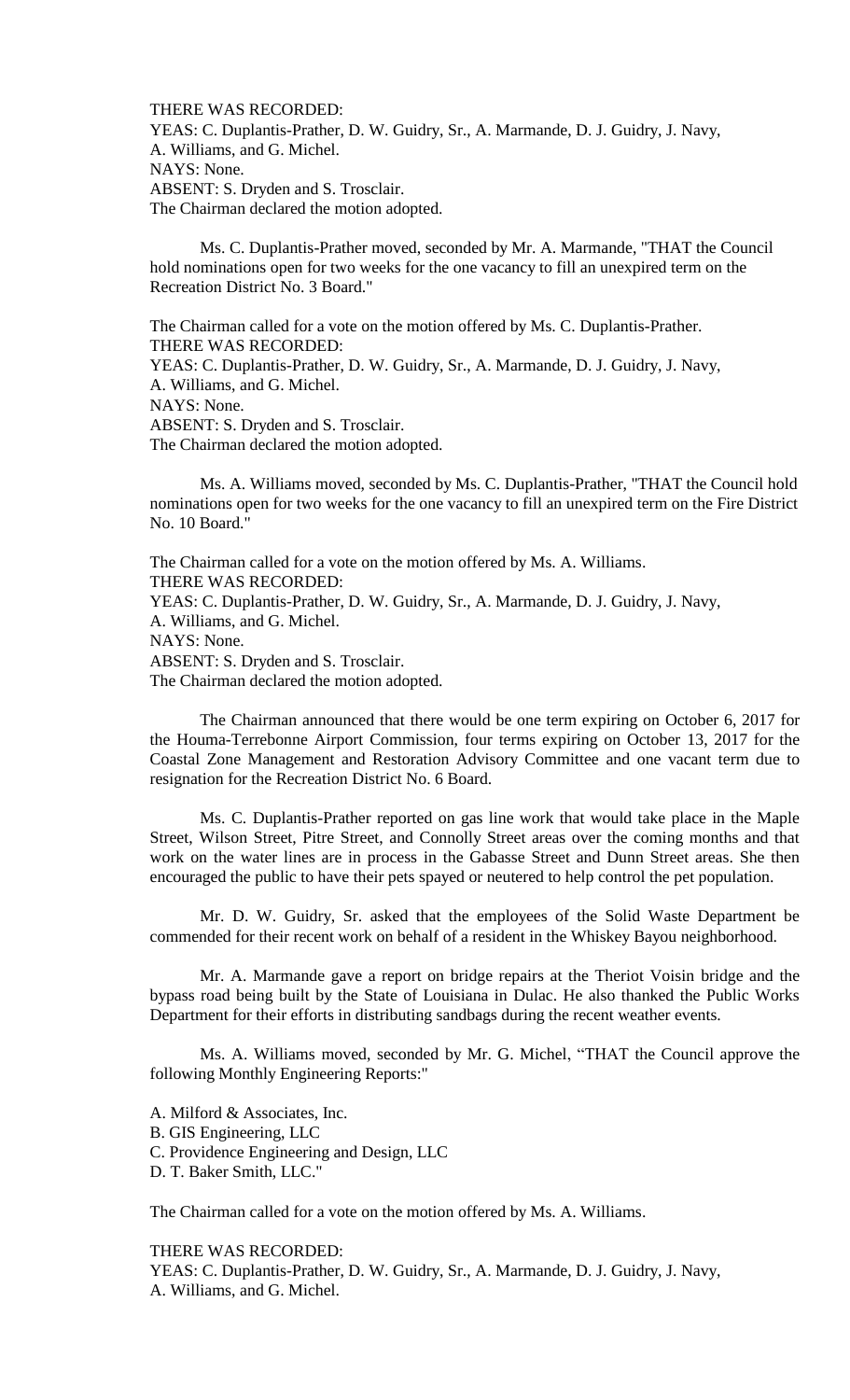THERE WAS RECORDED:
YEAS: C. Duplantis-Prather, D. W. Guidry, Sr., A. Marmande, D. J. Guidry, J. Navy, A. Williams, and G. Michel.
NAYS: None.
ABSENT: S. Dryden and S. Trosclair.
The Chairman declared the motion adopted.

Ms. C. Duplantis-Prather moved, seconded by Mr. A. Marmande, "THAT the Council hold nominations open for two weeks for the one vacancy to fill an unexpired term on the Recreation District No. 3 Board."

The Chairman called for a vote on the motion offered by Ms. C. Duplantis-Prather.
THERE WAS RECORDED:
YEAS: C. Duplantis-Prather, D. W. Guidry, Sr., A. Marmande, D. J. Guidry, J. Navy, A. Williams, and G. Michel.
NAYS: None.
ABSENT: S. Dryden and S. Trosclair.
The Chairman declared the motion adopted.

Ms. A. Williams moved, seconded by Ms. C. Duplantis-Prather, "THAT the Council hold nominations open for two weeks for the one vacancy to fill an unexpired term on the Fire District No. 10 Board."

The Chairman called for a vote on the motion offered by Ms. A. Williams.
THERE WAS RECORDED:
YEAS: C. Duplantis-Prather, D. W. Guidry, Sr., A. Marmande, D. J. Guidry, J. Navy, A. Williams, and G. Michel.
NAYS: None.
ABSENT: S. Dryden and S. Trosclair.
The Chairman declared the motion adopted.

The Chairman announced that there would be one term expiring on October 6, 2017 for the Houma-Terrebonne Airport Commission, four terms expiring on October 13, 2017 for the Coastal Zone Management and Restoration Advisory Committee and one vacant term due to resignation for the Recreation District No. 6 Board.

Ms. C. Duplantis-Prather reported on gas line work that would take place in the Maple Street, Wilson Street, Pitre Street, and Connolly Street areas over the coming months and that work on the water lines are in process in the Gabasse Street and Dunn Street areas. She then encouraged the public to have their pets spayed or neutered to help control the pet population.

Mr. D. W. Guidry, Sr. asked that the employees of the Solid Waste Department be commended for their recent work on behalf of a resident in the Whiskey Bayou neighborhood.

Mr. A. Marmande gave a report on bridge repairs at the Theriot Voisin bridge and the bypass road being built by the State of Louisiana in Dulac. He also thanked the Public Works Department for their efforts in distributing sandbags during the recent weather events.

Ms. A. Williams moved, seconded by Mr. G. Michel, "THAT the Council approve the following Monthly Engineering Reports:"

A. Milford & Associates, Inc.
B. GIS Engineering, LLC
C. Providence Engineering and Design, LLC
D. T. Baker Smith, LLC."

The Chairman called for a vote on the motion offered by Ms. A. Williams.

THERE WAS RECORDED:
YEAS: C. Duplantis-Prather, D. W. Guidry, Sr., A. Marmande, D. J. Guidry, J. Navy, A. Williams, and G. Michel.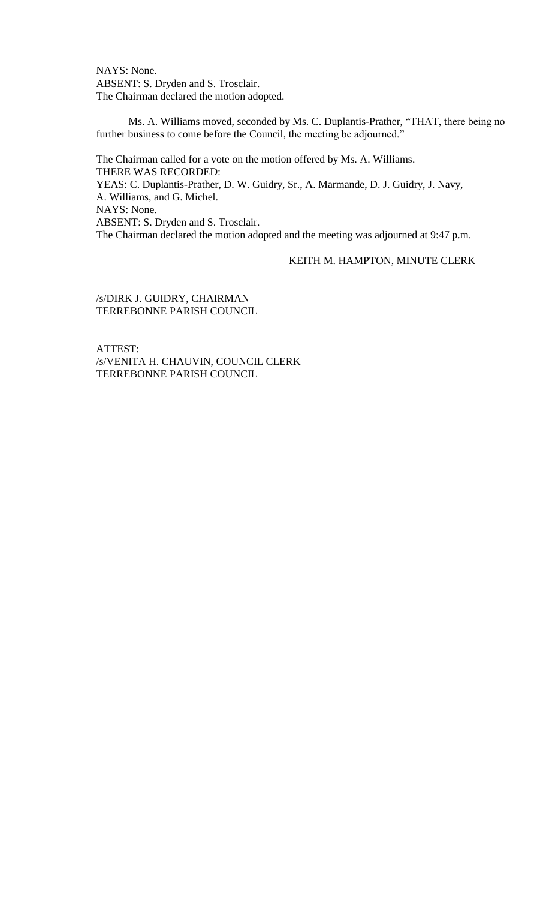NAYS: None.
ABSENT: S. Dryden and S. Trosclair.
The Chairman declared the motion adopted.

Ms. A. Williams moved, seconded by Ms. C. Duplantis-Prather, "THAT, there being no further business to come before the Council, the meeting be adjourned."

The Chairman called for a vote on the motion offered by Ms. A. Williams.
THERE WAS RECORDED:
YEAS: C. Duplantis-Prather, D. W. Guidry, Sr., A. Marmande, D. J. Guidry, J. Navy, A. Williams, and G. Michel.
NAYS: None.
ABSENT: S. Dryden and S. Trosclair.
The Chairman declared the motion adopted and the meeting was adjourned at 9:47 p.m.

KEITH M. HAMPTON, MINUTE CLERK

/s/DIRK J. GUIDRY, CHAIRMAN
TERREBONNE PARISH COUNCIL

ATTEST:
/s/VENITA H. CHAUVIN, COUNCIL CLERK
TERREBONNE PARISH COUNCIL